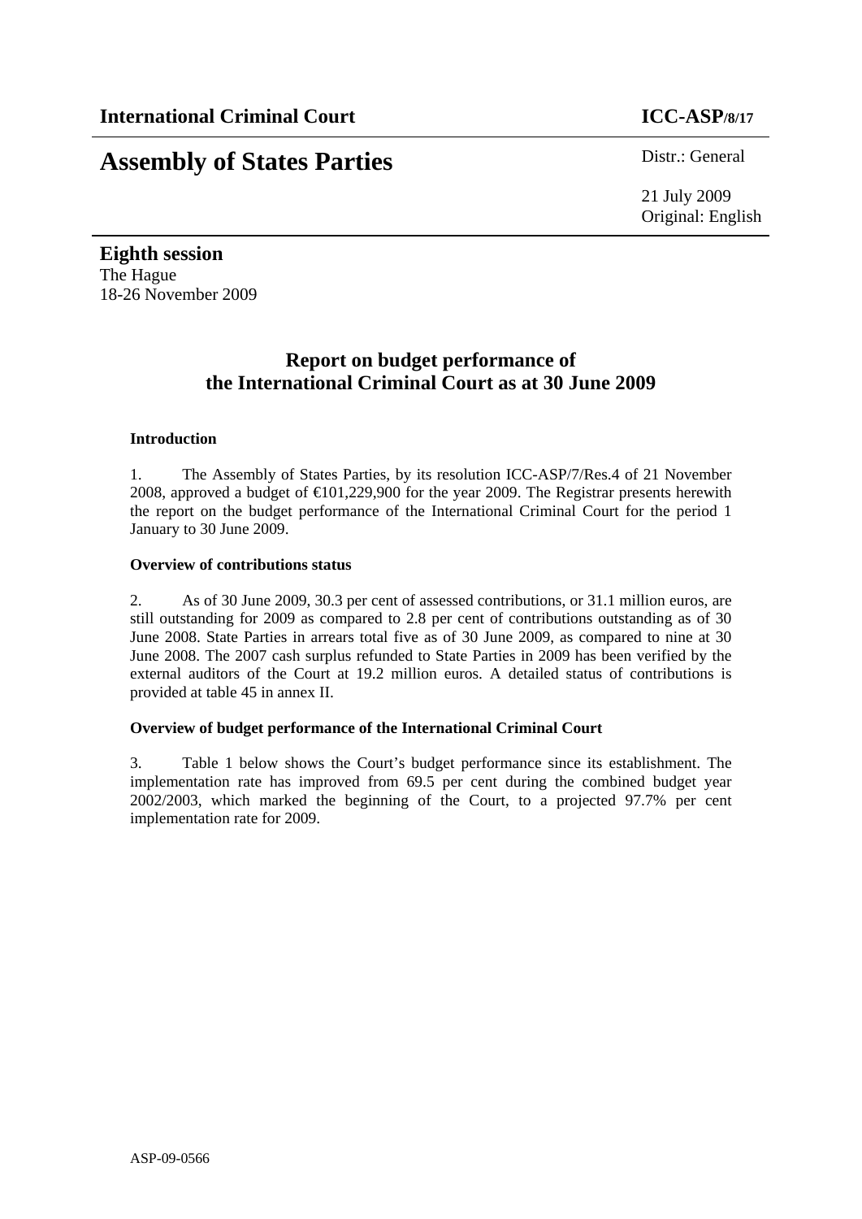**International Criminal Court** **ICC-ASP/8/17**

# Assembly of States Parties

Distr.: General

21 July 2009

Original: English

**Eighth session**

The Hague

18-26 November 2009

## Report on budget performance of the International Criminal Court as at 30 June 2009

### Introduction

1. The Assembly of States Parties, by its resolution ICC-ASP/7/Res.4 of 21 November 2008, approved a budget of €101,229,900 for the year 2009. The Registrar presents herewith the report on the budget performance of the International Criminal Court for the period 1 January to 30 June 2009.

### Overview of contributions status

2. As of 30 June 2009, 30.3 per cent of assessed contributions, or 31.1 million euros, are still outstanding for 2009 as compared to 2.8 per cent of contributions outstanding as of 30 June 2008. State Parties in arrears total five as of 30 June 2009, as compared to nine at 30 June 2008. The 2007 cash surplus refunded to State Parties in 2009 has been verified by the external auditors of the Court at 19.2 million euros. A detailed status of contributions is provided at table 45 in annex II.

### Overview of budget performance of the International Criminal Court

3. Table 1 below shows the Court's budget performance since its establishment. The implementation rate has improved from 69.5 per cent during the combined budget year 2002/2003, which marked the beginning of the Court, to a projected 97.7% per cent implementation rate for 2009.

ASP-09-0566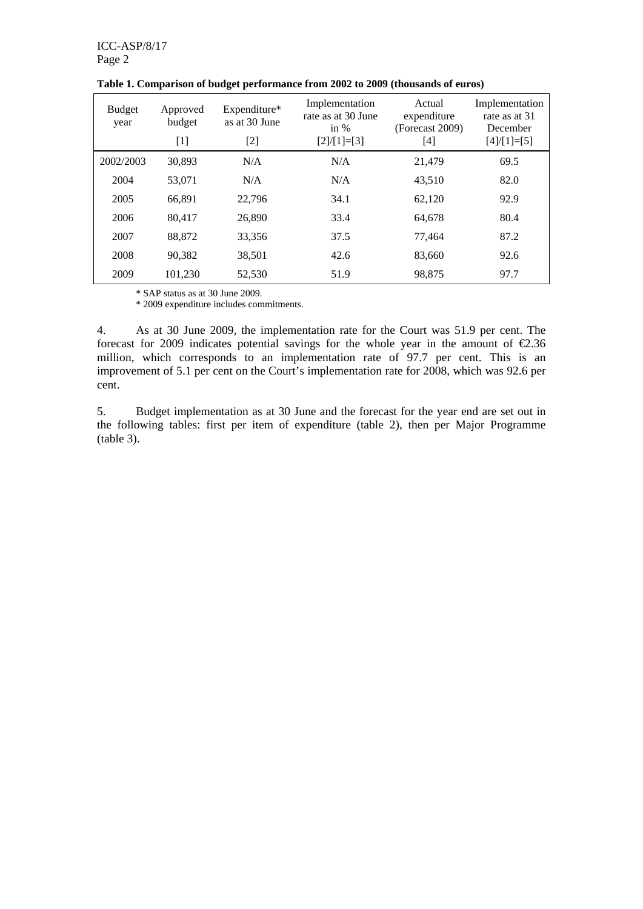**Table 1. Comparison of budget performance from 2002 to 2009 (thousands of euros)**

| Budget year | Approved budget [1] | Expenditure* as at 30 June [2] | Implementation rate as at 30 June in % [2]/[1]=[3] | Actual expenditure (Forecast 2009) [4] | Implementation rate as at 31 December [4]/[1]=[5] |
|---|---|---|---|---|---|
| 2002/2003 | 30,893 | N/A | N/A | 21,479 | 69.5 |
| 2004 | 53,071 | N/A | N/A | 43,510 | 82.0 |
| 2005 | 66,891 | 22,796 | 34.1 | 62,120 | 92.9 |
| 2006 | 80,417 | 26,890 | 33.4 | 64,678 | 80.4 |
| 2007 | 88,872 | 33,356 | 37.5 | 77,464 | 87.2 |
| 2008 | 90,382 | 38,501 | 42.6 | 83,660 | 92.6 |
| 2009 | 101,230 | 52,530 | 51.9 | 98,875 | 97.7 |

\* SAP status as at 30 June 2009.

\* 2009 expenditure includes commitments.

4. As at 30 June 2009, the implementation rate for the Court was 51.9 per cent. The forecast for 2009 indicates potential savings for the whole year in the amount of €2.36 million, which corresponds to an implementation rate of 97.7 per cent. This is an improvement of 5.1 per cent on the Court's implementation rate for 2008, which was 92.6 per cent.

5. Budget implementation as at 30 June and the forecast for the year end are set out in the following tables: first per item of expenditure (table 2), then per Major Programme (table 3).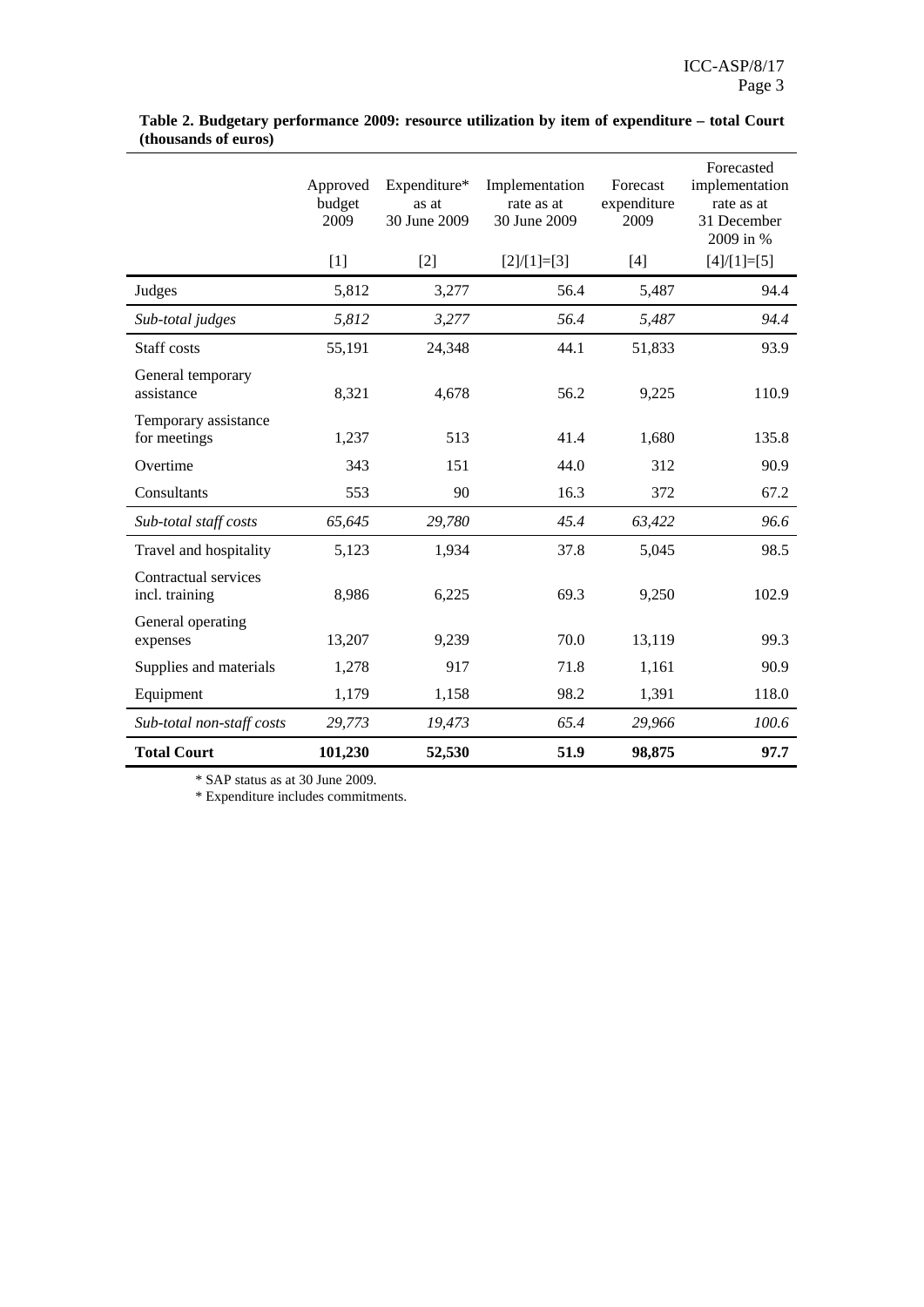**Table 2. Budgetary performance 2009: resource utilization by item of expenditure – total Court (thousands of euros)**

| | Approved budget 2009 | Expenditure* as at 30 June 2009 | Implementation rate as at 30 June 2009 | Forecast expenditure 2009 | Forecasted implementation rate as at 31 December 2009 in % |
|---|---|---|---|---|---|
| | [1] | [2] | [2]/[1]=[3] | [4] | [4]/[1]=[5] |
| Judges | 5,812 | 3,277 | 56.4 | 5,487 | 94.4 |
| *Sub-total judges* | *5,812* | *3,277* | *56.4* | *5,487* | *94.4* |
| Staff costs | 55,191 | 24,348 | 44.1 | 51,833 | 93.9 |
| General temporary assistance | 8,321 | 4,678 | 56.2 | 9,225 | 110.9 |
| Temporary assistance for meetings | 1,237 | 513 | 41.4 | 1,680 | 135.8 |
| Overtime | 343 | 151 | 44.0 | 312 | 90.9 |
| Consultants | 553 | 90 | 16.3 | 372 | 67.2 |
| *Sub-total staff costs* | *65,645* | *29,780* | *45.4* | *63,422* | *96.6* |
| Travel and hospitality | 5,123 | 1,934 | 37.8 | 5,045 | 98.5 |
| Contractual services incl. training | 8,986 | 6,225 | 69.3 | 9,250 | 102.9 |
| General operating expenses | 13,207 | 9,239 | 70.0 | 13,119 | 99.3 |
| Supplies and materials | 1,278 | 917 | 71.8 | 1,161 | 90.9 |
| Equipment | 1,179 | 1,158 | 98.2 | 1,391 | 118.0 |
| *Sub-total non-staff costs* | *29,773* | *19,473* | *65.4* | *29,966* | *100.6* |
| **Total Court** | **101,230** | **52,530** | **51.9** | **98,875** | **97.7** |

\* SAP status as at 30 June 2009.

\* Expenditure includes commitments.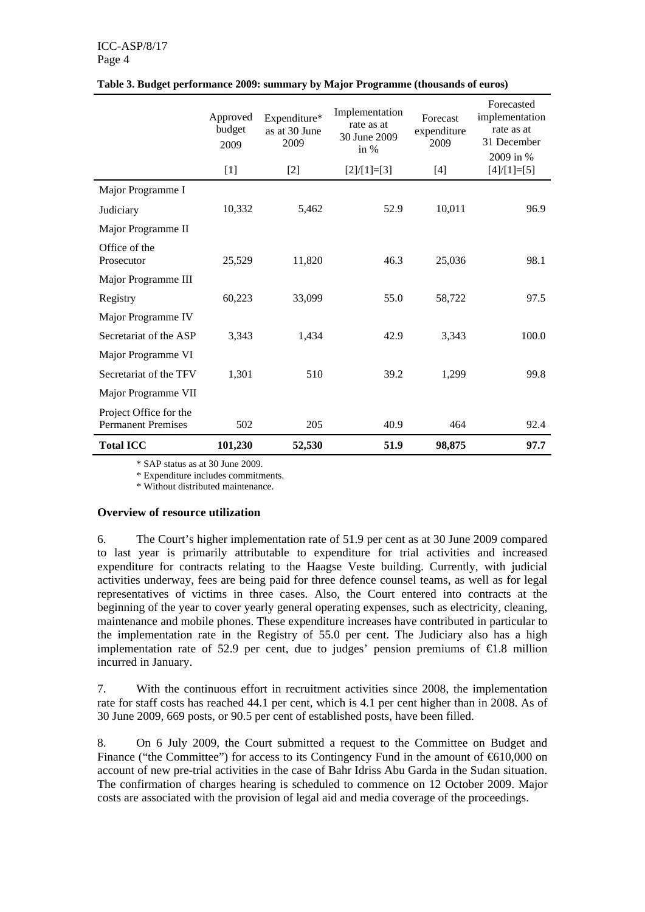**Table 3. Budget performance 2009: summary by Major Programme (thousands of euros)**

| | Approved budget 2009 | Expenditure* as at 30 June 2009 | Implementation rate as at 30 June 2009 in % | Forecast expenditure 2009 | Forecasted implementation rate as at 31 December 2009 in % |
|---|---|---|---|---|---|
| | [1] | [2] | [2]/[1]=[3] | [4] | [4]/[1]=[5] |
| Major Programme I | | | | | |
| Judiciary | 10,332 | 5,462 | 52.9 | 10,011 | 96.9 |
| Major Programme II | | | | | |
| Office of the Prosecutor | 25,529 | 11,820 | 46.3 | 25,036 | 98.1 |
| Major Programme III | | | | | |
| Registry | 60,223 | 33,099 | 55.0 | 58,722 | 97.5 |
| Major Programme IV | | | | | |
| Secretariat of the ASP | 3,343 | 1,434 | 42.9 | 3,343 | 100.0 |
| Major Programme VI | | | | | |
| Secretariat of the TFV | 1,301 | 510 | 39.2 | 1,299 | 99.8 |
| Major Programme VII | | | | | |
| Project Office for the Permanent Premises | 502 | 205 | 40.9 | 464 | 92.4 |
| **Total ICC** | **101,230** | **52,530** | **51.9** | **98,875** | **97.7** |

\* SAP status as at 30 June 2009.

\* Expenditure includes commitments.

\* Without distributed maintenance.

### Overview of resource utilization

6. The Court's higher implementation rate of 51.9 per cent as at 30 June 2009 compared to last year is primarily attributable to expenditure for trial activities and increased expenditure for contracts relating to the Haagse Veste building. Currently, with judicial activities underway, fees are being paid for three defence counsel teams, as well as for legal representatives of victims in three cases. Also, the Court entered into contracts at the beginning of the year to cover yearly general operating expenses, such as electricity, cleaning, maintenance and mobile phones. These expenditure increases have contributed in particular to the implementation rate in the Registry of 55.0 per cent. The Judiciary also has a high implementation rate of 52.9 per cent, due to judges' pension premiums of €1.8 million incurred in January.

7. With the continuous effort in recruitment activities since 2008, the implementation rate for staff costs has reached 44.1 per cent, which is 4.1 per cent higher than in 2008. As of 30 June 2009, 669 posts, or 90.5 per cent of established posts, have been filled.

8. On 6 July 2009, the Court submitted a request to the Committee on Budget and Finance ("the Committee") for access to its Contingency Fund in the amount of €610,000 on account of new pre-trial activities in the case of Bahr Idriss Abu Garda in the Sudan situation. The confirmation of charges hearing is scheduled to commence on 12 October 2009. Major costs are associated with the provision of legal aid and media coverage of the proceedings.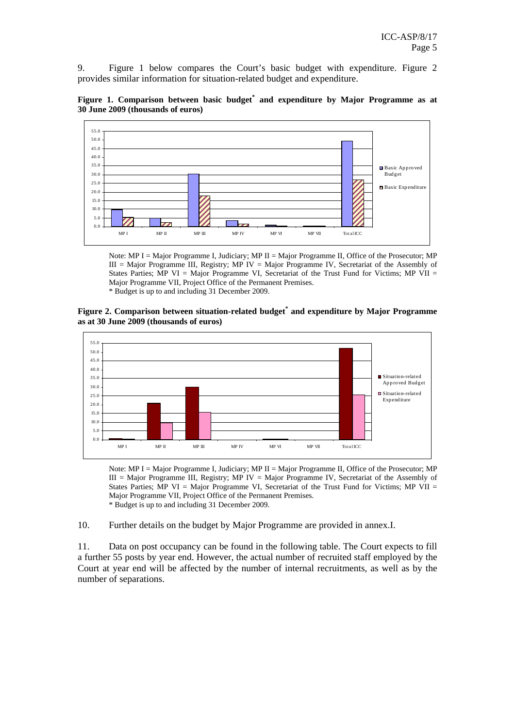9. Figure 1 below compares the Court's basic budget with expenditure. Figure 2 provides similar information for situation-related budget and expenditure.

**Figure 1. Comparison between basic budget[*] and expenditure by Major Programme as at 30 June 2009 (thousands of euros)**

Note: MP I = Major Programme I, Judiciary; MP II = Major Programme II, Office of the Prosecutor; MP III = Major Programme III, Registry; MP IV = Major Programme IV, Secretariat of the Assembly of States Parties; MP VI = Major Programme VI, Secretariat of the Trust Fund for Victims; MP VII = Major Programme VII, Project Office of the Permanent Premises.
* Budget is up to and including 31 December 2009.

**Figure 2. Comparison between situation-related budget[*] and expenditure by Major Programme as at 30 June 2009 (thousands of euros)**

Note: MP I = Major Programme I, Judiciary; MP II = Major Programme II, Office of the Prosecutor; MP III = Major Programme III, Registry; MP IV = Major Programme IV, Secretariat of the Assembly of States Parties; MP VI = Major Programme VI, Secretariat of the Trust Fund for Victims; MP VII = Major Programme VII, Project Office of the Permanent Premises.
* Budget is up to and including 31 December 2009.

10. Further details on the budget by Major Programme are provided in annex.I.

11. Data on post occupancy can be found in the following table. The Court expects to fill a further 55 posts by year end. However, the actual number of recruited staff employed by the Court at year end will be affected by the number of internal recruitments, as well as by the number of separations.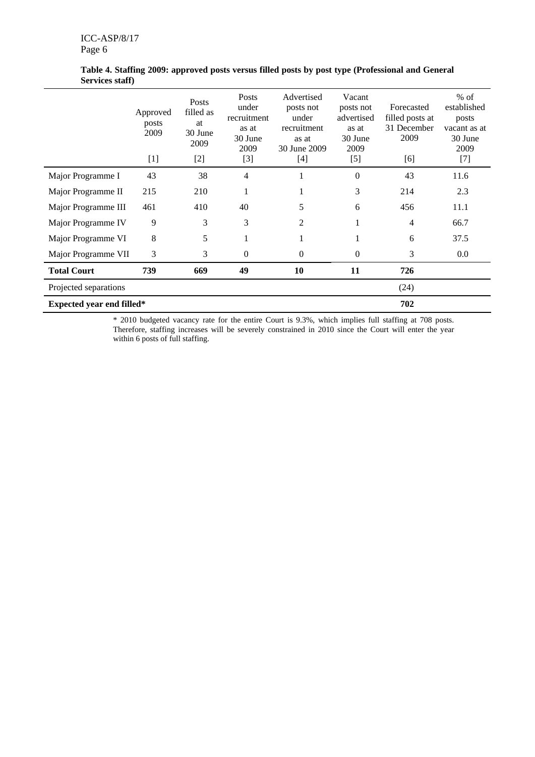**Table 4. Staffing 2009: approved posts versus filled posts by post type (Professional and General Services staff)**

| | Approved posts 2009 | Posts filled as at 30 June 2009 | Posts under recruitment as at 30 June 2009 | Advertised posts not under recruitment as at 30 June 2009 | Vacant posts not advertised as at 30 June 2009 | Forecasted filled posts at 31 December 2009 | % of established posts vacant as at 30 June 2009 |
|---|---|---|---|---|---|---|---|
| | [1] | [2] | [3] | [4] | [5] | [6] | [7] |
| Major Programme I | 43 | 38 | 4 | 1 | 0 | 43 | 11.6 |
| Major Programme II | 215 | 210 | 1 | 1 | 3 | 214 | 2.3 |
| Major Programme III | 461 | 410 | 40 | 5 | 6 | 456 | 11.1 |
| Major Programme IV | 9 | 3 | 3 | 2 | 1 | 4 | 66.7 |
| Major Programme VI | 8 | 5 | 1 | 1 | 1 | 6 | 37.5 |
| Major Programme VII | 3 | 3 | 0 | 0 | 0 | 3 | 0.0 |
| **Total Court** | **739** | **669** | **49** | **10** | **11** | **726** | |
| Projected separations | | | | | | (24) | |
| **Expected year end filled*** | | | | | | **702** | |

\* 2010 budgeted vacancy rate for the entire Court is 9.3%, which implies full staffing at 708 posts. Therefore, staffing increases will be severely constrained in 2010 since the Court will enter the year within 6 posts of full staffing.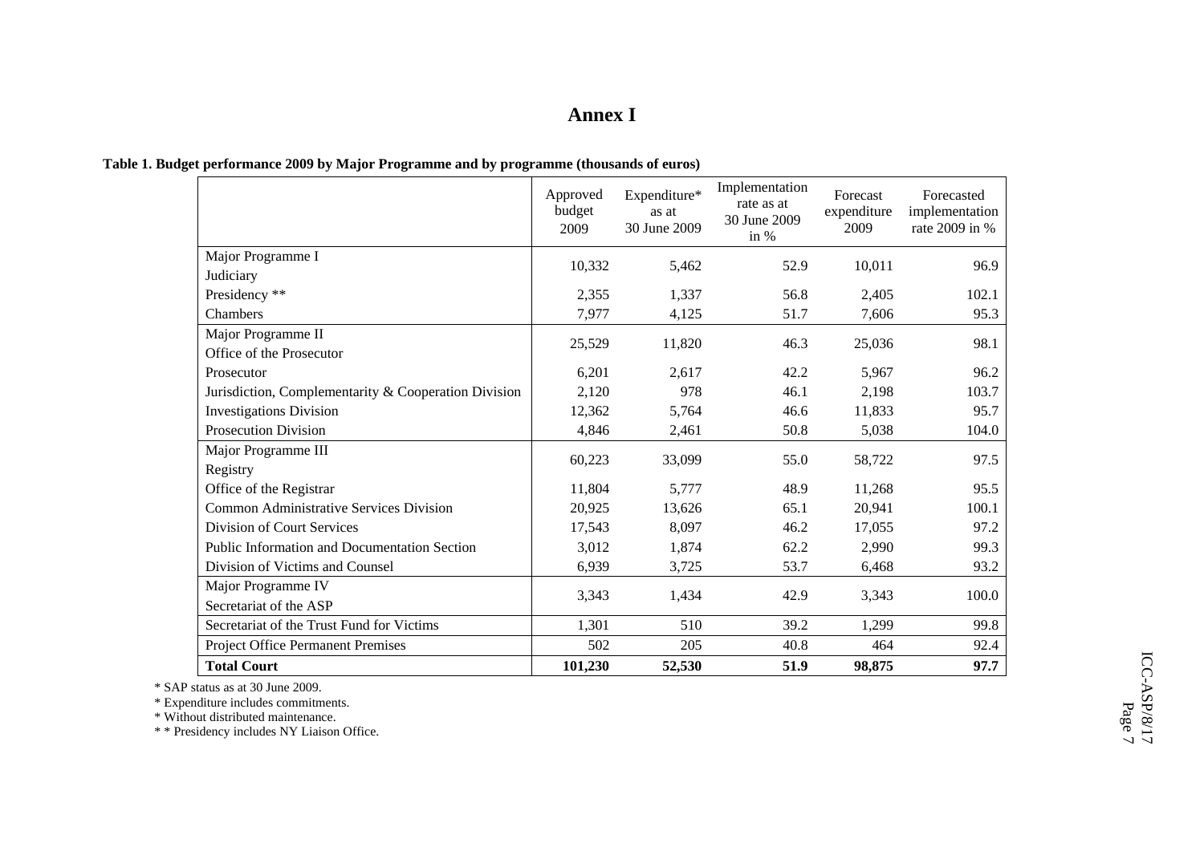# Annex I

**Table 1. Budget performance 2009 by Major Programme and by programme (thousands of euros)**

| | Approved budget 2009 | Expenditure* as at 30 June 2009 | Implementation rate as at 30 June 2009 in % | Forecast expenditure 2009 | Forecasted implementation rate 2009 in % |
|---|---|---|---|---|---|
| Major Programme I<br>Judiciary | 10,332 | 5,462 | 52.9 | 10,011 | 96.9 |
| Presidency ** | 2,355 | 1,337 | 56.8 | 2,405 | 102.1 |
| Chambers | 7,977 | 4,125 | 51.7 | 7,606 | 95.3 |
| Major Programme II<br>Office of the Prosecutor | 25,529 | 11,820 | 46.3 | 25,036 | 98.1 |
| Prosecutor | 6,201 | 2,617 | 42.2 | 5,967 | 96.2 |
| Jurisdiction, Complementarity & Cooperation Division | 2,120 | 978 | 46.1 | 2,198 | 103.7 |
| Investigations Division | 12,362 | 5,764 | 46.6 | 11,833 | 95.7 |
| Prosecution Division | 4,846 | 2,461 | 50.8 | 5,038 | 104.0 |
| Major Programme III<br>Registry | 60,223 | 33,099 | 55.0 | 58,722 | 97.5 |
| Office of the Registrar | 11,804 | 5,777 | 48.9 | 11,268 | 95.5 |
| Common Administrative Services Division | 20,925 | 13,626 | 65.1 | 20,941 | 100.1 |
| Division of Court Services | 17,543 | 8,097 | 46.2 | 17,055 | 97.2 |
| Public Information and Documentation Section | 3,012 | 1,874 | 62.2 | 2,990 | 99.3 |
| Division of Victims and Counsel | 6,939 | 3,725 | 53.7 | 6,468 | 93.2 |
| Major Programme IV<br>Secretariat of the ASP | 3,343 | 1,434 | 42.9 | 3,343 | 100.0 |
| Secretariat of the Trust Fund for Victims | 1,301 | 510 | 39.2 | 1,299 | 99.8 |
| Project Office Permanent Premises | 502 | 205 | 40.8 | 464 | 92.4 |
| **Total Court** | **101,230** | **52,530** | **51.9** | **98,875** | **97.7** |

\* SAP status as at 30 June 2009.

\* Expenditure includes commitments.

\* Without distributed maintenance.

\* \* Presidency includes NY Liaison Office.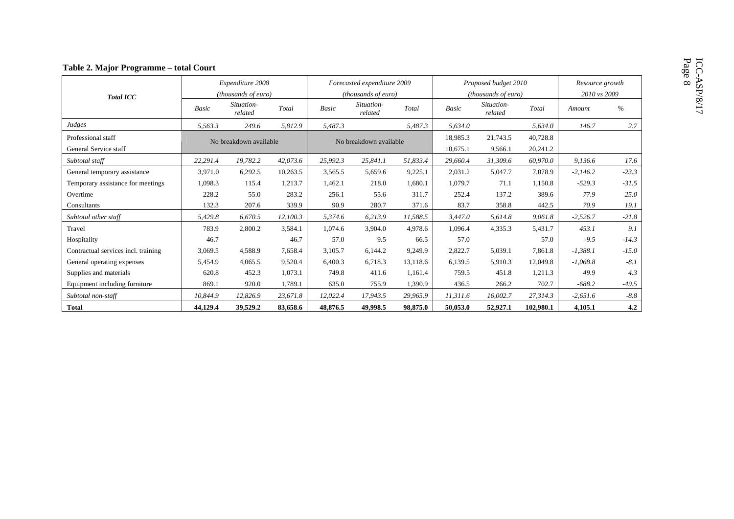**Table 2. Major Programme – total Court**

| Total ICC | Expenditure 2008 (thousands of euro) | | | Forecasted expenditure 2009 (thousands of euro) | | | Proposed budget 2010 (thousands of euro) | | | Resource growth 2010 vs 2009 | |
|---|---|---|---|---|---|---|---|---|---|---|---|
| | Basic | Situation-related | Total | Basic | Situation-related | Total | Basic | Situation-related | Total | Amount | % |
| *Judges* | *5,563.3* | *249.6* | *5,812.9* | *5,487.3* | | *5,487.3* | *5,634.0* | | *5,634.0* | *146.7* | *2.7* |
| Professional staff | No breakdown available | | | No breakdown available | | | 18,985.3 | 21,743.5 | 40,728.8 | | |
| General Service staff | | | | | | | 10,675.1 | 9,566.1 | 20,241.2 | | |
| *Subtotal staff* | *22,291.4* | *19,782.2* | *42,073.6* | *25,992.3* | *25,841.1* | *51,833.4* | *29,660.4* | *31,309.6* | *60,970.0* | *9,136.6* | *17.6* |
| General temporary assistance | 3,971.0 | 6,292.5 | 10,263.5 | 3,565.5 | 5,659.6 | 9,225.1 | 2,031.2 | 5,047.7 | 7,078.9 | *-2,146.2* | *-23.3* |
| Temporary assistance for meetings | 1,098.3 | 115.4 | 1,213.7 | 1,462.1 | 218.0 | 1,680.1 | 1,079.7 | 71.1 | 1,150.8 | *-529.3* | *-31.5* |
| Overtime | 228.2 | 55.0 | 283.2 | 256.1 | 55.6 | 311.7 | 252.4 | 137.2 | 389.6 | *77.9* | *25.0* |
| Consultants | 132.3 | 207.6 | 339.9 | 90.9 | 280.7 | 371.6 | 83.7 | 358.8 | 442.5 | *70.9* | *19.1* |
| *Subtotal other staff* | *5,429.8* | *6,670.5* | *12,100.3* | *5,374.6* | *6,213.9* | *11,588.5* | *3,447.0* | *5,614.8* | *9,061.8* | *-2,526.7* | *-21.8* |
| Travel | 783.9 | 2,800.2 | 3,584.1 | 1,074.6 | 3,904.0 | 4,978.6 | 1,096.4 | 4,335.3 | 5,431.7 | *453.1* | *9.1* |
| Hospitality | 46.7 | | 46.7 | 57.0 | 9.5 | 66.5 | 57.0 | | 57.0 | *-9.5* | *-14.3* |
| Contractual services incl. training | 3,069.5 | 4,588.9 | 7,658.4 | 3,105.7 | 6,144.2 | 9,249.9 | 2,822.7 | 5,039.1 | 7,861.8 | *-1,388.1* | *-15.0* |
| General operating expenses | 5,454.9 | 4,065.5 | 9,520.4 | 6,400.3 | 6,718.3 | 13,118.6 | 6,139.5 | 5,910.3 | 12,049.8 | *-1,068.8* | *-8.1* |
| Supplies and materials | 620.8 | 452.3 | 1,073.1 | 749.8 | 411.6 | 1,161.4 | 759.5 | 451.8 | 1,211.3 | *49.9* | *4.3* |
| Equipment including furniture | 869.1 | 920.0 | 1,789.1 | 635.0 | 755.9 | 1,390.9 | 436.5 | 266.2 | 702.7 | *-688.2* | *-49.5* |
| *Subtotal non-staff* | *10,844.9* | *12,826.9* | *23,671.8* | *12,022.4* | *17,943.5* | *29,965.9* | *11,311.6* | *16,002.7* | *27,314.3* | *-2,651.6* | *-8.8* |
| **Total** | **44,129.4** | **39,529.2** | **83,658.6** | **48,876.5** | **49,998.5** | **98,875.0** | **50,053.0** | **52,927.1** | **102,980.1** | **4,105.1** | **4.2** |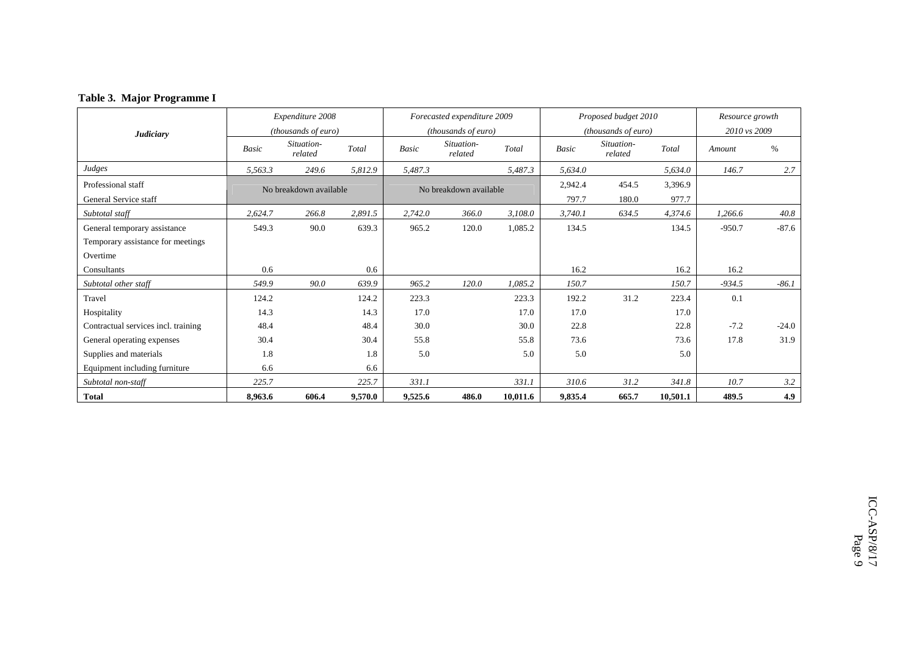**Table 3. Major Programme I**

| *Judiciary* | *Expenditure 2008 (thousands of euro)* | | | *Forecasted expenditure 2009 (thousands of euro)* | | | *Proposed budget 2010 (thousands of euro)* | | | *Resource growth 2010 vs 2009* | |
|---|---|---|---|---|---|---|---|---|---|---|---|
| | *Basic* | *Situation-related* | *Total* | *Basic* | *Situation-related* | *Total* | *Basic* | *Situation-related* | *Total* | *Amount* | *%* |
| *Judges* | *5,563.3* | *249.6* | *5,812.9* | *5,487.3* | | *5,487.3* | *5,634.0* | | *5,634.0* | *146.7* | *2.7* |
| Professional staff | No breakdown available | | | No breakdown available | | | 2,942.4 | 454.5 | 3,396.9 | | |
| General Service staff | | | | | | | 797.7 | 180.0 | 977.7 | | |
| *Subtotal staff* | *2,624.7* | *266.8* | *2,891.5* | *2,742.0* | *366.0* | *3,108.0* | *3,740.1* | *634.5* | *4,374.6* | *1,266.6* | *40.8* |
| General temporary assistance | 549.3 | 90.0 | 639.3 | 965.2 | 120.0 | 1,085.2 | 134.5 | | 134.5 | -950.7 | -87.6 |
| Temporary assistance for meetings | | | | | | | | | | | |
| Overtime | | | | | | | | | | | |
| Consultants | 0.6 | | 0.6 | | | | 16.2 | | 16.2 | 16.2 | |
| *Subtotal other staff* | *549.9* | *90.0* | *639.9* | *965.2* | *120.0* | *1,085.2* | *150.7* | | *150.7* | *-934.5* | *-86.1* |
| Travel | 124.2 | | 124.2 | 223.3 | | 223.3 | 192.2 | 31.2 | 223.4 | 0.1 | |
| Hospitality | 14.3 | | 14.3 | 17.0 | | 17.0 | 17.0 | | 17.0 | | |
| Contractual services incl. training | 48.4 | | 48.4 | 30.0 | | 30.0 | 22.8 | | 22.8 | -7.2 | -24.0 |
| General operating expenses | 30.4 | | 30.4 | 55.8 | | 55.8 | 73.6 | | 73.6 | 17.8 | 31.9 |
| Supplies and materials | 1.8 | | 1.8 | 5.0 | | 5.0 | 5.0 | | 5.0 | | |
| Equipment including furniture | 6.6 | | 6.6 | | | | | | | | |
| *Subtotal non-staff* | *225.7* | | *225.7* | *331.1* | | *331.1* | *310.6* | *31.2* | *341.8* | *10.7* | *3.2* |
| **Total** | **8,963.6** | **606.4** | **9,570.0** | **9,525.6** | **486.0** | **10,011.6** | **9,835.4** | **665.7** | **10,501.1** | **489.5** | **4.9** |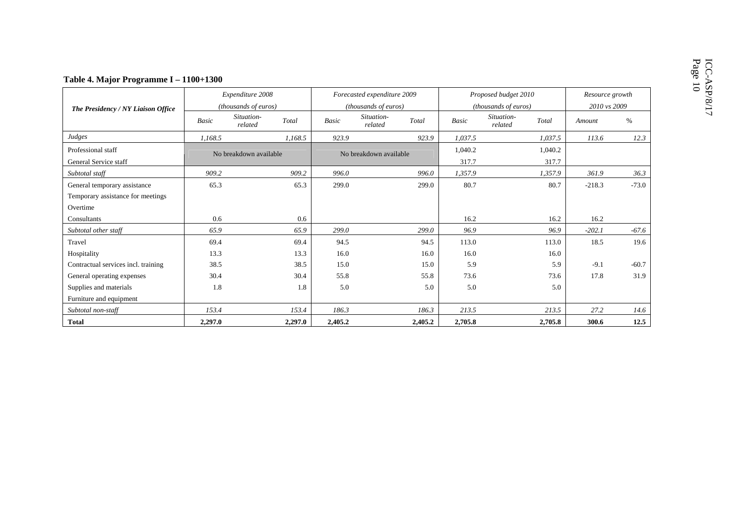**Table 4. Major Programme I – 1100+1300**

| The Presidency / NY Liaison Office | Expenditure 2008 (thousands of euros) | | | Forecasted expenditure 2009 (thousands of euros) | | | Proposed budget 2010 (thousands of euros) | | | Resource growth 2010 vs 2009 | |
|---|---|---|---|---|---|---|---|---|---|---|---|
| | Basic | Situation-related | Total | Basic | Situation-related | Total | Basic | Situation-related | Total | Amount | % |
| *Judges* | *1,168.5* | | *1,168.5* | *923.9* | | *923.9* | *1,037.5* | | *1,037.5* | *113.6* | *12.3* |
| Professional staff | No breakdown available | | | No breakdown available | | | 1,040.2 | | 1,040.2 | | |
| General Service staff | | | | | | | 317.7 | | 317.7 | | |
| *Subtotal staff* | *909.2* | | *909.2* | *996.0* | | *996.0* | *1,357.9* | | *1,357.9* | *361.9* | *36.3* |
| General temporary assistance | 65.3 | | 65.3 | 299.0 | | 299.0 | 80.7 | | 80.7 | -218.3 | -73.0 |
| Temporary assistance for meetings | | | | | | | | | | | |
| Overtime | | | | | | | | | | | |
| Consultants | 0.6 | | 0.6 | | | | 16.2 | | 16.2 | 16.2 | |
| *Subtotal other staff* | *65.9* | | *65.9* | *299.0* | | *299.0* | *96.9* | | *96.9* | *-202.1* | *-67.6* |
| Travel | 69.4 | | 69.4 | 94.5 | | 94.5 | 113.0 | | 113.0 | 18.5 | 19.6 |
| Hospitality | 13.3 | | 13.3 | 16.0 | | 16.0 | 16.0 | | 16.0 | | |
| Contractual services incl. training | 38.5 | | 38.5 | 15.0 | | 15.0 | 5.9 | | 5.9 | -9.1 | -60.7 |
| General operating expenses | 30.4 | | 30.4 | 55.8 | | 55.8 | 73.6 | | 73.6 | 17.8 | 31.9 |
| Supplies and materials | 1.8 | | 1.8 | 5.0 | | 5.0 | 5.0 | | 5.0 | | |
| Furniture and equipment | | | | | | | | | | | |
| *Subtotal non-staff* | *153.4* | | *153.4* | *186.3* | | *186.3* | *213.5* | | *213.5* | *27.2* | *14.6* |
| **Total** | **2,297.0** | | **2,297.0** | **2,405.2** | | **2,405.2** | **2,705.8** | | **2,705.8** | **300.6** | **12.5** |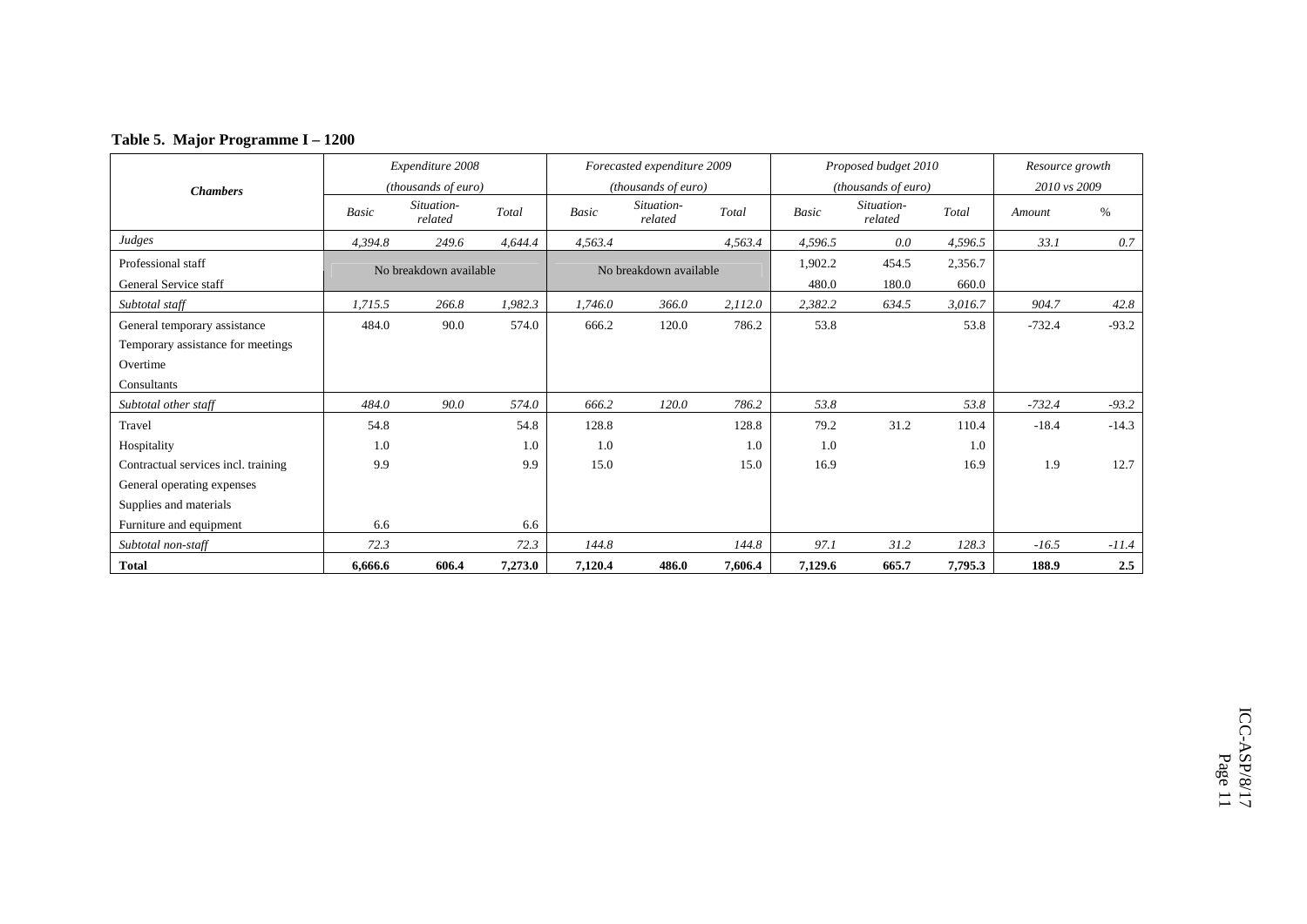**Table 5. Major Programme I – 1200**

| *Chambers* | *Expenditure 2008 (thousands of euro)* | | | *Forecasted expenditure 2009 (thousands of euro)* | | | *Proposed budget 2010 (thousands of euro)* | | | *Resource growth 2010 vs 2009* | |
|---|---|---|---|---|---|---|---|---|---|---|---|
| | *Basic* | *Situation-related* | *Total* | *Basic* | *Situation-related* | *Total* | *Basic* | *Situation-related* | *Total* | *Amount* | *%* |
| *Judges* | *4,394.8* | *249.6* | *4,644.4* | *4,563.4* | | *4,563.4* | *4,596.5* | *0.0* | *4,596.5* | *33.1* | *0.7* |
| Professional staff | No breakdown available | | | No breakdown available | | | 1,902.2 | 454.5 | 2,356.7 | | |
| General Service staff | | | | | | | 480.0 | 180.0 | 660.0 | | |
| *Subtotal staff* | *1,715.5* | *266.8* | *1,982.3* | *1,746.0* | *366.0* | *2,112.0* | *2,382.2* | *634.5* | *3,016.7* | *904.7* | *42.8* |
| General temporary assistance | 484.0 | 90.0 | 574.0 | 666.2 | 120.0 | 786.2 | 53.8 | | 53.8 | -732.4 | -93.2 |
| Temporary assistance for meetings | | | | | | | | | | | |
| Overtime | | | | | | | | | | | |
| Consultants | | | | | | | | | | | |
| *Subtotal other staff* | *484.0* | *90.0* | *574.0* | *666.2* | *120.0* | *786.2* | *53.8* | | *53.8* | *-732.4* | *-93.2* |
| Travel | 54.8 | | 54.8 | 128.8 | | 128.8 | 79.2 | 31.2 | 110.4 | -18.4 | -14.3 |
| Hospitality | 1.0 | | 1.0 | 1.0 | | 1.0 | 1.0 | | 1.0 | | |
| Contractual services incl. training | 9.9 | | 9.9 | 15.0 | | 15.0 | 16.9 | | 16.9 | 1.9 | 12.7 |
| General operating expenses | | | | | | | | | | | |
| Supplies and materials | | | | | | | | | | | |
| Furniture and equipment | 6.6 | | 6.6 | | | | | | | | |
| *Subtotal non-staff* | *72.3* | | *72.3* | *144.8* | | *144.8* | *97.1* | *31.2* | *128.3* | *-16.5* | *-11.4* |
| **Total** | **6,666.6** | **606.4** | **7,273.0** | **7,120.4** | **486.0** | **7,606.4** | **7,129.6** | **665.7** | **7,795.3** | **188.9** | **2.5** |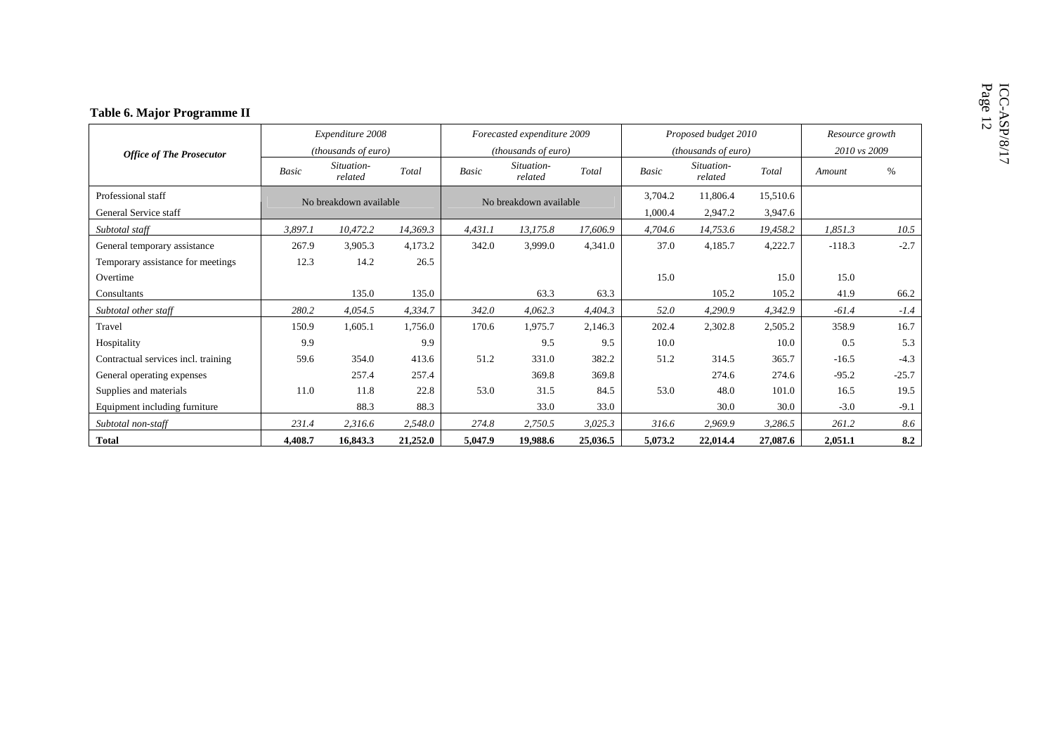**Table 6. Major Programme II**

| *Office of The Prosecutor* | *Expenditure 2008 (thousands of euro)* | | | *Forecasted expenditure 2009 (thousands of euro)* | | | *Proposed budget 2010 (thousands of euro)* | | | *Resource growth 2010 vs 2009* | |
|---|---|---|---|---|---|---|---|---|---|---|---|
| | *Basic* | *Situation-related* | *Total* | *Basic* | *Situation-related* | *Total* | *Basic* | *Situation-related* | *Total* | *Amount* | *%* |
| Professional staff | No breakdown available | | | No breakdown available | | | 3,704.2 | 11,806.4 | 15,510.6 | | |
| General Service staff | | | | | | | 1,000.4 | 2,947.2 | 3,947.6 | | |
| *Subtotal staff* | *3,897.1* | *10,472.2* | *14,369.3* | *4,431.1* | *13,175.8* | *17,606.9* | *4,704.6* | *14,753.6* | *19,458.2* | *1,851.3* | *10.5* |
| General temporary assistance | 267.9 | 3,905.3 | 4,173.2 | 342.0 | 3,999.0 | 4,341.0 | 37.0 | 4,185.7 | 4,222.7 | -118.3 | -2.7 |
| Temporary assistance for meetings | 12.3 | 14.2 | 26.5 | | | | | | | | |
| Overtime | | | | | | | 15.0 | | 15.0 | 15.0 | |
| Consultants | | 135.0 | 135.0 | | 63.3 | 63.3 | | 105.2 | 105.2 | 41.9 | 66.2 |
| *Subtotal other staff* | *280.2* | *4,054.5* | *4,334.7* | *342.0* | *4,062.3* | *4,404.3* | *52.0* | *4,290.9* | *4,342.9* | *-61.4* | *-1.4* |
| Travel | 150.9 | 1,605.1 | 1,756.0 | 170.6 | 1,975.7 | 2,146.3 | 202.4 | 2,302.8 | 2,505.2 | 358.9 | 16.7 |
| Hospitality | 9.9 | | 9.9 | | 9.5 | 9.5 | 10.0 | | 10.0 | 0.5 | 5.3 |
| Contractual services incl. training | 59.6 | 354.0 | 413.6 | 51.2 | 331.0 | 382.2 | 51.2 | 314.5 | 365.7 | -16.5 | -4.3 |
| General operating expenses | | 257.4 | 257.4 | | 369.8 | 369.8 | | 274.6 | 274.6 | -95.2 | -25.7 |
| Supplies and materials | 11.0 | 11.8 | 22.8 | 53.0 | 31.5 | 84.5 | 53.0 | 48.0 | 101.0 | 16.5 | 19.5 |
| Equipment including furniture | | 88.3 | 88.3 | | 33.0 | 33.0 | | 30.0 | 30.0 | -3.0 | -9.1 |
| *Subtotal non-staff* | *231.4* | *2,316.6* | *2,548.0* | *274.8* | *2,750.5* | *3,025.3* | *316.6* | *2,969.9* | *3,286.5* | *261.2* | *8.6* |
| **Total** | **4,408.7** | **16,843.3** | **21,252.0** | **5,047.9** | **19,988.6** | **25,036.5** | **5,073.2** | **22,014.4** | **27,087.6** | **2,051.1** | **8.2** |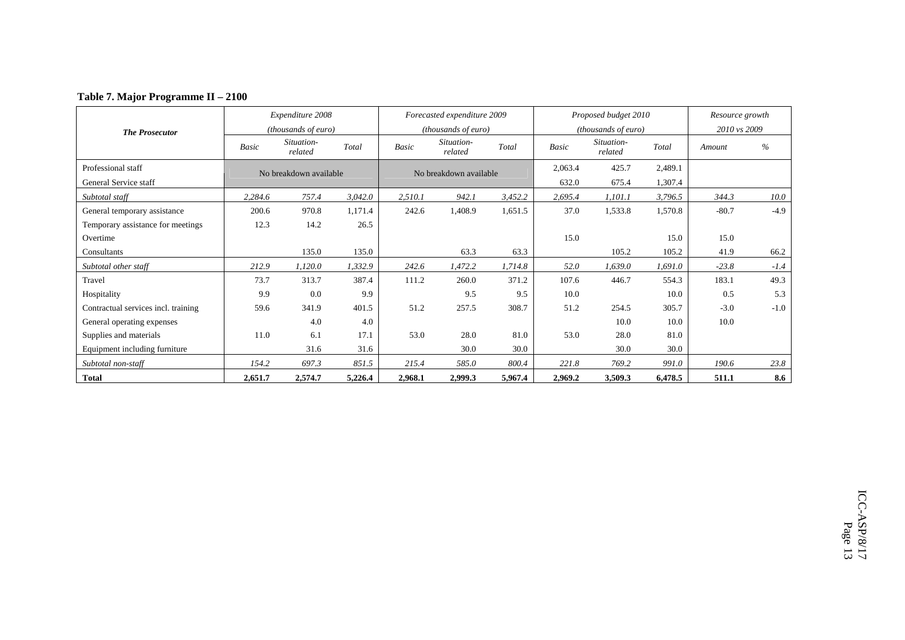**Table 7. Major Programme II – 2100**

| *The Prosecutor* | *Expenditure 2008 (thousands of euro)* | | | *Forecasted expenditure 2009 (thousands of euro)* | | | *Proposed budget 2010 (thousands of euro)* | | | *Resource growth 2010 vs 2009* | |
|---|---|---|---|---|---|---|---|---|---|---|---|
| | *Basic* | *Situation-related* | *Total* | *Basic* | *Situation-related* | *Total* | *Basic* | *Situation-related* | *Total* | *Amount* | *%* |
| Professional staff | No breakdown available | | | No breakdown available | | | 2,063.4 | 425.7 | 2,489.1 | | |
| General Service staff | | | | | | | 632.0 | 675.4 | 1,307.4 | | |
| *Subtotal staff* | *2,284.6* | *757.4* | *3,042.0* | *2,510.1* | *942.1* | *3,452.2* | *2,695.4* | *1,101.1* | *3,796.5* | *344.3* | *10.0* |
| General temporary assistance | 200.6 | 970.8 | 1,171.4 | 242.6 | 1,408.9 | 1,651.5 | 37.0 | 1,533.8 | 1,570.8 | -80.7 | -4.9 |
| Temporary assistance for meetings | 12.3 | 14.2 | 26.5 | | | | | | | | |
| Overtime | | | | | | | 15.0 | | 15.0 | 15.0 | |
| Consultants | | 135.0 | 135.0 | | 63.3 | 63.3 | | 105.2 | 105.2 | 41.9 | 66.2 |
| *Subtotal other staff* | *212.9* | *1,120.0* | *1,332.9* | *242.6* | *1,472.2* | *1,714.8* | *52.0* | *1,639.0* | *1,691.0* | *-23.8* | *-1.4* |
| Travel | 73.7 | 313.7 | 387.4 | 111.2 | 260.0 | 371.2 | 107.6 | 446.7 | 554.3 | 183.1 | 49.3 |
| Hospitality | 9.9 | 0.0 | 9.9 | | 9.5 | 9.5 | 10.0 | | 10.0 | 0.5 | 5.3 |
| Contractual services incl. training | 59.6 | 341.9 | 401.5 | 51.2 | 257.5 | 308.7 | 51.2 | 254.5 | 305.7 | -3.0 | -1.0 |
| General operating expenses | | 4.0 | 4.0 | | | | | 10.0 | 10.0 | 10.0 | |
| Supplies and materials | 11.0 | 6.1 | 17.1 | 53.0 | 28.0 | 81.0 | 53.0 | 28.0 | 81.0 | | |
| Equipment including furniture | | 31.6 | 31.6 | | 30.0 | 30.0 | | 30.0 | 30.0 | | |
| *Subtotal non-staff* | *154.2* | *697.3* | *851.5* | *215.4* | *585.0* | *800.4* | *221.8* | *769.2* | *991.0* | *190.6* | *23.8* |
| **Total** | **2,651.7** | **2,574.7** | **5,226.4** | **2,968.1** | **2,999.3** | **5,967.4** | **2,969.2** | **3,509.3** | **6,478.5** | **511.1** | **8.6** |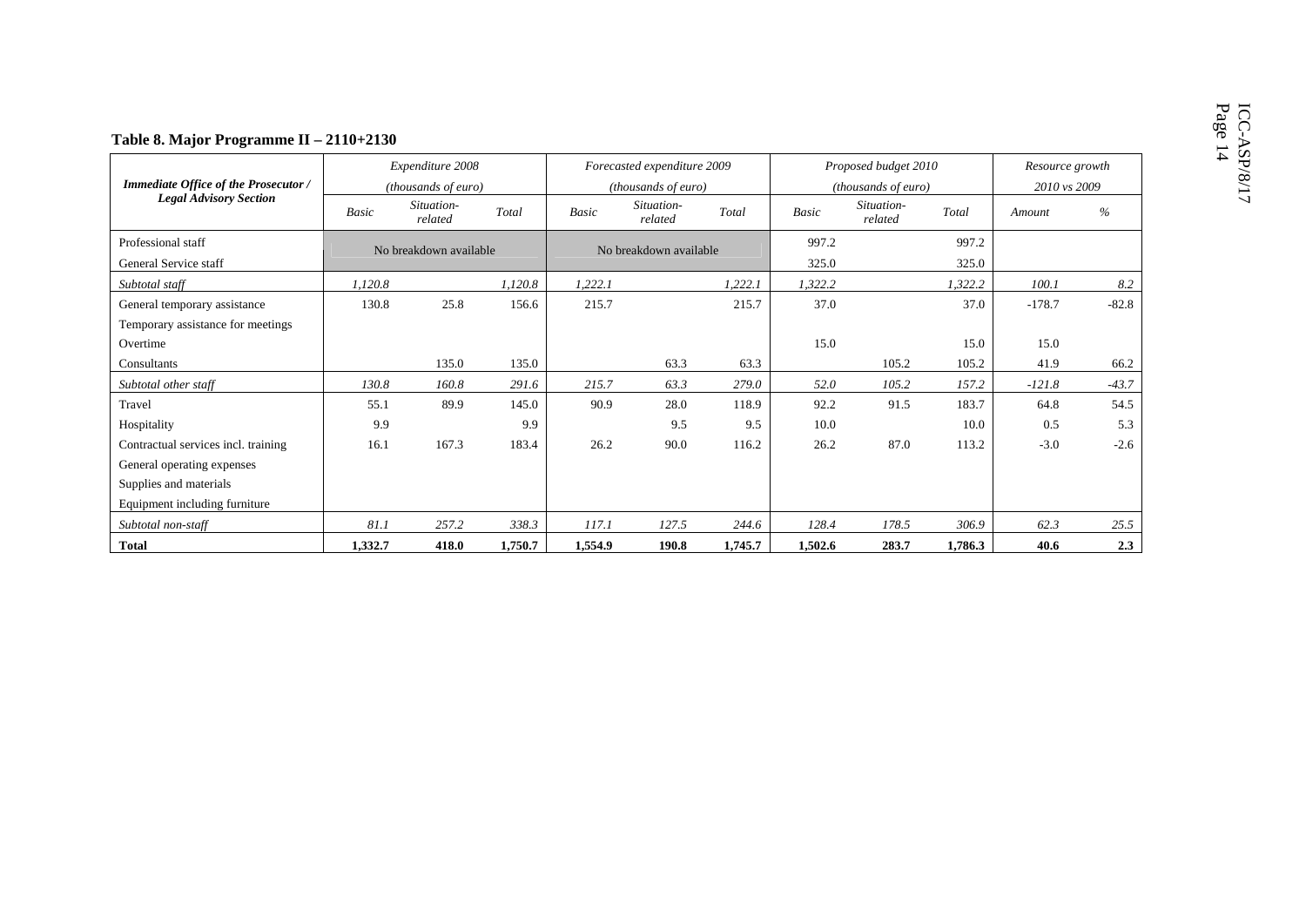**Table 8. Major Programme II – 2110+2130**

| *Immediate Office of the Prosecutor / Legal Advisory Section* | *Expenditure 2008 (thousands of euro)* | | | *Forecasted expenditure 2009 (thousands of euro)* | | | *Proposed budget 2010 (thousands of euro)* | | | *Resource growth 2010 vs 2009* | |
|---|---|---|---|---|---|---|---|---|---|---|---|
| | *Basic* | *Situation-related* | *Total* | *Basic* | *Situation-related* | *Total* | *Basic* | *Situation-related* | *Total* | *Amount* | *%* |
| Professional staff | No breakdown available | | | No breakdown available | | | 997.2 | | 997.2 | | |
| General Service staff | | | | | | | 325.0 | | 325.0 | | |
| *Subtotal staff* | *1,120.8* | | *1,120.8* | *1,222.1* | | *1,222.1* | *1,322.2* | | *1,322.2* | *100.1* | *8.2* |
| General temporary assistance | 130.8 | 25.8 | 156.6 | 215.7 | | 215.7 | 37.0 | | 37.0 | -178.7 | -82.8 |
| Temporary assistance for meetings | | | | | | | | | | | |
| Overtime | | | | | | | 15.0 | | 15.0 | 15.0 | |
| Consultants | | 135.0 | 135.0 | | 63.3 | 63.3 | | 105.2 | 105.2 | 41.9 | 66.2 |
| *Subtotal other staff* | *130.8* | *160.8* | *291.6* | *215.7* | *63.3* | *279.0* | *52.0* | *105.2* | *157.2* | *-121.8* | *-43.7* |
| Travel | 55.1 | 89.9 | 145.0 | 90.9 | 28.0 | 118.9 | 92.2 | 91.5 | 183.7 | 64.8 | 54.5 |
| Hospitality | 9.9 | | 9.9 | | 9.5 | 9.5 | 10.0 | | 10.0 | 0.5 | 5.3 |
| Contractual services incl. training | 16.1 | 167.3 | 183.4 | 26.2 | 90.0 | 116.2 | 26.2 | 87.0 | 113.2 | -3.0 | -2.6 |
| General operating expenses | | | | | | | | | | | |
| Supplies and materials | | | | | | | | | | | |
| Equipment including furniture | | | | | | | | | | | |
| *Subtotal non-staff* | *81.1* | *257.2* | *338.3* | *117.1* | *127.5* | *244.6* | *128.4* | *178.5* | *306.9* | *62.3* | *25.5* |
| **Total** | **1,332.7** | **418.0** | **1,750.7** | **1,554.9** | **190.8** | **1,745.7** | **1,502.6** | **283.7** | **1,786.3** | **40.6** | **2.3** |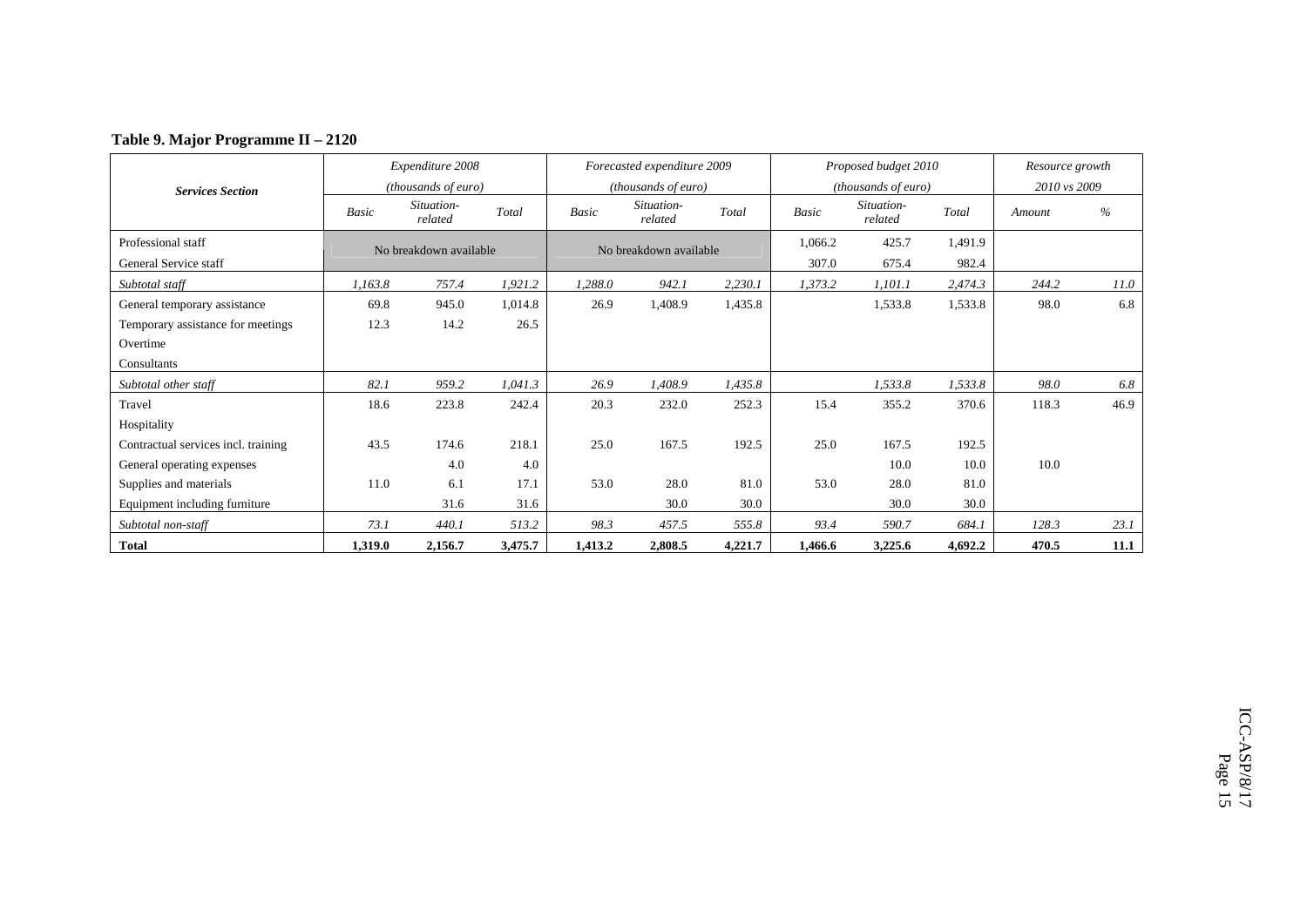**Table 9. Major Programme II – 2120**

| *Services Section* | *Expenditure 2008 (thousands of euro)* | | | *Forecasted expenditure 2009 (thousands of euro)* | | | *Proposed budget 2010 (thousands of euro)* | | | *Resource growth 2010 vs 2009* | |
|---|---|---|---|---|---|---|---|---|---|---|---|
| | *Basic* | *Situation-related* | *Total* | *Basic* | *Situation-related* | *Total* | *Basic* | *Situation-related* | *Total* | *Amount* | *%* |
| Professional staff | No breakdown available | | | No breakdown available | | | 1,066.2 | 425.7 | 1,491.9 | | |
| General Service staff | | | | | | | 307.0 | 675.4 | 982.4 | | |
| *Subtotal staff* | *1,163.8* | *757.4* | *1,921.2* | *1,288.0* | *942.1* | *2,230.1* | *1,373.2* | *1,101.1* | *2,474.3* | *244.2* | *11.0* |
| General temporary assistance | 69.8 | 945.0 | 1,014.8 | 26.9 | 1,408.9 | 1,435.8 | | 1,533.8 | 1,533.8 | 98.0 | 6.8 |
| Temporary assistance for meetings | 12.3 | 14.2 | 26.5 | | | | | | | | |
| Overtime | | | | | | | | | | | |
| Consultants | | | | | | | | | | | |
| *Subtotal other staff* | *82.1* | *959.2* | *1,041.3* | *26.9* | *1,408.9* | *1,435.8* | | *1,533.8* | *1,533.8* | *98.0* | *6.8* |
| Travel | 18.6 | 223.8 | 242.4 | 20.3 | 232.0 | 252.3 | 15.4 | 355.2 | 370.6 | 118.3 | 46.9 |
| Hospitality | | | | | | | | | | | |
| Contractual services incl. training | 43.5 | 174.6 | 218.1 | 25.0 | 167.5 | 192.5 | 25.0 | 167.5 | 192.5 | | |
| General operating expenses | | 4.0 | 4.0 | | | | | 10.0 | 10.0 | 10.0 | |
| Supplies and materials | 11.0 | 6.1 | 17.1 | 53.0 | 28.0 | 81.0 | 53.0 | 28.0 | 81.0 | | |
| Equipment including furniture | | 31.6 | 31.6 | | 30.0 | 30.0 | | 30.0 | 30.0 | | |
| *Subtotal non-staff* | *73.1* | *440.1* | *513.2* | *98.3* | *457.5* | *555.8* | *93.4* | *590.7* | *684.1* | *128.3* | *23.1* |
| **Total** | **1,319.0** | **2,156.7** | **3,475.7** | **1,413.2** | **2,808.5** | **4,221.7** | **1,466.6** | **3,225.6** | **4,692.2** | **470.5** | **11.1** |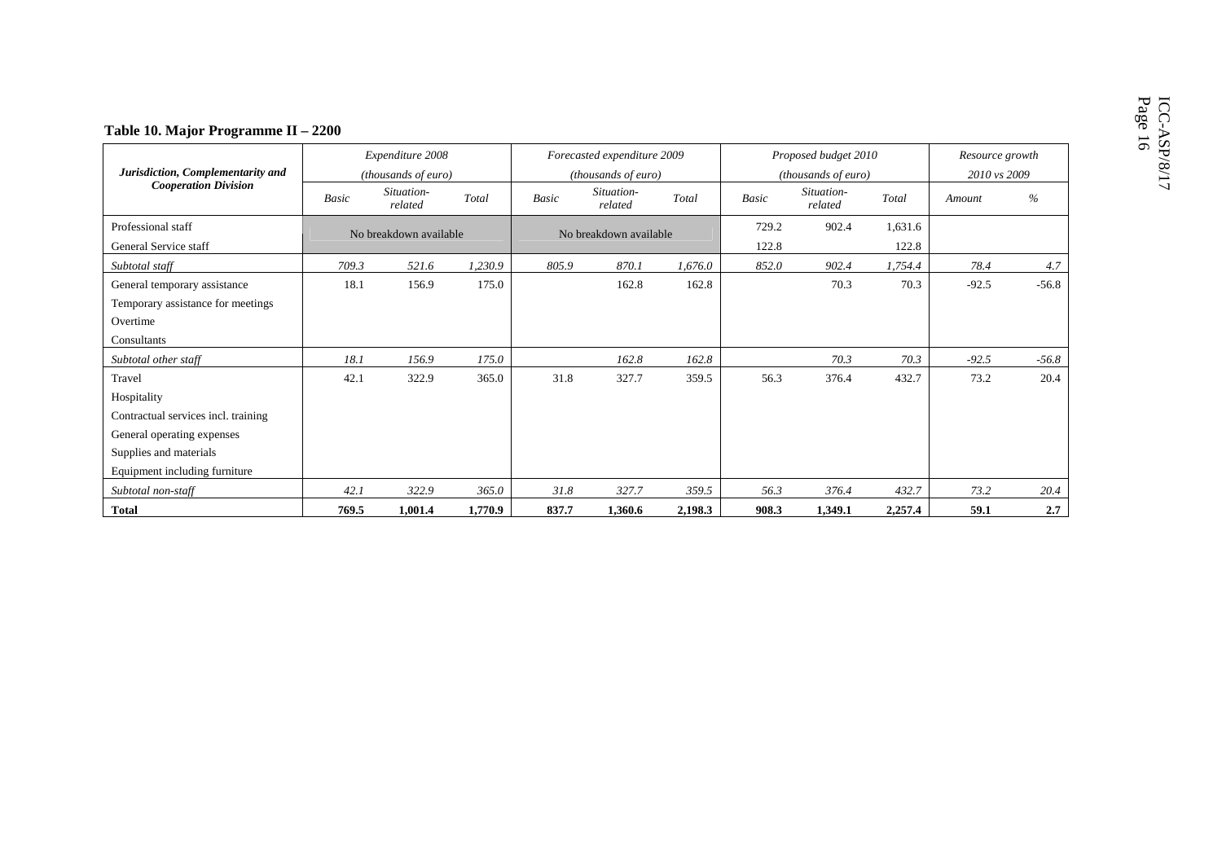**Table 10. Major Programme II – 2200**

| Jurisdiction, Complementarity and Cooperation Division | Expenditure 2008 (thousands of euro) | | | Forecasted expenditure 2009 (thousands of euro) | | | Proposed budget 2010 (thousands of euro) | | | Resource growth 2010 vs 2009 | |
|---|---|---|---|---|---|---|---|---|---|---|---|
| | *Basic* | *Situation-related* | *Total* | *Basic* | *Situation-related* | *Total* | *Basic* | *Situation-related* | *Total* | *Amount* | *%* |
| Professional staff | No breakdown available | | | No breakdown available | | | 729.2 | 902.4 | 1,631.6 | | |
| General Service staff | | | | | | | 122.8 | | 122.8 | | |
| *Subtotal staff* | *709.3* | *521.6* | *1,230.9* | *805.9* | *870.1* | *1,676.0* | *852.0* | *902.4* | *1,754.4* | *78.4* | *4.7* |
| General temporary assistance | 18.1 | 156.9 | 175.0 | | 162.8 | 162.8 | | 70.3 | 70.3 | -92.5 | -56.8 |
| Temporary assistance for meetings | | | | | | | | | | | |
| Overtime | | | | | | | | | | | |
| Consultants | | | | | | | | | | | |
| *Subtotal other staff* | *18.1* | *156.9* | *175.0* | | *162.8* | *162.8* | | *70.3* | *70.3* | *-92.5* | *-56.8* |
| Travel | 42.1 | 322.9 | 365.0 | 31.8 | 327.7 | 359.5 | 56.3 | 376.4 | 432.7 | 73.2 | 20.4 |
| Hospitality | | | | | | | | | | | |
| Contractual services incl. training | | | | | | | | | | | |
| General operating expenses | | | | | | | | | | | |
| Supplies and materials | | | | | | | | | | | |
| Equipment including furniture | | | | | | | | | | | |
| *Subtotal non-staff* | *42.1* | *322.9* | *365.0* | *31.8* | *327.7* | *359.5* | *56.3* | *376.4* | *432.7* | *73.2* | *20.4* |
| **Total** | **769.5** | **1,001.4** | **1,770.9** | **837.7** | **1,360.6** | **2,198.3** | **908.3** | **1,349.1** | **2,257.4** | **59.1** | **2.7** |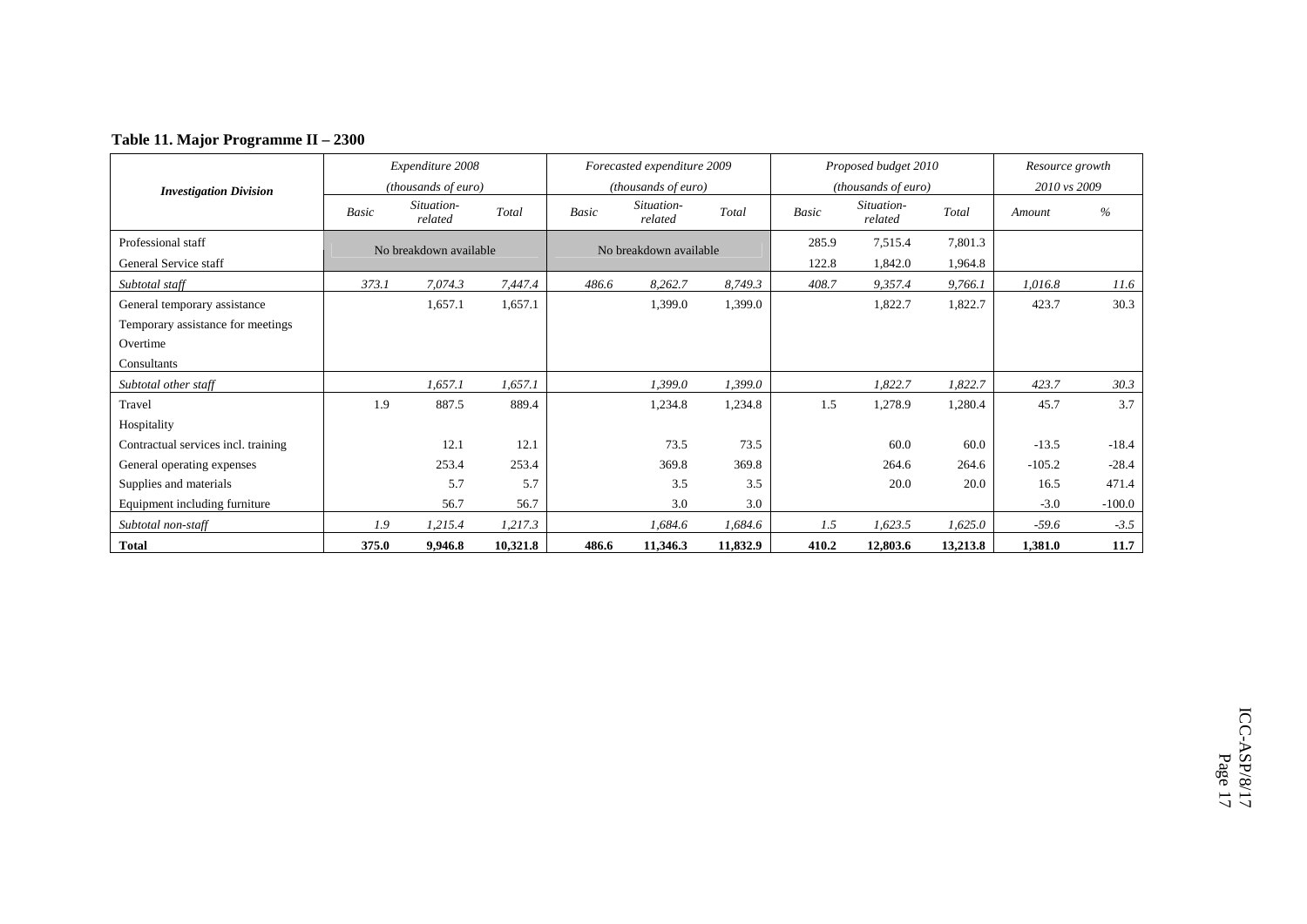**Table 11. Major Programme II – 2300**

| *Investigation Division* | *Expenditure 2008 (thousands of euro)* | | | *Forecasted expenditure 2009 (thousands of euro)* | | | *Proposed budget 2010 (thousands of euro)* | | | *Resource growth 2010 vs 2009* | |
|---|---|---|---|---|---|---|---|---|---|---|---|
| | *Basic* | *Situation-related* | *Total* | *Basic* | *Situation-related* | *Total* | *Basic* | *Situation-related* | *Total* | *Amount* | *%* |
| Professional staff | No breakdown available | | | No breakdown available | | | 285.9 | 7,515.4 | 7,801.3 | | |
| General Service staff | | | | | | | 122.8 | 1,842.0 | 1,964.8 | | |
| *Subtotal staff* | *373.1* | *7,074.3* | *7,447.4* | *486.6* | *8,262.7* | *8,749.3* | *408.7* | *9,357.4* | *9,766.1* | *1,016.8* | *11.6* |
| General temporary assistance | | 1,657.1 | 1,657.1 | | 1,399.0 | 1,399.0 | | 1,822.7 | 1,822.7 | 423.7 | 30.3 |
| Temporary assistance for meetings | | | | | | | | | | | |
| Overtime | | | | | | | | | | | |
| Consultants | | | | | | | | | | | |
| *Subtotal other staff* | | *1,657.1* | *1,657.1* | | *1,399.0* | *1,399.0* | | *1,822.7* | *1,822.7* | *423.7* | *30.3* |
| Travel | 1.9 | 887.5 | 889.4 | | 1,234.8 | 1,234.8 | 1.5 | 1,278.9 | 1,280.4 | 45.7 | 3.7 |
| Hospitality | | | | | | | | | | | |
| Contractual services incl. training | | 12.1 | 12.1 | | 73.5 | 73.5 | | 60.0 | 60.0 | -13.5 | -18.4 |
| General operating expenses | | 253.4 | 253.4 | | 369.8 | 369.8 | | 264.6 | 264.6 | -105.2 | -28.4 |
| Supplies and materials | | 5.7 | 5.7 | | 3.5 | 3.5 | | 20.0 | 20.0 | 16.5 | 471.4 |
| Equipment including furniture | | 56.7 | 56.7 | | 3.0 | 3.0 | | | | -3.0 | -100.0 |
| *Subtotal non-staff* | *1.9* | *1,215.4* | *1,217.3* | | *1,684.6* | *1,684.6* | *1.5* | *1,623.5* | *1,625.0* | *-59.6* | *-3.5* |
| **Total** | **375.0** | **9,946.8** | **10,321.8** | **486.6** | **11,346.3** | **11,832.9** | **410.2** | **12,803.6** | **13,213.8** | **1,381.0** | **11.7** |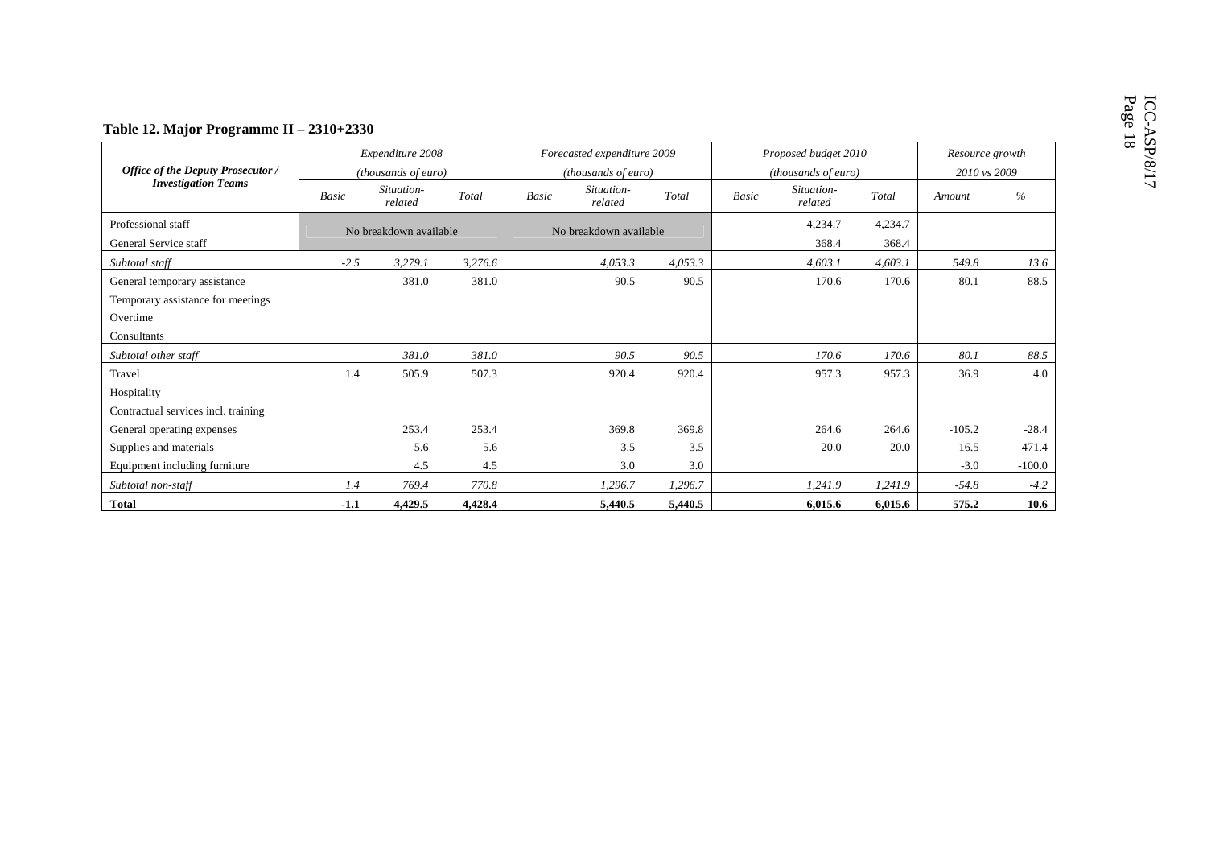**Table 12. Major Programme II – 2310+2330**

| Office of the Deputy Prosecutor / Investigation Teams | Expenditure 2008 (thousands of euro) | | | Forecasted expenditure 2009 (thousands of euro) | | | Proposed budget 2010 (thousands of euro) | | | Resource growth 2010 vs 2009 | |
|---|---|---|---|---|---|---|---|---|---|---|---|
| | Basic | Situation-related | Total | Basic | Situation-related | Total | Basic | Situation-related | Total | Amount | % |
| Professional staff | No breakdown available | | | No breakdown available | | | | 4,234.7 | 4,234.7 | | |
| General Service staff | | | | | | | | 368.4 | 368.4 | | |
| *Subtotal staff* | *-2.5* | *3,279.1* | *3,276.6* | | *4,053.3* | *4,053.3* | | *4,603.1* | *4,603.1* | *549.8* | *13.6* |
| General temporary assistance | | 381.0 | 381.0 | | 90.5 | 90.5 | | 170.6 | 170.6 | 80.1 | 88.5 |
| Temporary assistance for meetings | | | | | | | | | | | |
| Overtime | | | | | | | | | | | |
| Consultants | | | | | | | | | | | |
| *Subtotal other staff* | | *381.0* | *381.0* | | *90.5* | *90.5* | | *170.6* | *170.6* | *80.1* | *88.5* |
| Travel | 1.4 | 505.9 | 507.3 | | 920.4 | 920.4 | | 957.3 | 957.3 | 36.9 | 4.0 |
| Hospitality | | | | | | | | | | | |
| Contractual services incl. training | | | | | | | | | | | |
| General operating expenses | | 253.4 | 253.4 | | 369.8 | 369.8 | | 264.6 | 264.6 | -105.2 | -28.4 |
| Supplies and materials | | 5.6 | 5.6 | | 3.5 | 3.5 | | 20.0 | 20.0 | 16.5 | 471.4 |
| Equipment including furniture | | 4.5 | 4.5 | | 3.0 | 3.0 | | | | -3.0 | -100.0 |
| *Subtotal non-staff* | *1.4* | *769.4* | *770.8* | | *1,296.7* | *1,296.7* | | *1,241.9* | *1,241.9* | *-54.8* | *-4.2* |
| **Total** | **-1.1** | **4,429.5** | **4,428.4** | | **5,440.5** | **5,440.5** | | **6,015.6** | **6,015.6** | **575.2** | **10.6** |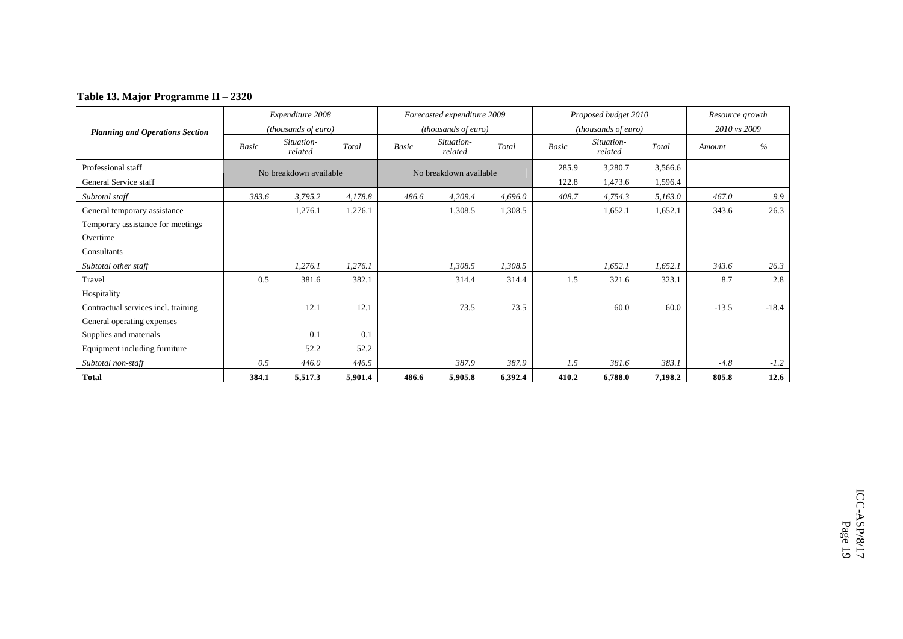**Table 13. Major Programme II – 2320**

| Planning and Operations Section | Expenditure 2008 (thousands of euro) | | | Forecasted expenditure 2009 (thousands of euro) | | | Proposed budget 2010 (thousands of euro) | | | Resource growth 2010 vs 2009 | |
|---|---|---|---|---|---|---|---|---|---|---|---|
| | *Basic* | *Situation-related* | *Total* | *Basic* | *Situation-related* | *Total* | *Basic* | *Situation-related* | *Total* | *Amount* | *%* |
| Professional staff | No breakdown available | | | No breakdown available | | | 285.9 | 3,280.7 | 3,566.6 | | |
| General Service staff | | | | | | | 122.8 | 1,473.6 | 1,596.4 | | |
| *Subtotal staff* | *383.6* | *3,795.2* | *4,178.8* | *486.6* | *4,209.4* | *4,696.0* | *408.7* | *4,754.3* | *5,163.0* | *467.0* | *9.9* |
| General temporary assistance | | 1,276.1 | 1,276.1 | | 1,308.5 | 1,308.5 | | 1,652.1 | 1,652.1 | 343.6 | 26.3 |
| Temporary assistance for meetings | | | | | | | | | | | |
| Overtime | | | | | | | | | | | |
| Consultants | | | | | | | | | | | |
| *Subtotal other staff* | | *1,276.1* | *1,276.1* | | *1,308.5* | *1,308.5* | | *1,652.1* | *1,652.1* | *343.6* | *26.3* |
| Travel | 0.5 | 381.6 | 382.1 | | 314.4 | 314.4 | 1.5 | 321.6 | 323.1 | 8.7 | 2.8 |
| Hospitality | | | | | | | | | | | |
| Contractual services incl. training | | 12.1 | 12.1 | | 73.5 | 73.5 | | 60.0 | 60.0 | -13.5 | -18.4 |
| General operating expenses | | | | | | | | | | | |
| Supplies and materials | | 0.1 | 0.1 | | | | | | | | |
| Equipment including furniture | | 52.2 | 52.2 | | | | | | | | |
| *Subtotal non-staff* | *0.5* | *446.0* | *446.5* | | *387.9* | *387.9* | *1.5* | *381.6* | *383.1* | *-4.8* | *-1.2* |
| **Total** | **384.1** | **5,517.3** | **5,901.4** | **486.6** | **5,905.8** | **6,392.4** | **410.2** | **6,788.0** | **7,198.2** | **805.8** | **12.6** |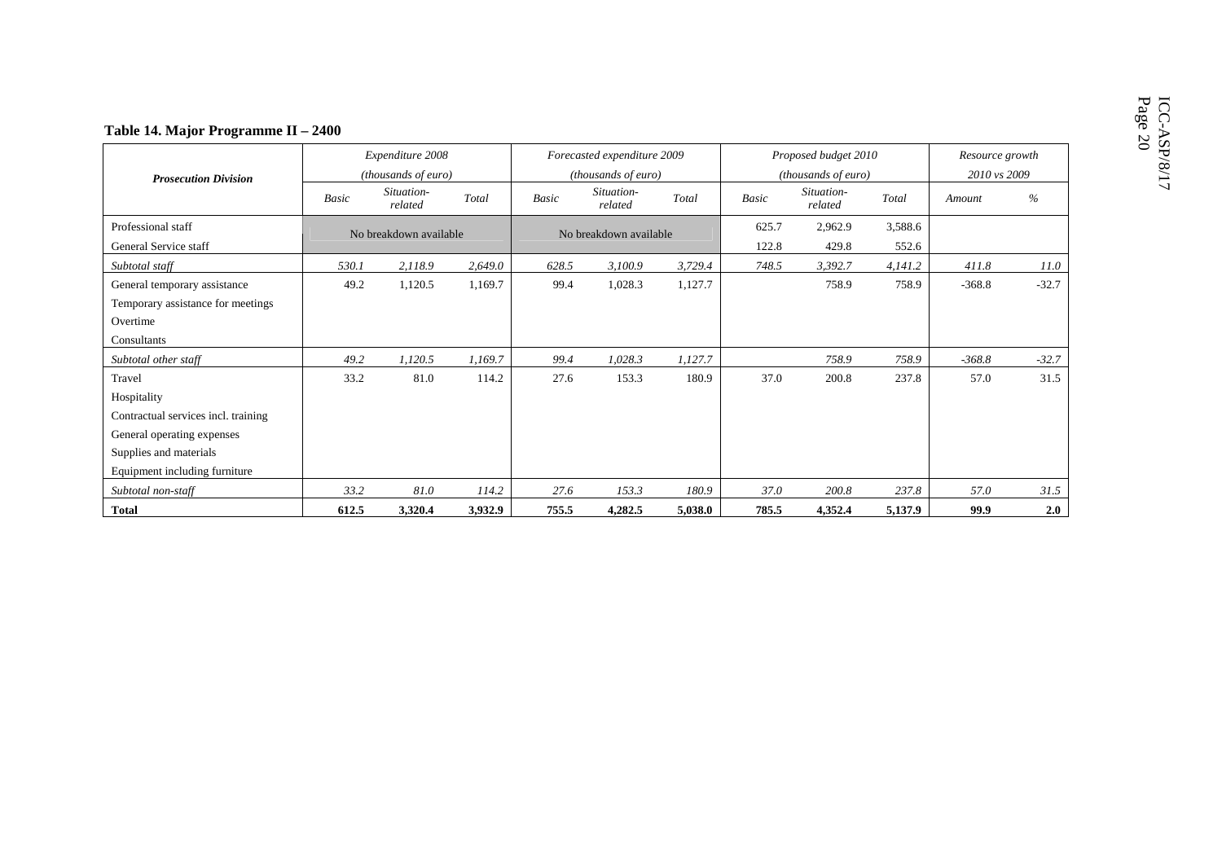**Table 14. Major Programme II – 2400**

| *Prosecution Division* | *Expenditure 2008 (thousands of euro)* | | | *Forecasted expenditure 2009 (thousands of euro)* | | | *Proposed budget 2010 (thousands of euro)* | | | *Resource growth 2010 vs 2009* | |
|---|---|---|---|---|---|---|---|---|---|---|---|
| | *Basic* | *Situation-related* | *Total* | *Basic* | *Situation-related* | *Total* | *Basic* | *Situation-related* | *Total* | *Amount* | *%* |
| Professional staff | No breakdown available | | | No breakdown available | | | 625.7 | 2,962.9 | 3,588.6 | | |
| General Service staff | | | | | | | 122.8 | 429.8 | 552.6 | | |
| *Subtotal staff* | *530.1* | *2,118.9* | *2,649.0* | *628.5* | *3,100.9* | *3,729.4* | *748.5* | *3,392.7* | *4,141.2* | *411.8* | *11.0* |
| General temporary assistance | 49.2 | 1,120.5 | 1,169.7 | 99.4 | 1,028.3 | 1,127.7 | | 758.9 | 758.9 | -368.8 | -32.7 |
| Temporary assistance for meetings | | | | | | | | | | | |
| Overtime | | | | | | | | | | | |
| Consultants | | | | | | | | | | | |
| *Subtotal other staff* | *49.2* | *1,120.5* | *1,169.7* | *99.4* | *1,028.3* | *1,127.7* | | *758.9* | *758.9* | *-368.8* | *-32.7* |
| Travel | 33.2 | 81.0 | 114.2 | 27.6 | 153.3 | 180.9 | 37.0 | 200.8 | 237.8 | 57.0 | 31.5 |
| Hospitality | | | | | | | | | | | |
| Contractual services incl. training | | | | | | | | | | | |
| General operating expenses | | | | | | | | | | | |
| Supplies and materials | | | | | | | | | | | |
| Equipment including furniture | | | | | | | | | | | |
| *Subtotal non-staff* | *33.2* | *81.0* | *114.2* | *27.6* | *153.3* | *180.9* | *37.0* | *200.8* | *237.8* | *57.0* | *31.5* |
| **Total** | **612.5** | **3,320.4** | **3,932.9** | **755.5** | **4,282.5** | **5,038.0** | **785.5** | **4,352.4** | **5,137.9** | **99.9** | **2.0** |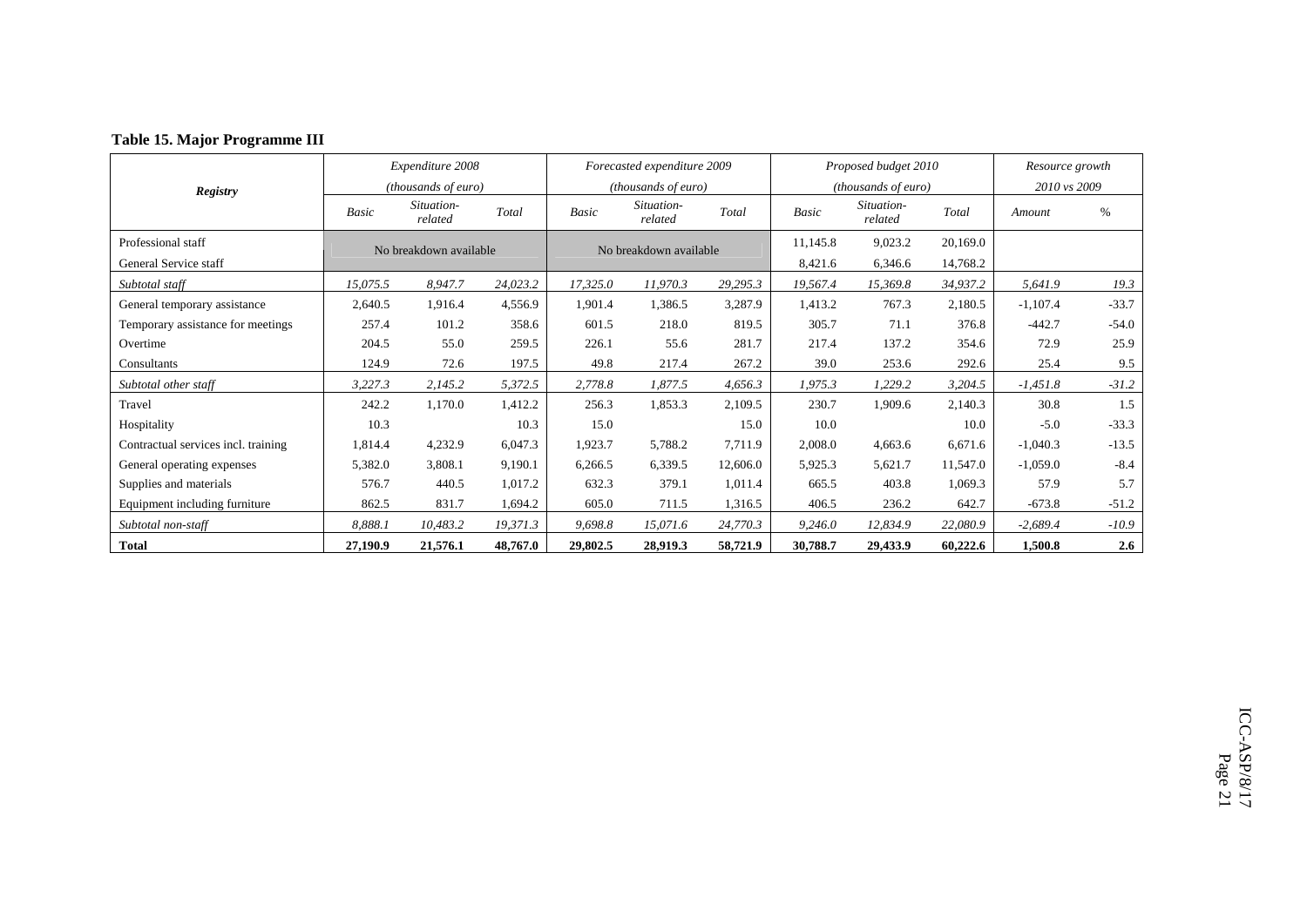**Table 15. Major Programme III**

| Registry | Expenditure 2008 (thousands of euro) | | | Forecasted expenditure 2009 (thousands of euro) | | | Proposed budget 2010 (thousands of euro) | | | Resource growth 2010 vs 2009 | |
|---|---|---|---|---|---|---|---|---|---|---|---|
| | *Basic* | *Situation-related* | *Total* | *Basic* | *Situation-related* | *Total* | *Basic* | *Situation-related* | *Total* | *Amount* | *%* |
| Professional staff | No breakdown available | | | No breakdown available | | | 11,145.8 | 9,023.2 | 20,169.0 | | |
| General Service staff | | | | | | | 8,421.6 | 6,346.6 | 14,768.2 | | |
| *Subtotal staff* | *15,075.5* | *8,947.7* | *24,023.2* | *17,325.0* | *11,970.3* | *29,295.3* | *19,567.4* | *15,369.8* | *34,937.2* | *5,641.9* | *19.3* |
| General temporary assistance | 2,640.5 | 1,916.4 | 4,556.9 | 1,901.4 | 1,386.5 | 3,287.9 | 1,413.2 | 767.3 | 2,180.5 | -1,107.4 | -33.7 |
| Temporary assistance for meetings | 257.4 | 101.2 | 358.6 | 601.5 | 218.0 | 819.5 | 305.7 | 71.1 | 376.8 | -442.7 | -54.0 |
| Overtime | 204.5 | 55.0 | 259.5 | 226.1 | 55.6 | 281.7 | 217.4 | 137.2 | 354.6 | 72.9 | 25.9 |
| Consultants | 124.9 | 72.6 | 197.5 | 49.8 | 217.4 | 267.2 | 39.0 | 253.6 | 292.6 | 25.4 | 9.5 |
| *Subtotal other staff* | *3,227.3* | *2,145.2* | *5,372.5* | *2,778.8* | *1,877.5* | *4,656.3* | *1,975.3* | *1,229.2* | *3,204.5* | *-1,451.8* | *-31.2* |
| Travel | 242.2 | 1,170.0 | 1,412.2 | 256.3 | 1,853.3 | 2,109.5 | 230.7 | 1,909.6 | 2,140.3 | 30.8 | 1.5 |
| Hospitality | 10.3 | | 10.3 | 15.0 | | 15.0 | 10.0 | | 10.0 | -5.0 | -33.3 |
| Contractual services incl. training | 1,814.4 | 4,232.9 | 6,047.3 | 1,923.7 | 5,788.2 | 7,711.9 | 2,008.0 | 4,663.6 | 6,671.6 | -1,040.3 | -13.5 |
| General operating expenses | 5,382.0 | 3,808.1 | 9,190.1 | 6,266.5 | 6,339.5 | 12,606.0 | 5,925.3 | 5,621.7 | 11,547.0 | -1,059.0 | -8.4 |
| Supplies and materials | 576.7 | 440.5 | 1,017.2 | 632.3 | 379.1 | 1,011.4 | 665.5 | 403.8 | 1,069.3 | 57.9 | 5.7 |
| Equipment including furniture | 862.5 | 831.7 | 1,694.2 | 605.0 | 711.5 | 1,316.5 | 406.5 | 236.2 | 642.7 | -673.8 | -51.2 |
| *Subtotal non-staff* | *8,888.1* | *10,483.2* | *19,371.3* | *9,698.8* | *15,071.6* | *24,770.3* | *9,246.0* | *12,834.9* | *22,080.9* | *-2,689.4* | *-10.9* |
| **Total** | **27,190.9** | **21,576.1** | **48,767.0** | **29,802.5** | **28,919.3** | **58,721.9** | **30,788.7** | **29,433.9** | **60,222.6** | **1,500.8** | **2.6** |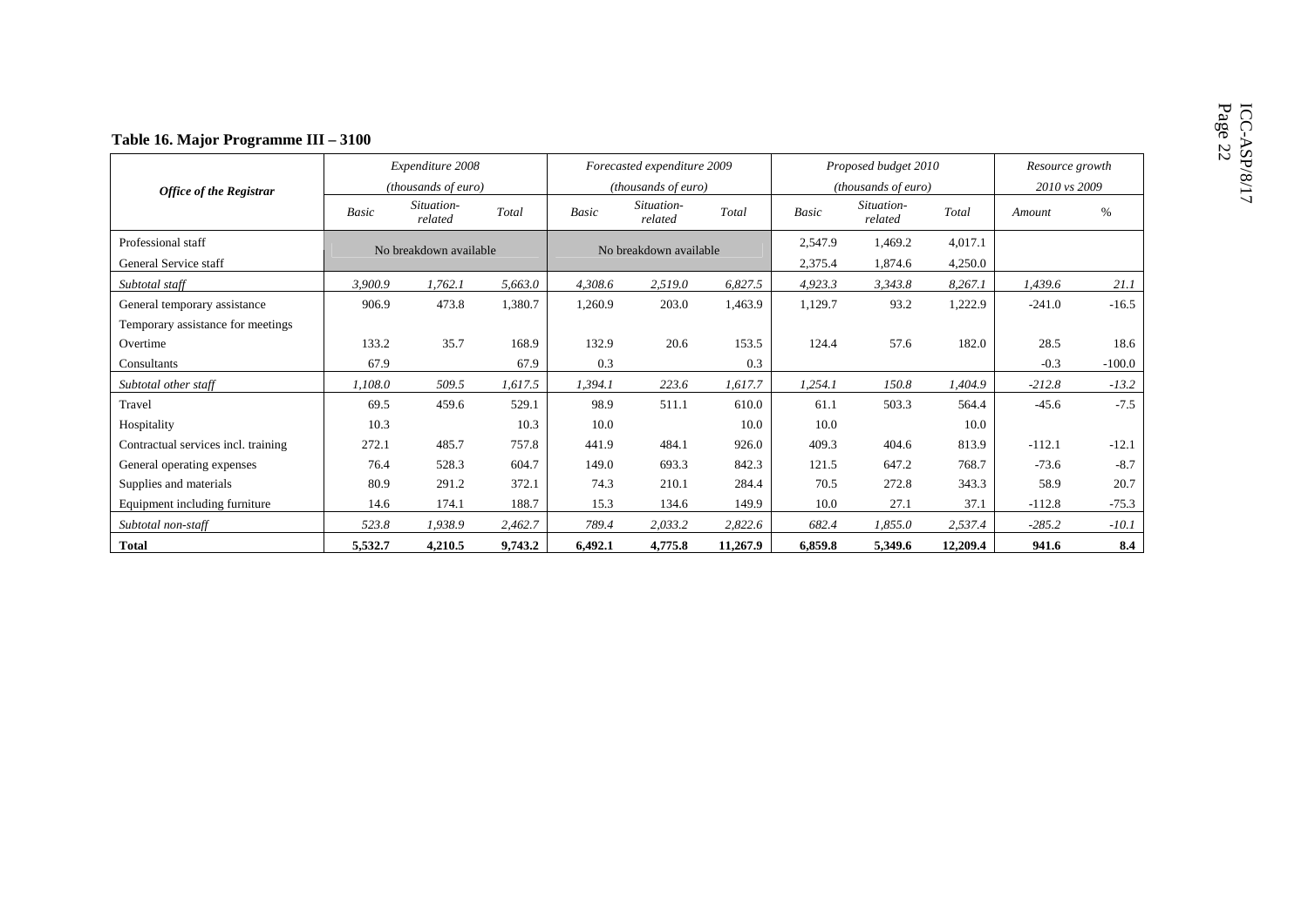**Table 16. Major Programme III – 3100**

| *Office of the Registrar* | *Expenditure 2008 (thousands of euro)* | | | *Forecasted expenditure 2009 (thousands of euro)* | | | *Proposed budget 2010 (thousands of euro)* | | | *Resource growth 2010 vs 2009* | |
|---|---|---|---|---|---|---|---|---|---|---|---|
| | *Basic* | *Situation-related* | *Total* | *Basic* | *Situation-related* | *Total* | *Basic* | *Situation-related* | *Total* | *Amount* | *%* |
| Professional staff | No breakdown available | | | No breakdown available | | | 2,547.9 | 1,469.2 | 4,017.1 | | |
| General Service staff | | | | | | | 2,375.4 | 1,874.6 | 4,250.0 | | |
| *Subtotal staff* | *3,900.9* | *1,762.1* | *5,663.0* | *4,308.6* | *2,519.0* | *6,827.5* | *4,923.3* | *3,343.8* | *8,267.1* | *1,439.6* | *21.1* |
| General temporary assistance | 906.9 | 473.8 | 1,380.7 | 1,260.9 | 203.0 | 1,463.9 | 1,129.7 | 93.2 | 1,222.9 | -241.0 | -16.5 |
| Temporary assistance for meetings | | | | | | | | | | | |
| Overtime | 133.2 | 35.7 | 168.9 | 132.9 | 20.6 | 153.5 | 124.4 | 57.6 | 182.0 | 28.5 | 18.6 |
| Consultants | 67.9 | | 67.9 | 0.3 | | 0.3 | | | | -0.3 | -100.0 |
| *Subtotal other staff* | *1,108.0* | *509.5* | *1,617.5* | *1,394.1* | *223.6* | *1,617.7* | *1,254.1* | *150.8* | *1,404.9* | *-212.8* | *-13.2* |
| Travel | 69.5 | 459.6 | 529.1 | 98.9 | 511.1 | 610.0 | 61.1 | 503.3 | 564.4 | -45.6 | -7.5 |
| Hospitality | 10.3 | | 10.3 | 10.0 | | 10.0 | 10.0 | | 10.0 | | |
| Contractual services incl. training | 272.1 | 485.7 | 757.8 | 441.9 | 484.1 | 926.0 | 409.3 | 404.6 | 813.9 | -112.1 | -12.1 |
| General operating expenses | 76.4 | 528.3 | 604.7 | 149.0 | 693.3 | 842.3 | 121.5 | 647.2 | 768.7 | -73.6 | -8.7 |
| Supplies and materials | 80.9 | 291.2 | 372.1 | 74.3 | 210.1 | 284.4 | 70.5 | 272.8 | 343.3 | 58.9 | 20.7 |
| Equipment including furniture | 14.6 | 174.1 | 188.7 | 15.3 | 134.6 | 149.9 | 10.0 | 27.1 | 37.1 | -112.8 | -75.3 |
| *Subtotal non-staff* | *523.8* | *1,938.9* | *2,462.7* | *789.4* | *2,033.2* | *2,822.6* | *682.4* | *1,855.0* | *2,537.4* | *-285.2* | *-10.1* |
| **Total** | **5,532.7** | **4,210.5** | **9,743.2** | **6,492.1** | **4,775.8** | **11,267.9** | **6,859.8** | **5,349.6** | **12,209.4** | **941.6** | **8.4** |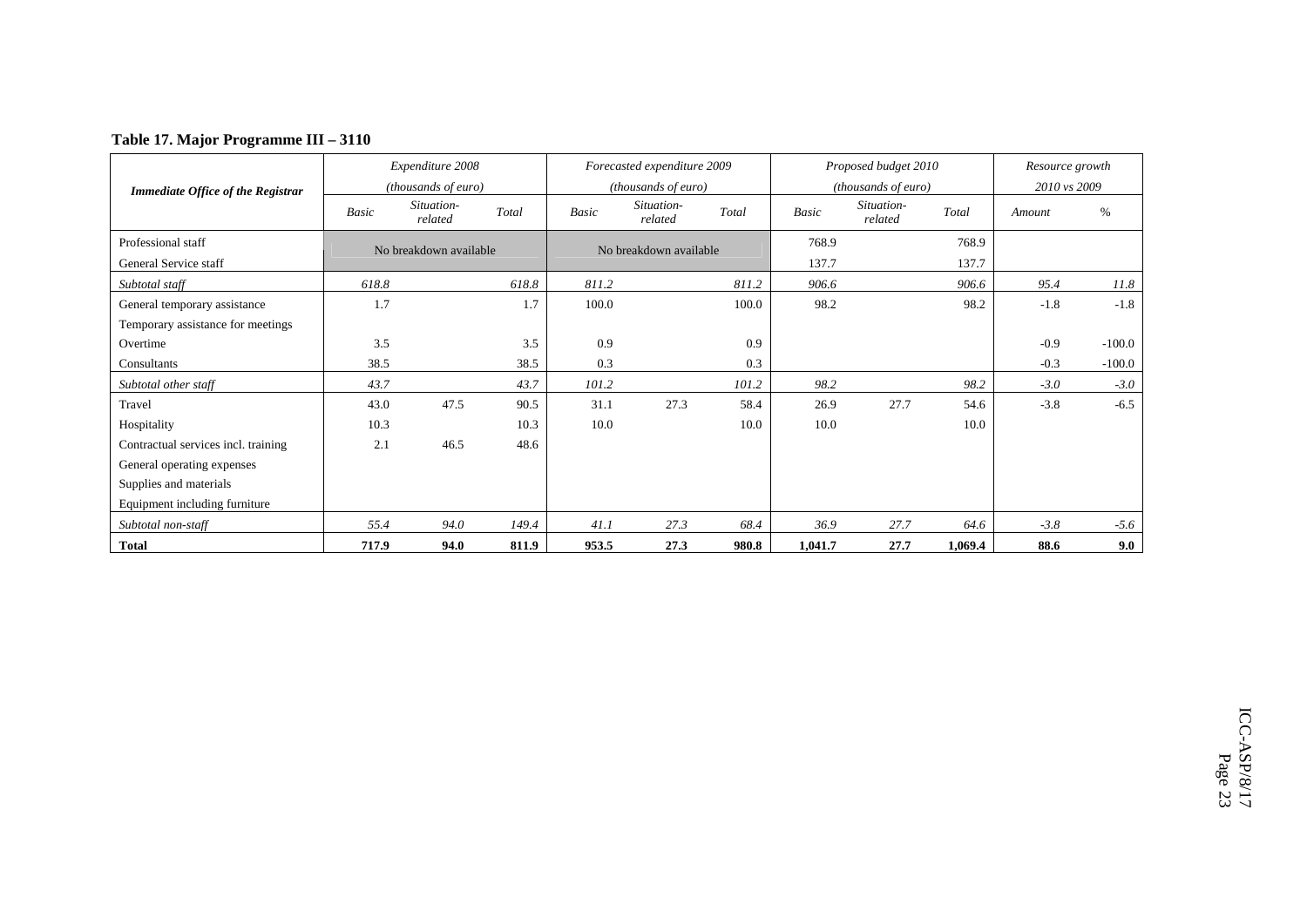**Table 17. Major Programme III – 3110**

| *Immediate Office of the Registrar* | *Expenditure 2008 (thousands of euro)* | | | *Forecasted expenditure 2009 (thousands of euro)* | | | *Proposed budget 2010 (thousands of euro)* | | | *Resource growth 2010 vs 2009* | |
|---|---|---|---|---|---|---|---|---|---|---|---|
| | *Basic* | *Situation-related* | *Total* | *Basic* | *Situation-related* | *Total* | *Basic* | *Situation-related* | *Total* | *Amount* | *%* |
| Professional staff | No breakdown available | | | No breakdown available | | | 768.9 | | 768.9 | | |
| General Service staff | | | | | | | 137.7 | | 137.7 | | |
| *Subtotal staff* | *618.8* | | *618.8* | *811.2* | | *811.2* | *906.6* | | *906.6* | *95.4* | *11.8* |
| General temporary assistance | 1.7 | | 1.7 | 100.0 | | 100.0 | 98.2 | | 98.2 | -1.8 | -1.8 |
| Temporary assistance for meetings | | | | | | | | | | | |
| Overtime | 3.5 | | 3.5 | 0.9 | | 0.9 | | | | -0.9 | -100.0 |
| Consultants | 38.5 | | 38.5 | 0.3 | | 0.3 | | | | -0.3 | -100.0 |
| *Subtotal other staff* | *43.7* | | *43.7* | *101.2* | | *101.2* | *98.2* | | *98.2* | *-3.0* | *-3.0* |
| Travel | 43.0 | 47.5 | 90.5 | 31.1 | 27.3 | 58.4 | 26.9 | 27.7 | 54.6 | -3.8 | -6.5 |
| Hospitality | 10.3 | | 10.3 | 10.0 | | 10.0 | 10.0 | | 10.0 | | |
| Contractual services incl. training | 2.1 | 46.5 | 48.6 | | | | | | | | |
| General operating expenses | | | | | | | | | | | |
| Supplies and materials | | | | | | | | | | | |
| Equipment including furniture | | | | | | | | | | | |
| *Subtotal non-staff* | *55.4* | *94.0* | *149.4* | *41.1* | *27.3* | *68.4* | *36.9* | *27.7* | *64.6* | *-3.8* | *-5.6* |
| **Total** | **717.9** | **94.0** | **811.9** | **953.5** | **27.3** | **980.8** | **1,041.7** | **27.7** | **1,069.4** | **88.6** | **9.0** |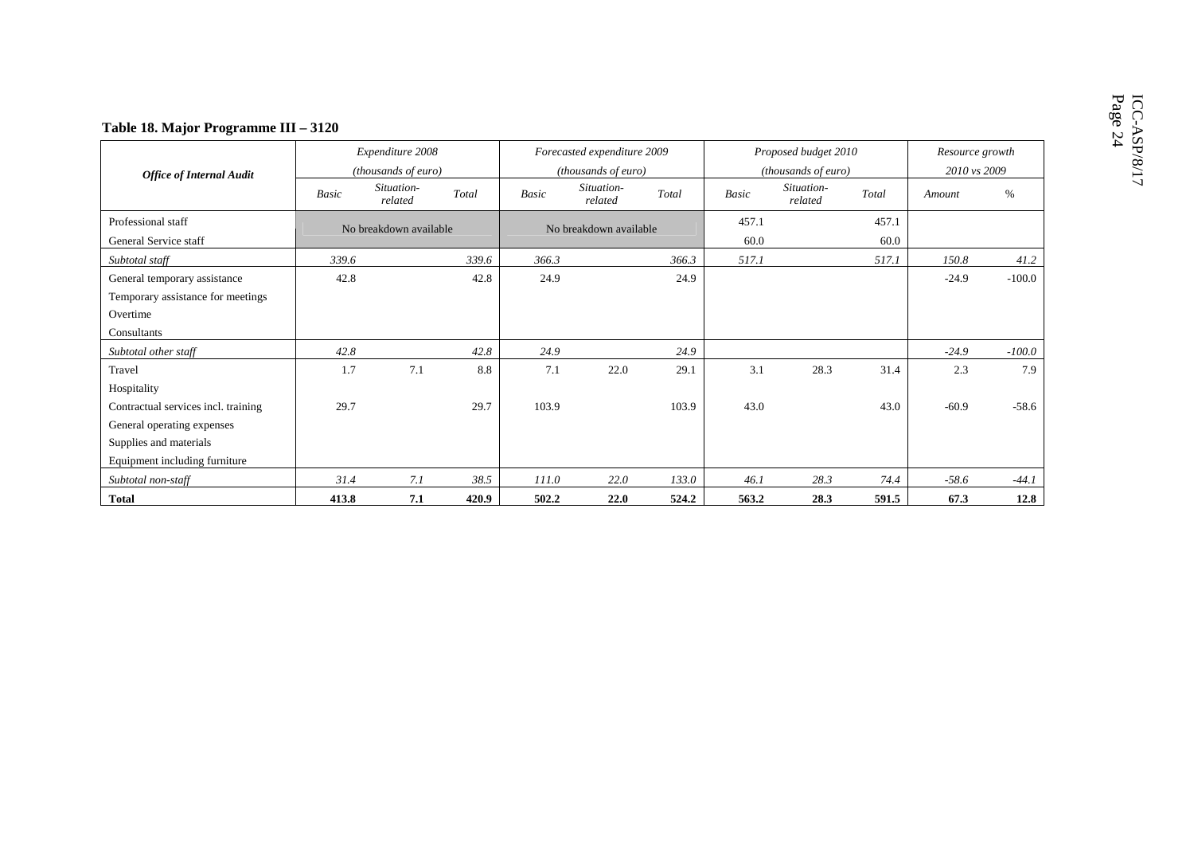**Table 18. Major Programme III – 3120**

| Office of Internal Audit | Expenditure 2008 (thousands of euro) | | | Forecasted expenditure 2009 (thousands of euro) | | | Proposed budget 2010 (thousands of euro) | | | Resource growth 2010 vs 2009 | |
|---|---|---|---|---|---|---|---|---|---|---|---|
| | *Basic* | *Situation-related* | *Total* | *Basic* | *Situation-related* | *Total* | *Basic* | *Situation-related* | *Total* | *Amount* | *%* |
| Professional staff | No breakdown available | | | No breakdown available | | | 457.1 | | 457.1 | | |
| General Service staff | | | | | | | 60.0 | | 60.0 | | |
| *Subtotal staff* | *339.6* | | *339.6* | *366.3* | | *366.3* | *517.1* | | *517.1* | *150.8* | *41.2* |
| General temporary assistance | 42.8 | | 42.8 | 24.9 | | 24.9 | | | | -24.9 | -100.0 |
| Temporary assistance for meetings | | | | | | | | | | | |
| Overtime | | | | | | | | | | | |
| Consultants | | | | | | | | | | | |
| *Subtotal other staff* | *42.8* | | *42.8* | *24.9* | | *24.9* | | | | *-24.9* | *-100.0* |
| Travel | 1.7 | 7.1 | 8.8 | 7.1 | 22.0 | 29.1 | 3.1 | 28.3 | 31.4 | 2.3 | 7.9 |
| Hospitality | | | | | | | | | | | |
| Contractual services incl. training | 29.7 | | 29.7 | 103.9 | | 103.9 | 43.0 | | 43.0 | -60.9 | -58.6 |
| General operating expenses | | | | | | | | | | | |
| Supplies and materials | | | | | | | | | | | |
| Equipment including furniture | | | | | | | | | | | |
| *Subtotal non-staff* | *31.4* | *7.1* | *38.5* | *111.0* | *22.0* | *133.0* | *46.1* | *28.3* | *74.4* | *-58.6* | *-44.1* |
| **Total** | **413.8** | **7.1** | **420.9** | **502.2** | **22.0** | **524.2** | **563.2** | **28.3** | **591.5** | **67.3** | **12.8** |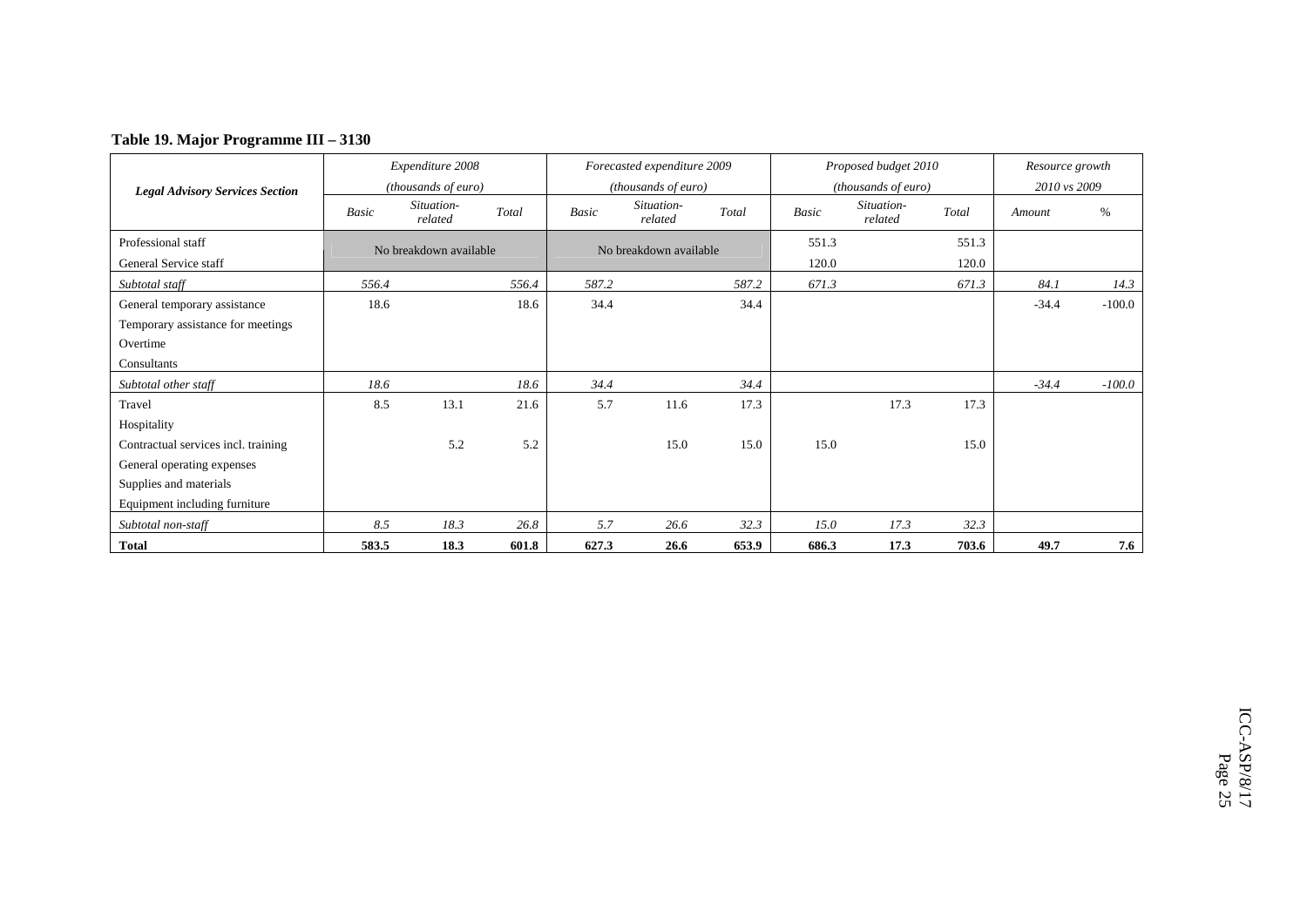**Table 19. Major Programme III – 3130**

| Legal Advisory Services Section | Expenditure 2008 (thousands of euro) | | | Forecasted expenditure 2009 (thousands of euro) | | | Proposed budget 2010 (thousands of euro) | | | Resource growth 2010 vs 2009 | |
|---|---|---|---|---|---|---|---|---|---|---|---|
| | *Basic* | *Situation-related* | *Total* | *Basic* | *Situation-related* | *Total* | *Basic* | *Situation-related* | *Total* | *Amount* | *%* |
| Professional staff | No breakdown available | | | No breakdown available | | | 551.3 | | 551.3 | | |
| General Service staff | | | | | | | 120.0 | | 120.0 | | |
| *Subtotal staff* | *556.4* | | *556.4* | *587.2* | | *587.2* | *671.3* | | *671.3* | *84.1* | *14.3* |
| General temporary assistance | 18.6 | | 18.6 | 34.4 | | 34.4 | | | | -34.4 | -100.0 |
| Temporary assistance for meetings | | | | | | | | | | | |
| Overtime | | | | | | | | | | | |
| Consultants | | | | | | | | | | | |
| *Subtotal other staff* | *18.6* | | *18.6* | *34.4* | | *34.4* | | | | *-34.4* | *-100.0* |
| Travel | 8.5 | 13.1 | 21.6 | 5.7 | 11.6 | 17.3 | | 17.3 | 17.3 | | |
| Hospitality | | | | | | | | | | | |
| Contractual services incl. training | | 5.2 | 5.2 | | 15.0 | 15.0 | 15.0 | | 15.0 | | |
| General operating expenses | | | | | | | | | | | |
| Supplies and materials | | | | | | | | | | | |
| Equipment including furniture | | | | | | | | | | | |
| *Subtotal non-staff* | *8.5* | *18.3* | *26.8* | *5.7* | *26.6* | *32.3* | *15.0* | *17.3* | *32.3* | | |
| **Total** | **583.5** | **18.3** | **601.8** | **627.3** | **26.6** | **653.9** | **686.3** | **17.3** | **703.6** | **49.7** | **7.6** |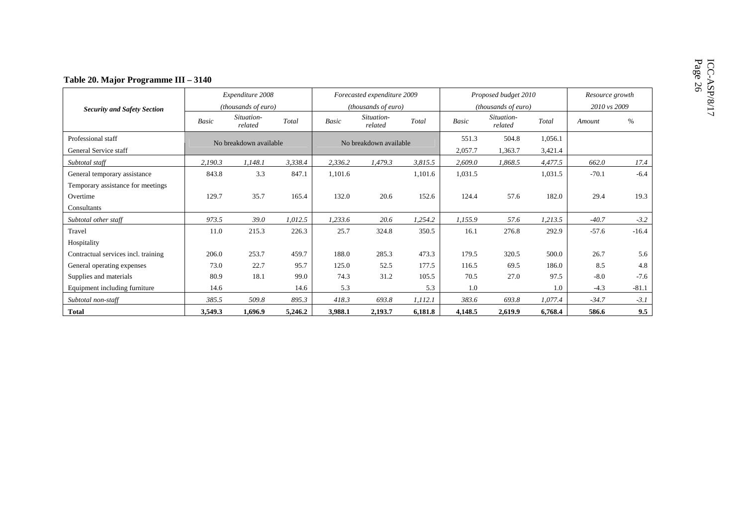**Table 20. Major Programme III – 3140**

| Security and Safety Section | Expenditure 2008 (thousands of euro) | | | Forecasted expenditure 2009 (thousands of euro) | | | Proposed budget 2010 (thousands of euro) | | | Resource growth 2010 vs 2009 | |
|---|---|---|---|---|---|---|---|---|---|---|---|
| | *Basic* | *Situation-related* | *Total* | *Basic* | *Situation-related* | *Total* | *Basic* | *Situation-related* | *Total* | *Amount* | *%* |
| Professional staff | No breakdown available | | | No breakdown available | | | 551.3 | 504.8 | 1,056.1 | | |
| General Service staff | | | | | | | 2,057.7 | 1,363.7 | 3,421.4 | | |
| *Subtotal staff* | *2,190.3* | *1,148.1* | *3,338.4* | *2,336.2* | *1,479.3* | *3,815.5* | *2,609.0* | *1,868.5* | *4,477.5* | *662.0* | *17.4* |
| General temporary assistance | 843.8 | 3.3 | 847.1 | 1,101.6 | | 1,101.6 | 1,031.5 | | 1,031.5 | -70.1 | -6.4 |
| Temporary assistance for meetings | | | | | | | | | | | |
| Overtime | 129.7 | 35.7 | 165.4 | 132.0 | 20.6 | 152.6 | 124.4 | 57.6 | 182.0 | 29.4 | 19.3 |
| Consultants | | | | | | | | | | | |
| *Subtotal other staff* | *973.5* | *39.0* | *1,012.5* | *1,233.6* | *20.6* | *1,254.2* | *1,155.9* | *57.6* | *1,213.5* | *-40.7* | *-3.2* |
| Travel | 11.0 | 215.3 | 226.3 | 25.7 | 324.8 | 350.5 | 16.1 | 276.8 | 292.9 | -57.6 | -16.4 |
| Hospitality | | | | | | | | | | | |
| Contractual services incl. training | 206.0 | 253.7 | 459.7 | 188.0 | 285.3 | 473.3 | 179.5 | 320.5 | 500.0 | 26.7 | 5.6 |
| General operating expenses | 73.0 | 22.7 | 95.7 | 125.0 | 52.5 | 177.5 | 116.5 | 69.5 | 186.0 | 8.5 | 4.8 |
| Supplies and materials | 80.9 | 18.1 | 99.0 | 74.3 | 31.2 | 105.5 | 70.5 | 27.0 | 97.5 | -8.0 | -7.6 |
| Equipment including furniture | 14.6 | | 14.6 | 5.3 | | 5.3 | 1.0 | | 1.0 | -4.3 | -81.1 |
| *Subtotal non-staff* | *385.5* | *509.8* | *895.3* | *418.3* | *693.8* | *1,112.1* | *383.6* | *693.8* | *1,077.4* | *-34.7* | *-3.1* |
| **Total** | **3,549.3** | **1,696.9** | **5,246.2** | **3,988.1** | **2,193.7** | **6,181.8** | **4,148.5** | **2,619.9** | **6,768.4** | **586.6** | **9.5** |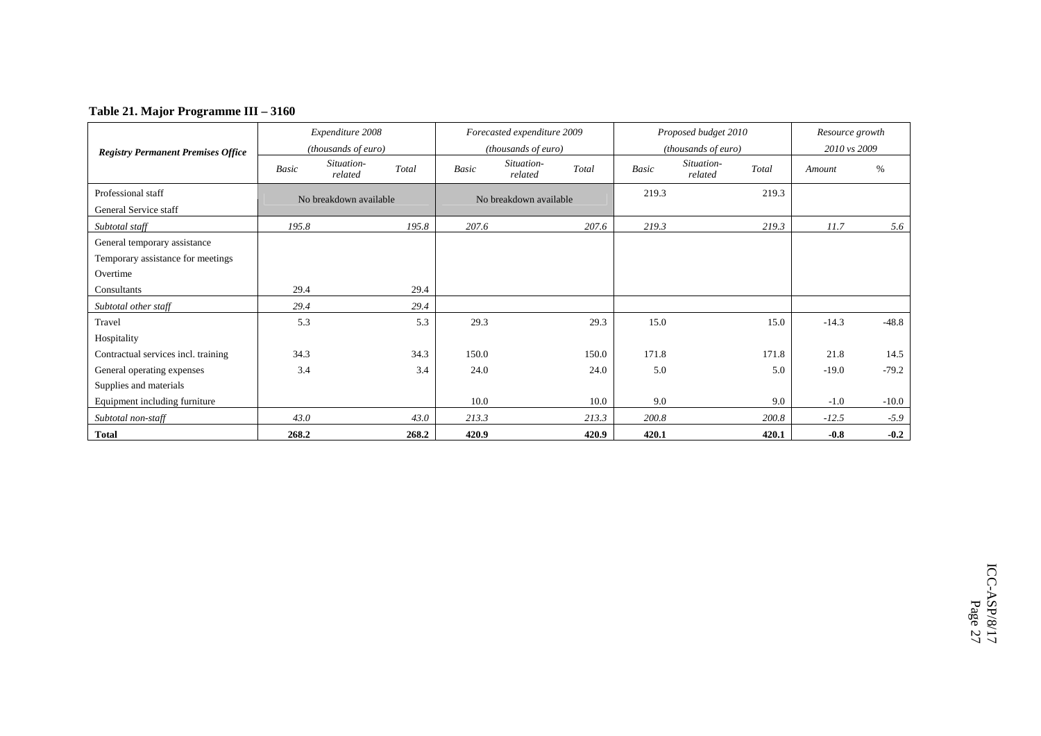**Table 21. Major Programme III – 3160**

| Registry Permanent Premises Office | Expenditure 2008 (thousands of euro) | | | Forecasted expenditure 2009 (thousands of euro) | | | Proposed budget 2010 (thousands of euro) | | | Resource growth 2010 vs 2009 | |
|---|---|---|---|---|---|---|---|---|---|---|---|
| | *Basic* | *Situation-related* | *Total* | *Basic* | *Situation-related* | *Total* | *Basic* | *Situation-related* | *Total* | *Amount* | *%* |
| Professional staff | No breakdown available | | | No breakdown available | | | 219.3 | | 219.3 | | |
| General Service staff | | | | | | | | | | | |
| *Subtotal staff* | *195.8* | | *195.8* | *207.6* | | *207.6* | *219.3* | | *219.3* | *11.7* | *5.6* |
| General temporary assistance | | | | | | | | | | | |
| Temporary assistance for meetings | | | | | | | | | | | |
| Overtime | | | | | | | | | | | |
| Consultants | 29.4 | | 29.4 | | | | | | | | |
| *Subtotal other staff* | *29.4* | | *29.4* | | | | | | | | |
| Travel | 5.3 | | 5.3 | 29.3 | | 29.3 | 15.0 | | 15.0 | -14.3 | -48.8 |
| Hospitality | | | | | | | | | | | |
| Contractual services incl. training | 34.3 | | 34.3 | 150.0 | | 150.0 | 171.8 | | 171.8 | 21.8 | 14.5 |
| General operating expenses | 3.4 | | 3.4 | 24.0 | | 24.0 | 5.0 | | 5.0 | -19.0 | -79.2 |
| Supplies and materials | | | | | | | | | | | |
| Equipment including furniture | | | | 10.0 | | 10.0 | 9.0 | | 9.0 | -1.0 | -10.0 |
| *Subtotal non-staff* | *43.0* | | *43.0* | *213.3* | | *213.3* | *200.8* | | *200.8* | *-12.5* | *-5.9* |
| **Total** | **268.2** | | **268.2** | **420.9** | | **420.9** | **420.1** | | **420.1** | **-0.8** | **-0.2** |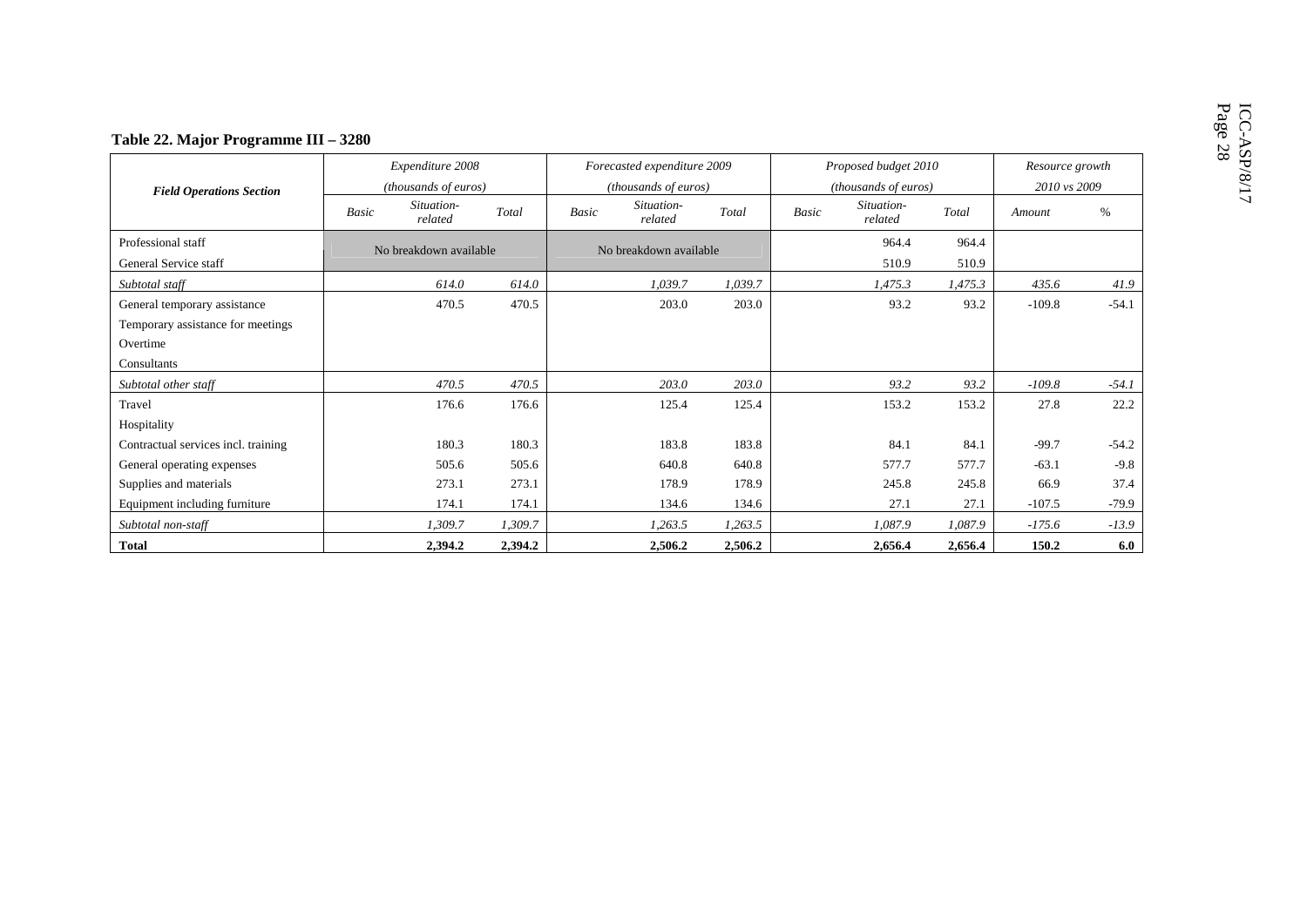**Table 22. Major Programme III – 3280**

| Field Operations Section | Expenditure 2008 (thousands of euros) | | | Forecasted expenditure 2009 (thousands of euros) | | | Proposed budget 2010 (thousands of euros) | | | Resource growth 2010 vs 2009 | |
|---|---|---|---|---|---|---|---|---|---|---|---|
| | *Basic* | *Situation-related* | *Total* | *Basic* | *Situation-related* | *Total* | *Basic* | *Situation-related* | *Total* | *Amount* | *%* |
| Professional staff | No breakdown available | | | No breakdown available | | | | 964.4 | 964.4 | | |
| General Service staff | | | | | | | | 510.9 | 510.9 | | |
| *Subtotal staff* | | *614.0* | *614.0* | | *1,039.7* | *1,039.7* | | *1,475.3* | *1,475.3* | *435.6* | *41.9* |
| General temporary assistance | | 470.5 | 470.5 | | 203.0 | 203.0 | | 93.2 | 93.2 | -109.8 | -54.1 |
| Temporary assistance for meetings | | | | | | | | | | | |
| Overtime | | | | | | | | | | | |
| Consultants | | | | | | | | | | | |
| *Subtotal other staff* | | *470.5* | *470.5* | | *203.0* | *203.0* | | *93.2* | *93.2* | *-109.8* | *-54.1* |
| Travel | | 176.6 | 176.6 | | 125.4 | 125.4 | | 153.2 | 153.2 | 27.8 | 22.2 |
| Hospitality | | | | | | | | | | | |
| Contractual services incl. training | | 180.3 | 180.3 | | 183.8 | 183.8 | | 84.1 | 84.1 | -99.7 | -54.2 |
| General operating expenses | | 505.6 | 505.6 | | 640.8 | 640.8 | | 577.7 | 577.7 | -63.1 | -9.8 |
| Supplies and materials | | 273.1 | 273.1 | | 178.9 | 178.9 | | 245.8 | 245.8 | 66.9 | 37.4 |
| Equipment including furniture | | 174.1 | 174.1 | | 134.6 | 134.6 | | 27.1 | 27.1 | -107.5 | -79.9 |
| *Subtotal non-staff* | | *1,309.7* | *1,309.7* | | *1,263.5* | *1,263.5* | | *1,087.9* | *1,087.9* | *-175.6* | *-13.9* |
| **Total** | | **2,394.2** | **2,394.2** | | **2,506.2** | **2,506.2** | | **2,656.4** | **2,656.4** | **150.2** | **6.0** |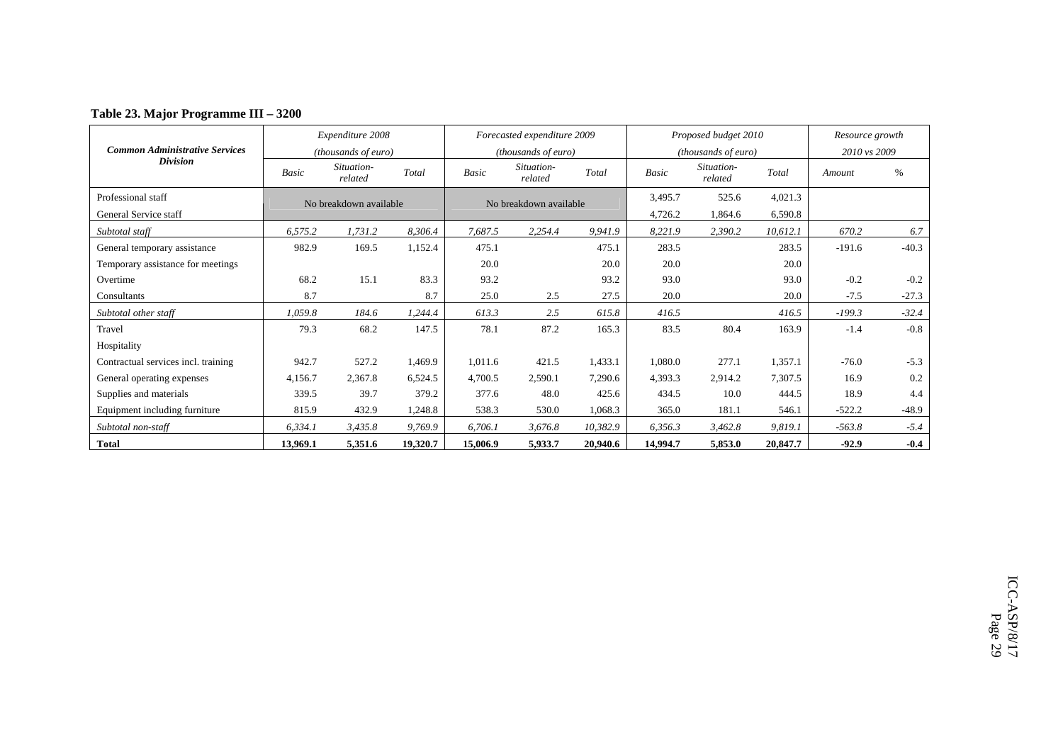**Table 23. Major Programme III – 3200**

| Common Administrative Services Division | Expenditure 2008 (thousands of euro) | | | Forecasted expenditure 2009 (thousands of euro) | | | Proposed budget 2010 (thousands of euro) | | | Resource growth 2010 vs 2009 | |
|---|---|---|---|---|---|---|---|---|---|---|---|
| | *Basic* | *Situation-related* | *Total* | *Basic* | *Situation-related* | *Total* | *Basic* | *Situation-related* | *Total* | *Amount* | *%* |
| Professional staff | No breakdown available | | | No breakdown available | | | 3,495.7 | 525.6 | 4,021.3 | | |
| General Service staff | | | | | | | 4,726.2 | 1,864.6 | 6,590.8 | | |
| *Subtotal staff* | *6,575.2* | *1,731.2* | *8,306.4* | *7,687.5* | *2,254.4* | *9,941.9* | *8,221.9* | *2,390.2* | *10,612.1* | *670.2* | *6.7* |
| General temporary assistance | 982.9 | 169.5 | 1,152.4 | 475.1 | | 475.1 | 283.5 | | 283.5 | -191.6 | -40.3 |
| Temporary assistance for meetings | | | | 20.0 | | 20.0 | 20.0 | | 20.0 | | |
| Overtime | 68.2 | 15.1 | 83.3 | 93.2 | | 93.2 | 93.0 | | 93.0 | -0.2 | -0.2 |
| Consultants | 8.7 | | 8.7 | 25.0 | 2.5 | 27.5 | 20.0 | | 20.0 | -7.5 | -27.3 |
| *Subtotal other staff* | *1,059.8* | *184.6* | *1,244.4* | *613.3* | *2.5* | *615.8* | *416.5* | | *416.5* | *-199.3* | *-32.4* |
| Travel | 79.3 | 68.2 | 147.5 | 78.1 | 87.2 | 165.3 | 83.5 | 80.4 | 163.9 | -1.4 | -0.8 |
| Hospitality | | | | | | | | | | | |
| Contractual services incl. training | 942.7 | 527.2 | 1,469.9 | 1,011.6 | 421.5 | 1,433.1 | 1,080.0 | 277.1 | 1,357.1 | -76.0 | -5.3 |
| General operating expenses | 4,156.7 | 2,367.8 | 6,524.5 | 4,700.5 | 2,590.1 | 7,290.6 | 4,393.3 | 2,914.2 | 7,307.5 | 16.9 | 0.2 |
| Supplies and materials | 339.5 | 39.7 | 379.2 | 377.6 | 48.0 | 425.6 | 434.5 | 10.0 | 444.5 | 18.9 | 4.4 |
| Equipment including furniture | 815.9 | 432.9 | 1,248.8 | 538.3 | 530.0 | 1,068.3 | 365.0 | 181.1 | 546.1 | -522.2 | -48.9 |
| *Subtotal non-staff* | *6,334.1* | *3,435.8* | *9,769.9* | *6,706.1* | *3,676.8* | *10,382.9* | *6,356.3* | *3,462.8* | *9,819.1* | *-563.8* | *-5.4* |
| **Total** | **13,969.1** | **5,351.6** | **19,320.7** | **15,006.9** | **5,933.7** | **20,940.6** | **14,994.7** | **5,853.0** | **20,847.7** | **-92.9** | **-0.4** |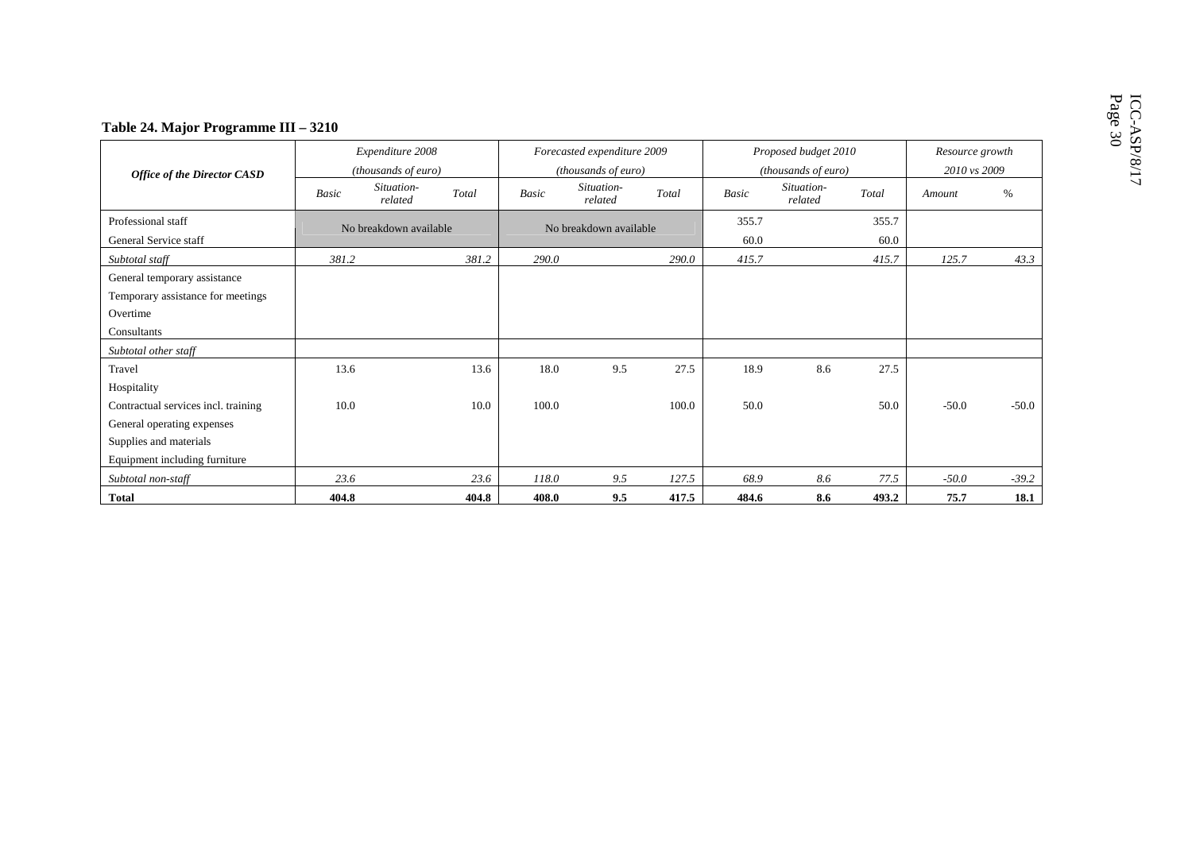**Table 24. Major Programme III – 3210**

| *Office of the Director CASD* | *Expenditure 2008 (thousands of euro)* | | | *Forecasted expenditure 2009 (thousands of euro)* | | | *Proposed budget 2010 (thousands of euro)* | | | *Resource growth 2010 vs 2009* | |
|---|---|---|---|---|---|---|---|---|---|---|---|
| | *Basic* | *Situation-related* | *Total* | *Basic* | *Situation-related* | *Total* | *Basic* | *Situation-related* | *Total* | *Amount* | *%* |
| Professional staff | No breakdown available | | | No breakdown available | | | 355.7 | | 355.7 | | |
| General Service staff | | | | | | | 60.0 | | 60.0 | | |
| *Subtotal staff* | *381.2* | | *381.2* | *290.0* | | *290.0* | *415.7* | | *415.7* | *125.7* | *43.3* |
| General temporary assistance | | | | | | | | | | | |
| Temporary assistance for meetings | | | | | | | | | | | |
| Overtime | | | | | | | | | | | |
| Consultants | | | | | | | | | | | |
| *Subtotal other staff* | | | | | | | | | | | |
| Travel | 13.6 | | 13.6 | 18.0 | 9.5 | 27.5 | 18.9 | 8.6 | 27.5 | | |
| Hospitality | | | | | | | | | | | |
| Contractual services incl. training | 10.0 | | 10.0 | 100.0 | | 100.0 | 50.0 | | 50.0 | -50.0 | -50.0 |
| General operating expenses | | | | | | | | | | | |
| Supplies and materials | | | | | | | | | | | |
| Equipment including furniture | | | | | | | | | | | |
| *Subtotal non-staff* | *23.6* | | *23.6* | *118.0* | *9.5* | *127.5* | *68.9* | *8.6* | *77.5* | *-50.0* | *-39.2* |
| **Total** | **404.8** | | **404.8** | **408.0** | **9.5** | **417.5** | **484.6** | **8.6** | **493.2** | **75.7** | **18.1** |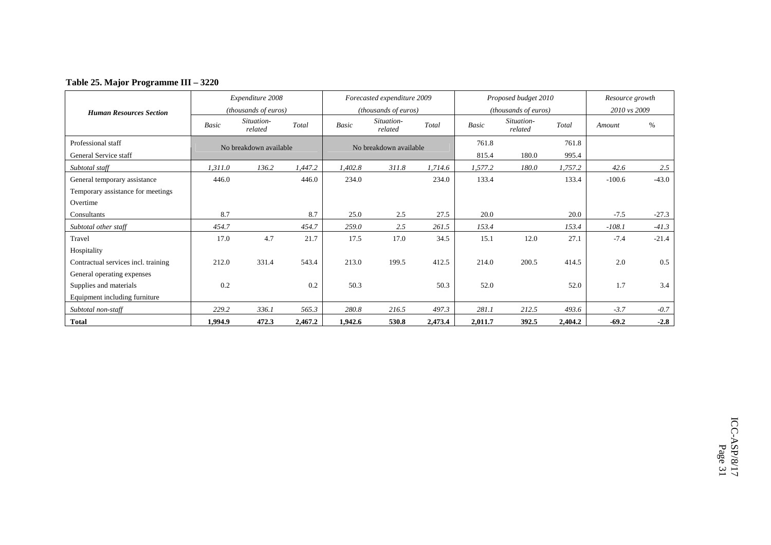**Table 25. Major Programme III – 3220**

| *Human Resources Section* | *Expenditure 2008 (thousands of euros)* | | | *Forecasted expenditure 2009 (thousands of euros)* | | | *Proposed budget 2010 (thousands of euros)* | | | *Resource growth 2010 vs 2009* | |
|---|---|---|---|---|---|---|---|---|---|---|---|
| | *Basic* | *Situation-related* | *Total* | *Basic* | *Situation-related* | *Total* | *Basic* | *Situation-related* | *Total* | *Amount* | *%* |
| Professional staff | No breakdown available | | | No breakdown available | | | 761.8 | | 761.8 | | |
| General Service staff | | | | | | | 815.4 | 180.0 | 995.4 | | |
| *Subtotal staff* | *1,311.0* | *136.2* | *1,447.2* | *1,402.8* | *311.8* | *1,714.6* | *1,577.2* | *180.0* | *1,757.2* | *42.6* | *2.5* |
| General temporary assistance | 446.0 | | 446.0 | 234.0 | | 234.0 | 133.4 | | 133.4 | -100.6 | -43.0 |
| Temporary assistance for meetings | | | | | | | | | | | |
| Overtime | | | | | | | | | | | |
| Consultants | 8.7 | | 8.7 | 25.0 | 2.5 | 27.5 | 20.0 | | 20.0 | -7.5 | -27.3 |
| *Subtotal other staff* | *454.7* | | *454.7* | *259.0* | *2.5* | *261.5* | *153.4* | | *153.4* | *-108.1* | *-41.3* |
| Travel | 17.0 | 4.7 | 21.7 | 17.5 | 17.0 | 34.5 | 15.1 | 12.0 | 27.1 | -7.4 | -21.4 |
| Hospitality | | | | | | | | | | | |
| Contractual services incl. training | 212.0 | 331.4 | 543.4 | 213.0 | 199.5 | 412.5 | 214.0 | 200.5 | 414.5 | 2.0 | 0.5 |
| General operating expenses | | | | | | | | | | | |
| Supplies and materials | 0.2 | | 0.2 | 50.3 | | 50.3 | 52.0 | | 52.0 | 1.7 | 3.4 |
| Equipment including furniture | | | | | | | | | | | |
| *Subtotal non-staff* | *229.2* | *336.1* | *565.3* | *280.8* | *216.5* | *497.3* | *281.1* | *212.5* | *493.6* | *-3.7* | *-0.7* |
| **Total** | **1,994.9** | **472.3** | **2,467.2** | **1,942.6** | **530.8** | **2,473.4** | **2,011.7** | **392.5** | **2,404.2** | **-69.2** | **-2.8** |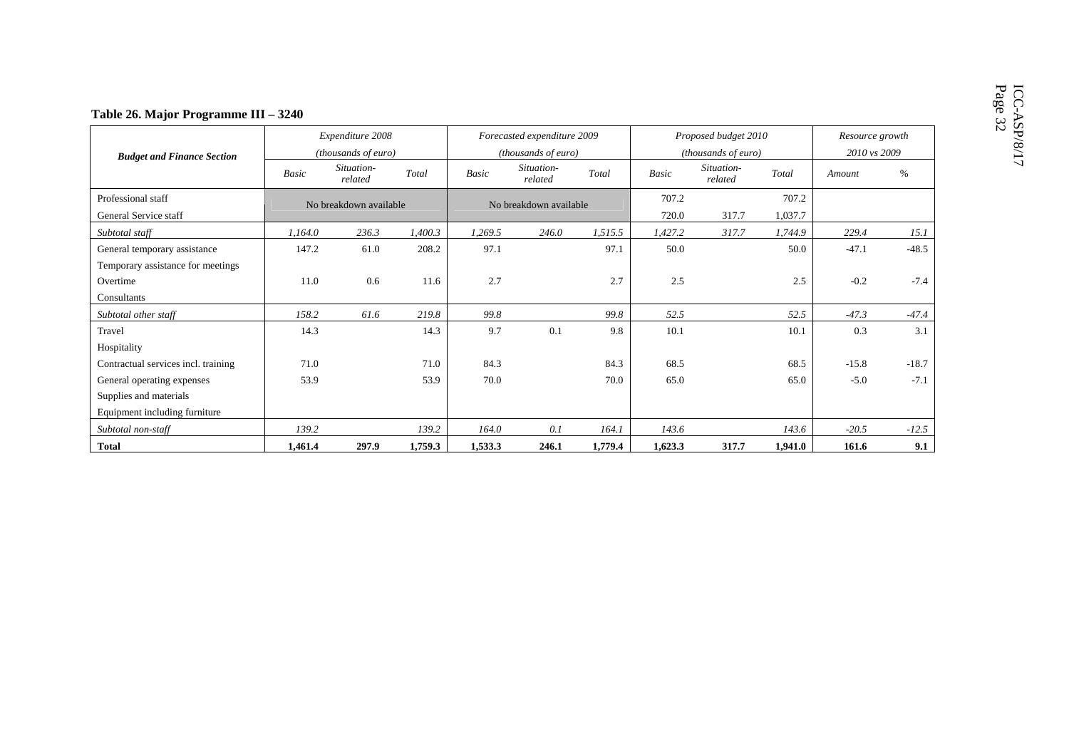**Table 26. Major Programme III – 3240**

| Budget and Finance Section | Expenditure 2008 (thousands of euro) | | | Forecasted expenditure 2009 (thousands of euro) | | | Proposed budget 2010 (thousands of euro) | | | Resource growth 2010 vs 2009 | |
|---|---|---|---|---|---|---|---|---|---|---|---|
| | *Basic* | *Situation-related* | *Total* | *Basic* | *Situation-related* | *Total* | *Basic* | *Situation-related* | *Total* | *Amount* | *%* |
| Professional staff | No breakdown available | | | No breakdown available | | | 707.2 | | 707.2 | | |
| General Service staff | | | | | | | 720.0 | 317.7 | 1,037.7 | | |
| *Subtotal staff* | *1,164.0* | *236.3* | *1,400.3* | *1,269.5* | *246.0* | *1,515.5* | *1,427.2* | *317.7* | *1,744.9* | *229.4* | *15.1* |
| General temporary assistance | 147.2 | 61.0 | 208.2 | 97.1 | | 97.1 | 50.0 | | 50.0 | -47.1 | -48.5 |
| Temporary assistance for meetings | | | | | | | | | | | |
| Overtime | 11.0 | 0.6 | 11.6 | 2.7 | | 2.7 | 2.5 | | 2.5 | -0.2 | -7.4 |
| Consultants | | | | | | | | | | | |
| *Subtotal other staff* | *158.2* | *61.6* | *219.8* | *99.8* | | *99.8* | *52.5* | | *52.5* | *-47.3* | *-47.4* |
| Travel | 14.3 | | 14.3 | 9.7 | 0.1 | 9.8 | 10.1 | | 10.1 | 0.3 | 3.1 |
| Hospitality | | | | | | | | | | | |
| Contractual services incl. training | 71.0 | | 71.0 | 84.3 | | 84.3 | 68.5 | | 68.5 | -15.8 | -18.7 |
| General operating expenses | 53.9 | | 53.9 | 70.0 | | 70.0 | 65.0 | | 65.0 | -5.0 | -7.1 |
| Supplies and materials | | | | | | | | | | | |
| Equipment including furniture | | | | | | | | | | | |
| *Subtotal non-staff* | *139.2* | | *139.2* | *164.0* | *0.1* | *164.1* | *143.6* | | *143.6* | *-20.5* | *-12.5* |
| **Total** | **1,461.4** | **297.9** | **1,759.3** | **1,533.3** | **246.1** | **1,779.4** | **1,623.3** | **317.7** | **1,941.0** | **161.6** | **9.1** |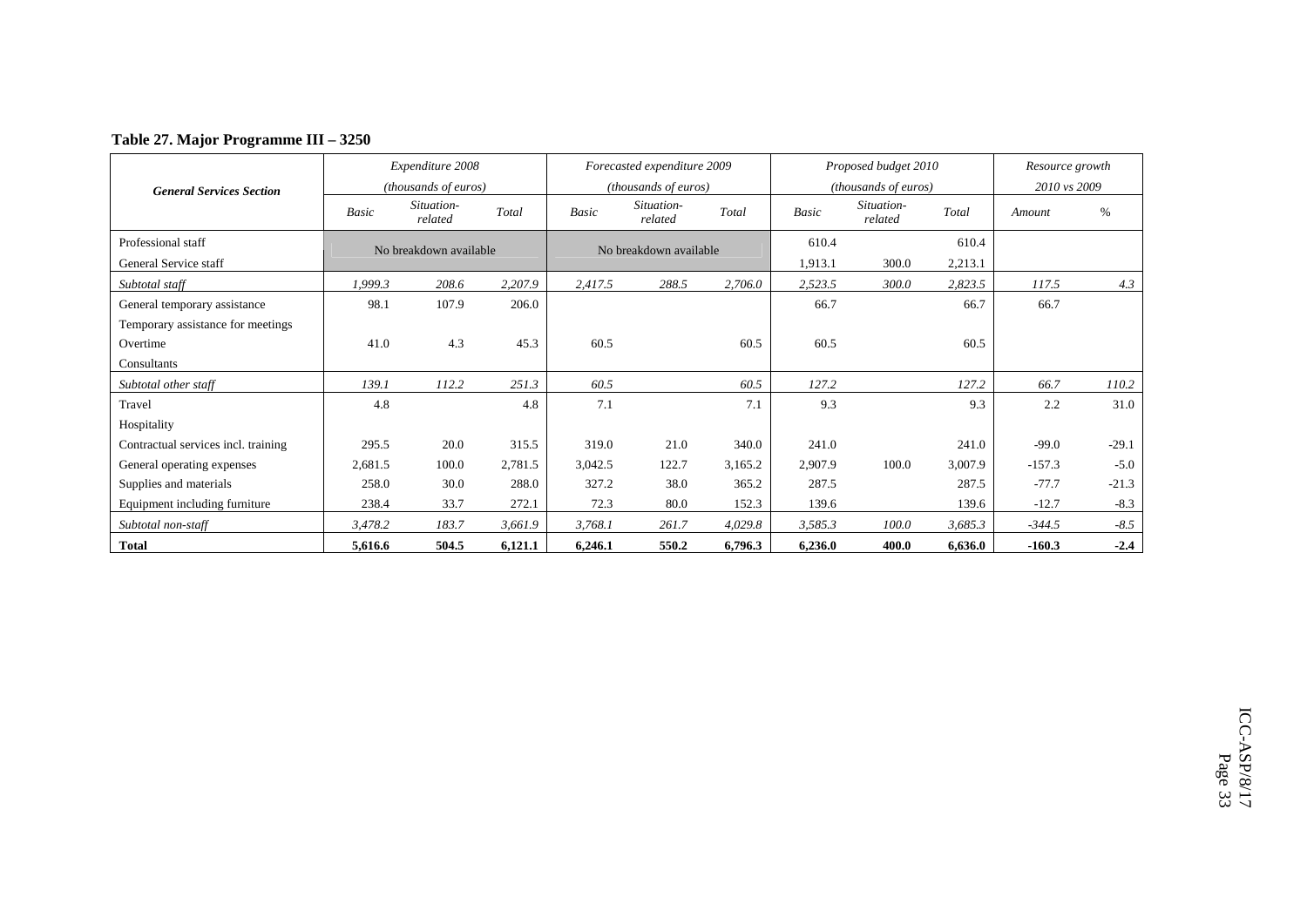**Table 27. Major Programme III – 3250**

| General Services Section | Expenditure 2008 (thousands of euros) | | | Forecasted expenditure 2009 (thousands of euros) | | | Proposed budget 2010 (thousands of euros) | | | Resource growth 2010 vs 2009 | |
|---|---|---|---|---|---|---|---|---|---|---|---|
| | *Basic* | *Situation-related* | *Total* | *Basic* | *Situation-related* | *Total* | *Basic* | *Situation-related* | *Total* | *Amount* | *%* |
| Professional staff | No breakdown available | | | No breakdown available | | | 610.4 | | 610.4 | | |
| General Service staff | | | | | | | 1,913.1 | 300.0 | 2,213.1 | | |
| *Subtotal staff* | *1,999.3* | *208.6* | *2,207.9* | *2,417.5* | *288.5* | *2,706.0* | *2,523.5* | *300.0* | *2,823.5* | *117.5* | *4.3* |
| General temporary assistance | 98.1 | 107.9 | 206.0 | | | | 66.7 | | 66.7 | 66.7 | |
| Temporary assistance for meetings | | | | | | | | | | | |
| Overtime | 41.0 | 4.3 | 45.3 | 60.5 | | 60.5 | 60.5 | | 60.5 | | |
| Consultants | | | | | | | | | | | |
| *Subtotal other staff* | *139.1* | *112.2* | *251.3* | *60.5* | | *60.5* | *127.2* | | *127.2* | *66.7* | *110.2* |
| Travel | 4.8 | | 4.8 | 7.1 | | 7.1 | 9.3 | | 9.3 | 2.2 | 31.0 |
| Hospitality | | | | | | | | | | | |
| Contractual services incl. training | 295.5 | 20.0 | 315.5 | 319.0 | 21.0 | 340.0 | 241.0 | | 241.0 | -99.0 | -29.1 |
| General operating expenses | 2,681.5 | 100.0 | 2,781.5 | 3,042.5 | 122.7 | 3,165.2 | 2,907.9 | 100.0 | 3,007.9 | -157.3 | -5.0 |
| Supplies and materials | 258.0 | 30.0 | 288.0 | 327.2 | 38.0 | 365.2 | 287.5 | | 287.5 | -77.7 | -21.3 |
| Equipment including furniture | 238.4 | 33.7 | 272.1 | 72.3 | 80.0 | 152.3 | 139.6 | | 139.6 | -12.7 | -8.3 |
| *Subtotal non-staff* | *3,478.2* | *183.7* | *3,661.9* | *3,768.1* | *261.7* | *4,029.8* | *3,585.3* | *100.0* | *3,685.3* | *-344.5* | *-8.5* |
| **Total** | **5,616.6** | **504.5** | **6,121.1** | **6,246.1** | **550.2** | **6,796.3** | **6,236.0** | **400.0** | **6,636.0** | **-160.3** | **-2.4** |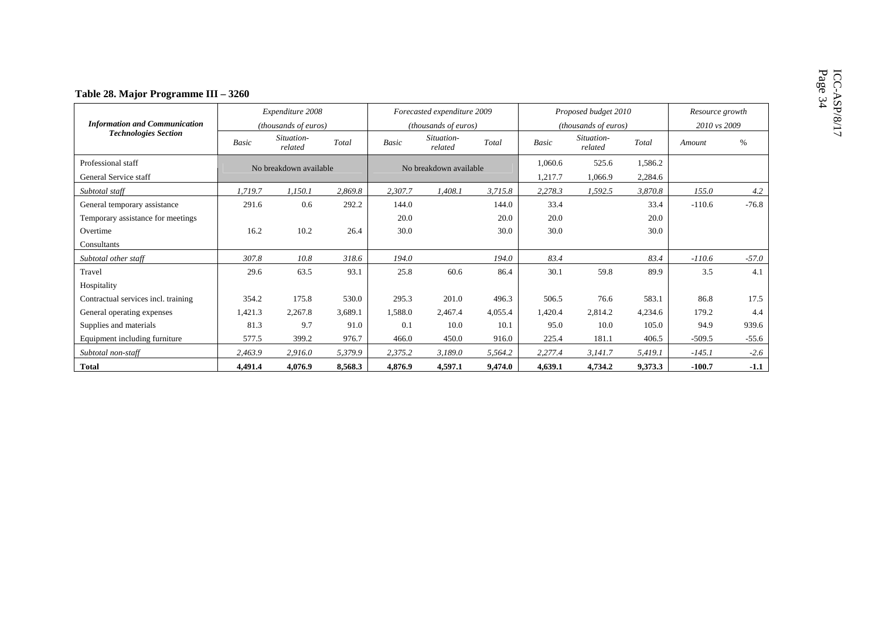### Table 28. Major Programme III – 3260

| Information and Communication Technologies Section | Expenditure 2008 (thousands of euros) | | | Forecasted expenditure 2009 (thousands of euros) | | | Proposed budget 2010 (thousands of euros) | | | Resource growth 2010 vs 2009 | |
|---|---|---|---|---|---|---|---|---|---|---|---|
| | *Basic* | *Situation-related* | *Total* | *Basic* | *Situation-related* | *Total* | *Basic* | *Situation-related* | *Total* | *Amount* | *%* |
| Professional staff | No breakdown available | | | No breakdown available | | | 1,060.6 | 525.6 | 1,586.2 | | |
| General Service staff | | | | | | | 1,217.7 | 1,066.9 | 2,284.6 | | |
| *Subtotal staff* | *1,719.7* | *1,150.1* | *2,869.8* | *2,307.7* | *1,408.1* | *3,715.8* | *2,278.3* | *1,592.5* | *3,870.8* | *155.0* | *4.2* |
| General temporary assistance | 291.6 | 0.6 | 292.2 | 144.0 | | 144.0 | 33.4 | | 33.4 | -110.6 | -76.8 |
| Temporary assistance for meetings | | | | 20.0 | | 20.0 | 20.0 | | 20.0 | | |
| Overtime | 16.2 | 10.2 | 26.4 | 30.0 | | 30.0 | 30.0 | | 30.0 | | |
| Consultants | | | | | | | | | | | |
| *Subtotal other staff* | *307.8* | *10.8* | *318.6* | *194.0* | | *194.0* | *83.4* | | *83.4* | *-110.6* | *-57.0* |
| Travel | 29.6 | 63.5 | 93.1 | 25.8 | 60.6 | 86.4 | 30.1 | 59.8 | 89.9 | 3.5 | 4.1 |
| Hospitality | | | | | | | | | | | |
| Contractual services incl. training | 354.2 | 175.8 | 530.0 | 295.3 | 201.0 | 496.3 | 506.5 | 76.6 | 583.1 | 86.8 | 17.5 |
| General operating expenses | 1,421.3 | 2,267.8 | 3,689.1 | 1,588.0 | 2,467.4 | 4,055.4 | 1,420.4 | 2,814.2 | 4,234.6 | 179.2 | 4.4 |
| Supplies and materials | 81.3 | 9.7 | 91.0 | 0.1 | 10.0 | 10.1 | 95.0 | 10.0 | 105.0 | 94.9 | 939.6 |
| Equipment including furniture | 577.5 | 399.2 | 976.7 | 466.0 | 450.0 | 916.0 | 225.4 | 181.1 | 406.5 | -509.5 | -55.6 |
| *Subtotal non-staff* | *2,463.9* | *2,916.0* | *5,379.9* | *2,375.2* | *3,189.0* | *5,564.2* | *2,277.4* | *3,141.7* | *5,419.1* | *-145.1* | *-2.6* |
| **Total** | **4,491.4** | **4,076.9** | **8,568.3** | **4,876.9** | **4,597.1** | **9,474.0** | **4,639.1** | **4,734.2** | **9,373.3** | **-100.7** | **-1.1** |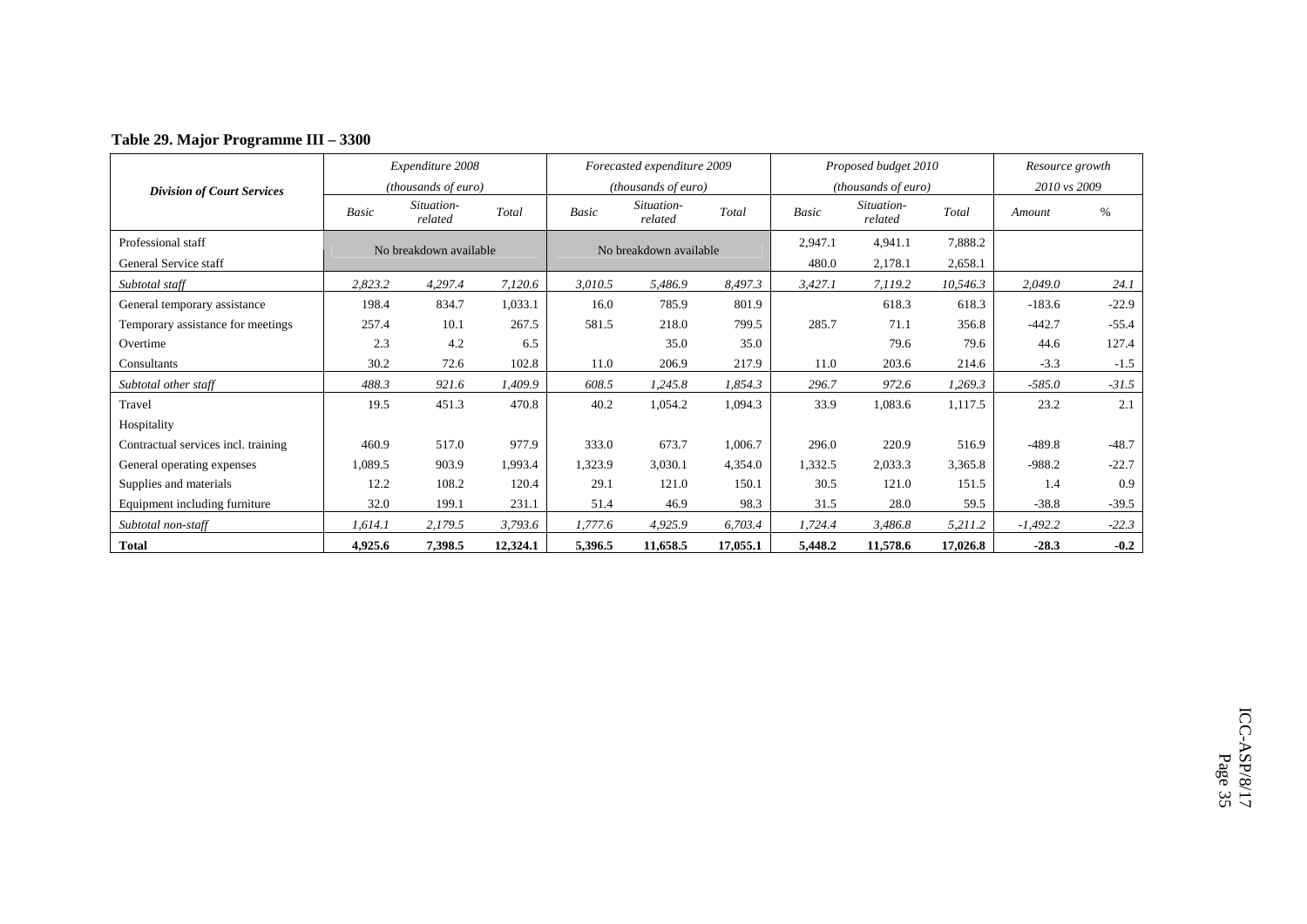**Table 29. Major Programme III – 3300**

| Division of Court Services | Expenditure 2008 (thousands of euro) | | | Forecasted expenditure 2009 (thousands of euro) | | | Proposed budget 2010 (thousands of euro) | | | Resource growth 2010 vs 2009 | |
|---|---|---|---|---|---|---|---|---|---|---|---|
| | *Basic* | *Situation-related* | *Total* | *Basic* | *Situation-related* | *Total* | *Basic* | *Situation-related* | *Total* | *Amount* | *%* |
| Professional staff | No breakdown available | | | No breakdown available | | | 2,947.1 | 4,941.1 | 7,888.2 | | |
| General Service staff | | | | | | | 480.0 | 2,178.1 | 2,658.1 | | |
| *Subtotal staff* | *2,823.2* | *4,297.4* | *7,120.6* | *3,010.5* | *5,486.9* | *8,497.3* | *3,427.1* | *7,119.2* | *10,546.3* | *2,049.0* | *24.1* |
| General temporary assistance | 198.4 | 834.7 | 1,033.1 | 16.0 | 785.9 | 801.9 | | 618.3 | 618.3 | -183.6 | -22.9 |
| Temporary assistance for meetings | 257.4 | 10.1 | 267.5 | 581.5 | 218.0 | 799.5 | 285.7 | 71.1 | 356.8 | -442.7 | -55.4 |
| Overtime | 2.3 | 4.2 | 6.5 | | 35.0 | 35.0 | | 79.6 | 79.6 | 44.6 | 127.4 |
| Consultants | 30.2 | 72.6 | 102.8 | 11.0 | 206.9 | 217.9 | 11.0 | 203.6 | 214.6 | -3.3 | -1.5 |
| *Subtotal other staff* | *488.3* | *921.6* | *1,409.9* | *608.5* | *1,245.8* | *1,854.3* | *296.7* | *972.6* | *1,269.3* | *-585.0* | *-31.5* |
| Travel | 19.5 | 451.3 | 470.8 | 40.2 | 1,054.2 | 1,094.3 | 33.9 | 1,083.6 | 1,117.5 | 23.2 | 2.1 |
| Hospitality | | | | | | | | | | | |
| Contractual services incl. training | 460.9 | 517.0 | 977.9 | 333.0 | 673.7 | 1,006.7 | 296.0 | 220.9 | 516.9 | -489.8 | -48.7 |
| General operating expenses | 1,089.5 | 903.9 | 1,993.4 | 1,323.9 | 3,030.1 | 4,354.0 | 1,332.5 | 2,033.3 | 3,365.8 | -988.2 | -22.7 |
| Supplies and materials | 12.2 | 108.2 | 120.4 | 29.1 | 121.0 | 150.1 | 30.5 | 121.0 | 151.5 | 1.4 | 0.9 |
| Equipment including furniture | 32.0 | 199.1 | 231.1 | 51.4 | 46.9 | 98.3 | 31.5 | 28.0 | 59.5 | -38.8 | -39.5 |
| *Subtotal non-staff* | *1,614.1* | *2,179.5* | *3,793.6* | *1,777.6* | *4,925.9* | *6,703.4* | *1,724.4* | *3,486.8* | *5,211.2* | *-1,492.2* | *-22.3* |
| **Total** | **4,925.6** | **7,398.5** | **12,324.1** | **5,396.5** | **11,658.5** | **17,055.1** | **5,448.2** | **11,578.6** | **17,026.8** | **-28.3** | **-0.2** |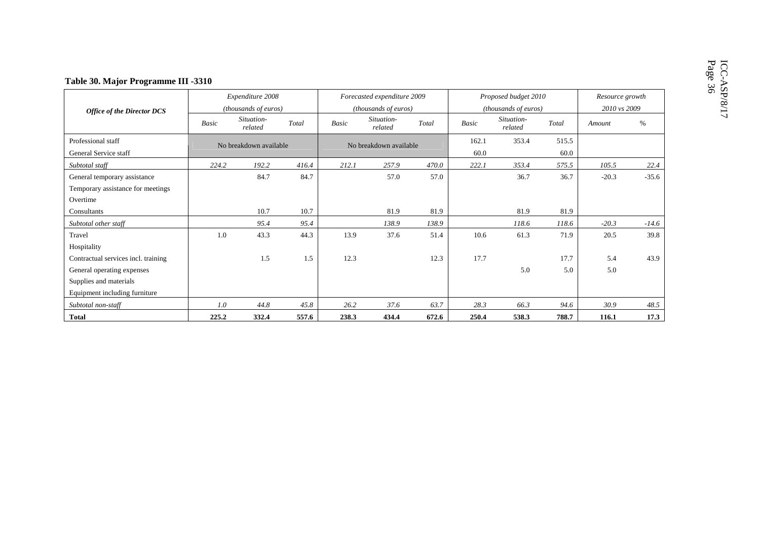**Table 30. Major Programme III -3310**

| Office of the Director DCS | Expenditure 2008 (thousands of euros) | | | Forecasted expenditure 2009 (thousands of euros) | | | Proposed budget 2010 (thousands of euros) | | | Resource growth 2010 vs 2009 | |
|---|---|---|---|---|---|---|---|---|---|---|---|
| | Basic | Situation-related | Total | Basic | Situation-related | Total | Basic | Situation-related | Total | Amount | % |
| Professional staff | No breakdown available | | | No breakdown available | | | 162.1 | 353.4 | 515.5 | | |
| General Service staff | | | | | | | 60.0 | | 60.0 | | |
| *Subtotal staff* | *224.2* | *192.2* | *416.4* | *212.1* | *257.9* | *470.0* | *222.1* | *353.4* | *575.5* | *105.5* | *22.4* |
| General temporary assistance | | 84.7 | 84.7 | | 57.0 | 57.0 | | 36.7 | 36.7 | -20.3 | -35.6 |
| Temporary assistance for meetings | | | | | | | | | | | |
| Overtime | | | | | | | | | | | |
| Consultants | | 10.7 | 10.7 | | 81.9 | 81.9 | | 81.9 | 81.9 | | |
| *Subtotal other staff* | | *95.4* | *95.4* | | *138.9* | *138.9* | | *118.6* | *118.6* | *-20.3* | *-14.6* |
| Travel | 1.0 | 43.3 | 44.3 | 13.9 | 37.6 | 51.4 | 10.6 | 61.3 | 71.9 | 20.5 | 39.8 |
| Hospitality | | | | | | | | | | | |
| Contractual services incl. training | | 1.5 | 1.5 | 12.3 | | 12.3 | 17.7 | | 17.7 | 5.4 | 43.9 |
| General operating expenses | | | | | | | | 5.0 | 5.0 | 5.0 | |
| Supplies and materials | | | | | | | | | | | |
| Equipment including furniture | | | | | | | | | | | |
| *Subtotal non-staff* | *1.0* | *44.8* | *45.8* | *26.2* | *37.6* | *63.7* | *28.3* | *66.3* | *94.6* | *30.9* | *48.5* |
| **Total** | **225.2** | **332.4** | **557.6** | **238.3** | **434.4** | **672.6** | **250.4** | **538.3** | **788.7** | **116.1** | **17.3** |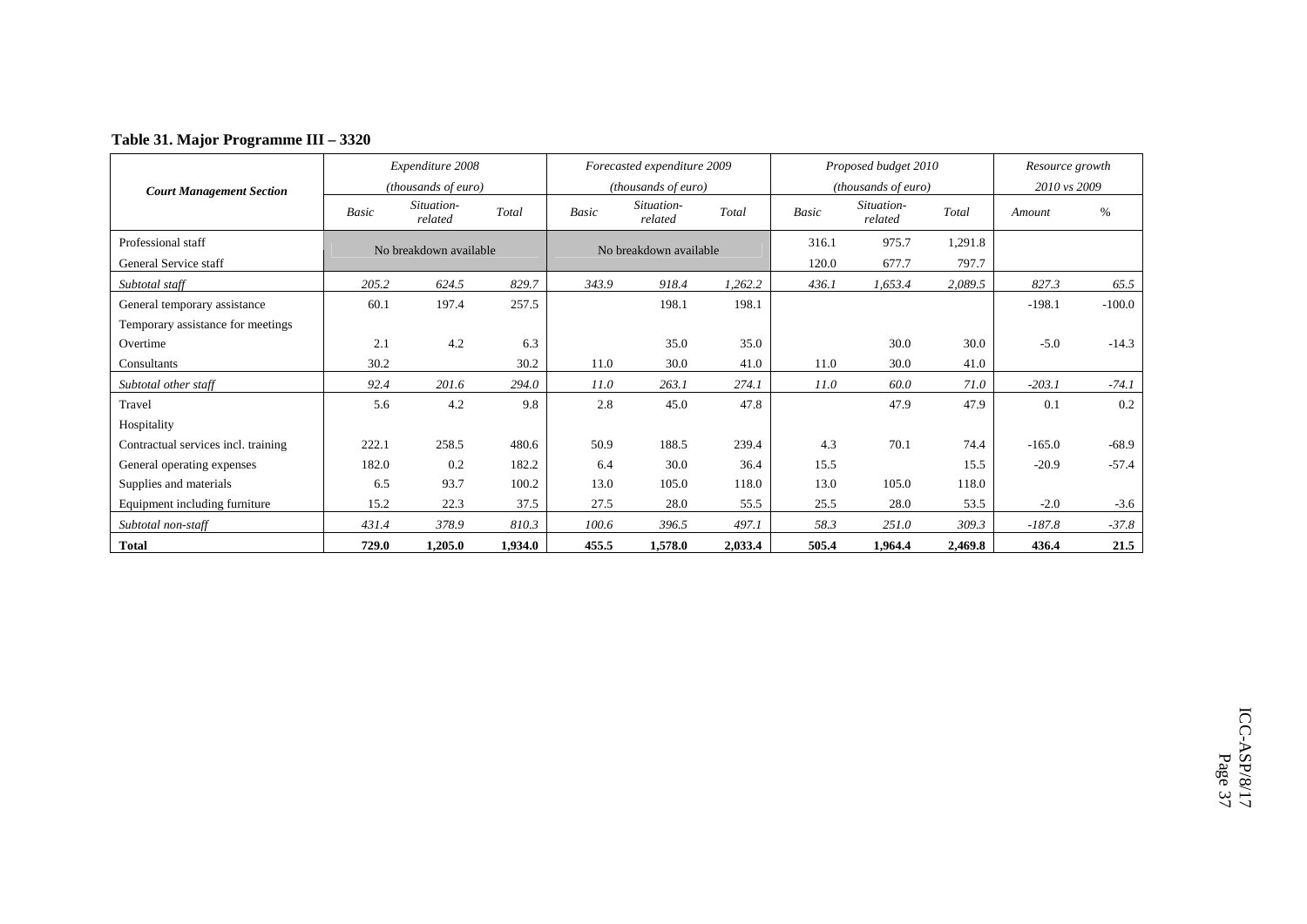**Table 31. Major Programme III – 3320**

| Court Management Section | Expenditure 2008 (thousands of euro) | | | Forecasted expenditure 2009 (thousands of euro) | | | Proposed budget 2010 (thousands of euro) | | | Resource growth 2010 vs 2009 | |
|---|---|---|---|---|---|---|---|---|---|---|---|
| | *Basic* | *Situation-related* | *Total* | *Basic* | *Situation-related* | *Total* | *Basic* | *Situation-related* | *Total* | *Amount* | *%* |
| Professional staff | No breakdown available | | | No breakdown available | | | 316.1 | 975.7 | 1,291.8 | | |
| General Service staff | | | | | | | 120.0 | 677.7 | 797.7 | | |
| *Subtotal staff* | *205.2* | *624.5* | *829.7* | *343.9* | *918.4* | *1,262.2* | *436.1* | *1,653.4* | *2,089.5* | *827.3* | *65.5* |
| General temporary assistance | 60.1 | 197.4 | 257.5 | | 198.1 | 198.1 | | | | -198.1 | -100.0 |
| Temporary assistance for meetings | | | | | | | | | | | |
| Overtime | 2.1 | 4.2 | 6.3 | | 35.0 | 35.0 | | 30.0 | 30.0 | -5.0 | -14.3 |
| Consultants | 30.2 | | 30.2 | 11.0 | 30.0 | 41.0 | 11.0 | 30.0 | 41.0 | | |
| *Subtotal other staff* | *92.4* | *201.6* | *294.0* | *11.0* | *263.1* | *274.1* | *11.0* | *60.0* | *71.0* | *-203.1* | *-74.1* |
| Travel | 5.6 | 4.2 | 9.8 | 2.8 | 45.0 | 47.8 | | 47.9 | 47.9 | 0.1 | 0.2 |
| Hospitality | | | | | | | | | | | |
| Contractual services incl. training | 222.1 | 258.5 | 480.6 | 50.9 | 188.5 | 239.4 | 4.3 | 70.1 | 74.4 | -165.0 | -68.9 |
| General operating expenses | 182.0 | 0.2 | 182.2 | 6.4 | 30.0 | 36.4 | 15.5 | | 15.5 | -20.9 | -57.4 |
| Supplies and materials | 6.5 | 93.7 | 100.2 | 13.0 | 105.0 | 118.0 | 13.0 | 105.0 | 118.0 | | |
| Equipment including furniture | 15.2 | 22.3 | 37.5 | 27.5 | 28.0 | 55.5 | 25.5 | 28.0 | 53.5 | -2.0 | -3.6 |
| *Subtotal non-staff* | *431.4* | *378.9* | *810.3* | *100.6* | *396.5* | *497.1* | *58.3* | *251.0* | *309.3* | *-187.8* | *-37.8* |
| **Total** | **729.0** | **1,205.0** | **1,934.0** | **455.5** | **1,578.0** | **2,033.4** | **505.4** | **1,964.4** | **2,469.8** | **436.4** | **21.5** |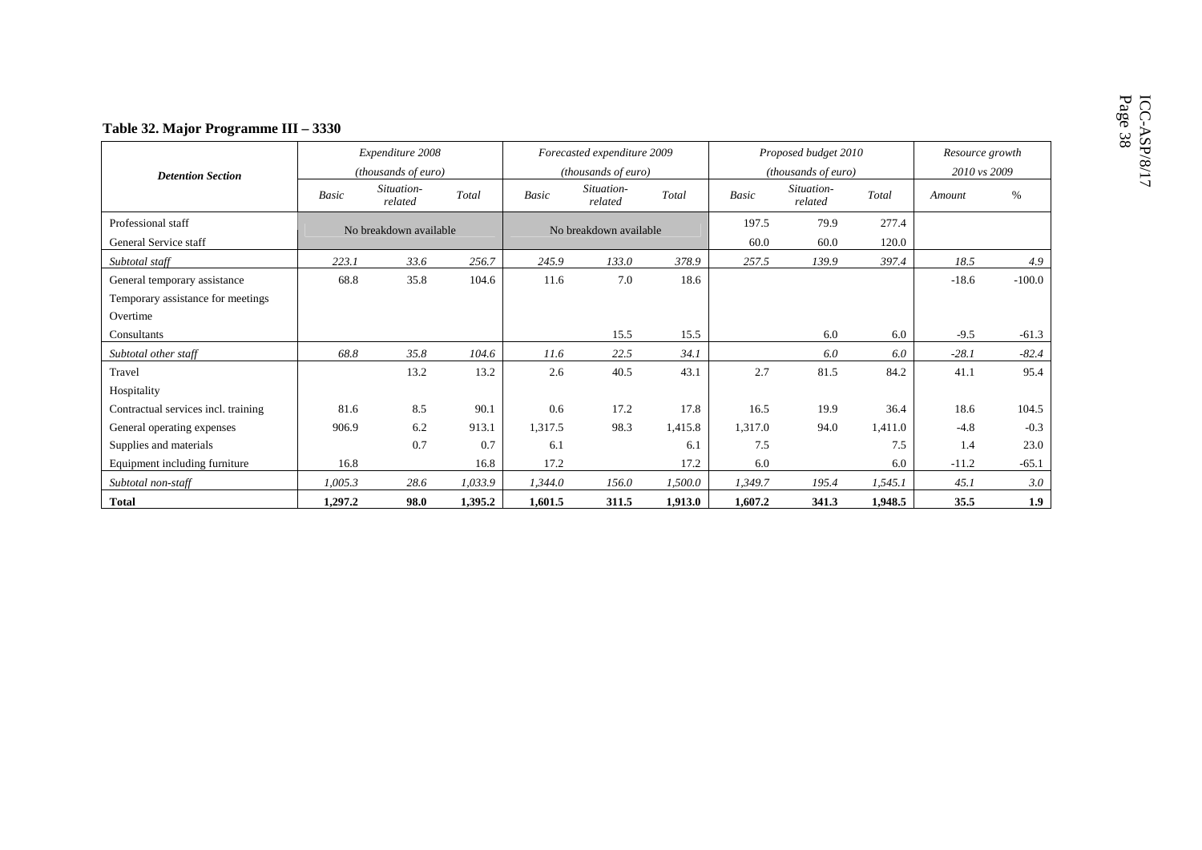**Table 32. Major Programme III – 3330**

| Detention Section | Expenditure 2008 (thousands of euro) | | | Forecasted expenditure 2009 (thousands of euro) | | | Proposed budget 2010 (thousands of euro) | | | Resource growth 2010 vs 2009 | |
|---|---|---|---|---|---|---|---|---|---|---|---|
| | *Basic* | *Situation-related* | *Total* | *Basic* | *Situation-related* | *Total* | *Basic* | *Situation-related* | *Total* | *Amount* | *%* |
| Professional staff | No breakdown available | | | No breakdown available | | | 197.5 | 79.9 | 277.4 | | |
| General Service staff | | | | | | | 60.0 | 60.0 | 120.0 | | |
| *Subtotal staff* | *223.1* | *33.6* | *256.7* | *245.9* | *133.0* | *378.9* | *257.5* | *139.9* | *397.4* | *18.5* | *4.9* |
| General temporary assistance | 68.8 | 35.8 | 104.6 | 11.6 | 7.0 | 18.6 | | | | -18.6 | -100.0 |
| Temporary assistance for meetings | | | | | | | | | | | |
| Overtime | | | | | | | | | | | |
| Consultants | | | | | 15.5 | 15.5 | | 6.0 | 6.0 | -9.5 | -61.3 |
| *Subtotal other staff* | *68.8* | *35.8* | *104.6* | *11.6* | *22.5* | *34.1* | | *6.0* | *6.0* | *-28.1* | *-82.4* |
| Travel | | 13.2 | 13.2 | 2.6 | 40.5 | 43.1 | 2.7 | 81.5 | 84.2 | 41.1 | 95.4 |
| Hospitality | | | | | | | | | | | |
| Contractual services incl. training | 81.6 | 8.5 | 90.1 | 0.6 | 17.2 | 17.8 | 16.5 | 19.9 | 36.4 | 18.6 | 104.5 |
| General operating expenses | 906.9 | 6.2 | 913.1 | 1,317.5 | 98.3 | 1,415.8 | 1,317.0 | 94.0 | 1,411.0 | -4.8 | -0.3 |
| Supplies and materials | | 0.7 | 0.7 | 6.1 | | 6.1 | 7.5 | | 7.5 | 1.4 | 23.0 |
| Equipment including furniture | 16.8 | | 16.8 | 17.2 | | 17.2 | 6.0 | | 6.0 | -11.2 | -65.1 |
| *Subtotal non-staff* | *1,005.3* | *28.6* | *1,033.9* | *1,344.0* | *156.0* | *1,500.0* | *1,349.7* | *195.4* | *1,545.1* | *45.1* | *3.0* |
| **Total** | **1,297.2** | **98.0** | **1,395.2** | **1,601.5** | **311.5** | **1,913.0** | **1,607.2** | **341.3** | **1,948.5** | **35.5** | **1.9** |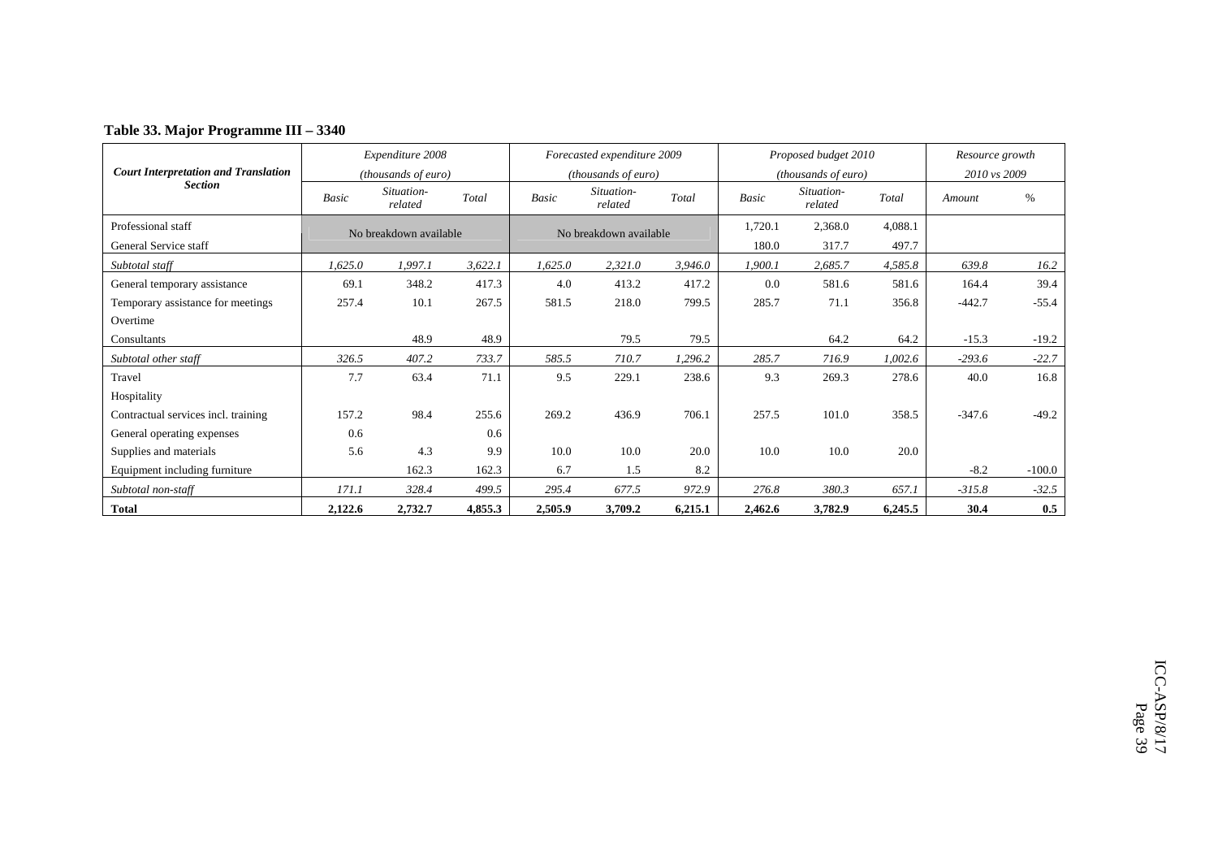**Table 33. Major Programme III – 3340**

| Court Interpretation and Translation Section | Expenditure 2008 (thousands of euro) | | | Forecasted expenditure 2009 (thousands of euro) | | | Proposed budget 2010 (thousands of euro) | | | Resource growth 2010 vs 2009 | |
|---|---|---|---|---|---|---|---|---|---|---|---|
| | Basic | Situation-related | Total | Basic | Situation-related | Total | Basic | Situation-related | Total | Amount | % |
| Professional staff | No breakdown available | | | No breakdown available | | | 1,720.1 | 2,368.0 | 4,088.1 | | |
| General Service staff | | | | | | | 180.0 | 317.7 | 497.7 | | |
| *Subtotal staff* | *1,625.0* | *1,997.1* | *3,622.1* | *1,625.0* | *2,321.0* | *3,946.0* | *1,900.1* | *2,685.7* | *4,585.8* | *639.8* | *16.2* |
| General temporary assistance | 69.1 | 348.2 | 417.3 | 4.0 | 413.2 | 417.2 | 0.0 | 581.6 | 581.6 | 164.4 | 39.4 |
| Temporary assistance for meetings | 257.4 | 10.1 | 267.5 | 581.5 | 218.0 | 799.5 | 285.7 | 71.1 | 356.8 | -442.7 | -55.4 |
| Overtime | | | | | | | | | | | |
| Consultants | | 48.9 | 48.9 | | 79.5 | 79.5 | | 64.2 | 64.2 | -15.3 | -19.2 |
| *Subtotal other staff* | *326.5* | *407.2* | *733.7* | *585.5* | *710.7* | *1,296.2* | *285.7* | *716.9* | *1,002.6* | *-293.6* | *-22.7* |
| Travel | 7.7 | 63.4 | 71.1 | 9.5 | 229.1 | 238.6 | 9.3 | 269.3 | 278.6 | 40.0 | 16.8 |
| Hospitality | | | | | | | | | | | |
| Contractual services incl. training | 157.2 | 98.4 | 255.6 | 269.2 | 436.9 | 706.1 | 257.5 | 101.0 | 358.5 | -347.6 | -49.2 |
| General operating expenses | 0.6 | | 0.6 | | | | | | | | |
| Supplies and materials | 5.6 | 4.3 | 9.9 | 10.0 | 10.0 | 20.0 | 10.0 | 10.0 | 20.0 | | |
| Equipment including furniture | | 162.3 | 162.3 | 6.7 | 1.5 | 8.2 | | | | -8.2 | -100.0 |
| *Subtotal non-staff* | *171.1* | *328.4* | *499.5* | *295.4* | *677.5* | *972.9* | *276.8* | *380.3* | *657.1* | *-315.8* | *-32.5* |
| **Total** | **2,122.6** | **2,732.7** | **4,855.3** | **2,505.9** | **3,709.2** | **6,215.1** | **2,462.6** | **3,782.9** | **6,245.5** | **30.4** | **0.5** |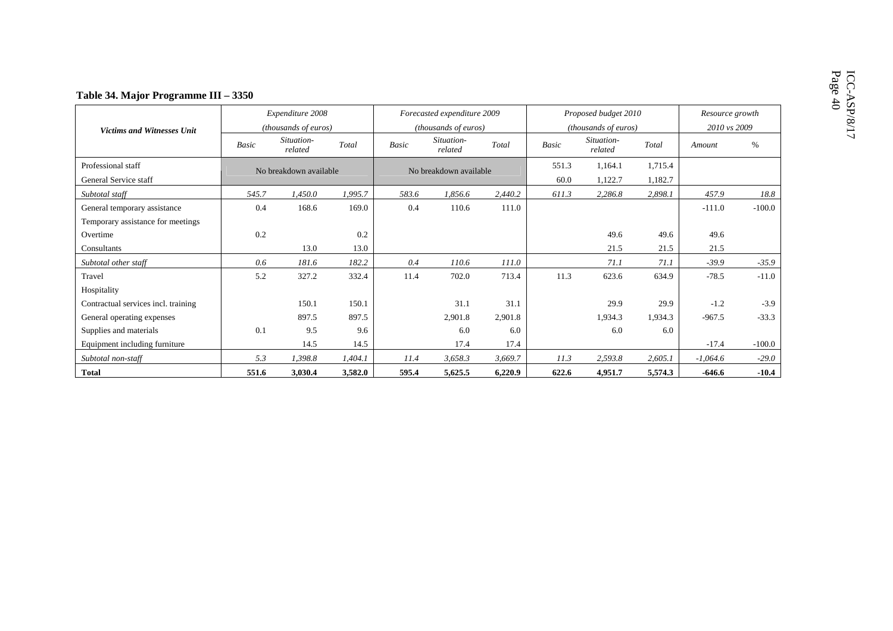**Table 34. Major Programme III – 3350**

| *Victims and Witnesses Unit* | *Expenditure 2008 (thousands of euros)* | | | *Forecasted expenditure 2009 (thousands of euros)* | | | *Proposed budget 2010 (thousands of euros)* | | | *Resource growth 2010 vs 2009* | |
|---|---|---|---|---|---|---|---|---|---|---|---|
| | *Basic* | *Situation-related* | *Total* | *Basic* | *Situation-related* | *Total* | *Basic* | *Situation-related* | *Total* | *Amount* | *%* |
| Professional staff | No breakdown available | | | No breakdown available | | | 551.3 | 1,164.1 | 1,715.4 | | |
| General Service staff | | | | | | | 60.0 | 1,122.7 | 1,182.7 | | |
| *Subtotal staff* | *545.7* | *1,450.0* | *1,995.7* | *583.6* | *1,856.6* | *2,440.2* | *611.3* | *2,286.8* | *2,898.1* | *457.9* | *18.8* |
| General temporary assistance | 0.4 | 168.6 | 169.0 | 0.4 | 110.6 | 111.0 | | | | -111.0 | -100.0 |
| Temporary assistance for meetings | | | | | | | | | | | |
| Overtime | 0.2 | | 0.2 | | | | | 49.6 | 49.6 | 49.6 | |
| Consultants | | 13.0 | 13.0 | | | | | 21.5 | 21.5 | 21.5 | |
| *Subtotal other staff* | *0.6* | *181.6* | *182.2* | *0.4* | *110.6* | *111.0* | | *71.1* | *71.1* | *-39.9* | *-35.9* |
| Travel | 5.2 | 327.2 | 332.4 | 11.4 | 702.0 | 713.4 | 11.3 | 623.6 | 634.9 | -78.5 | -11.0 |
| Hospitality | | | | | | | | | | | |
| Contractual services incl. training | | 150.1 | 150.1 | | 31.1 | 31.1 | | 29.9 | 29.9 | -1.2 | -3.9 |
| General operating expenses | | 897.5 | 897.5 | | 2,901.8 | 2,901.8 | | 1,934.3 | 1,934.3 | -967.5 | -33.3 |
| Supplies and materials | 0.1 | 9.5 | 9.6 | | 6.0 | 6.0 | | 6.0 | 6.0 | | |
| Equipment including furniture | | 14.5 | 14.5 | | 17.4 | 17.4 | | | | -17.4 | -100.0 |
| *Subtotal non-staff* | *5.3* | *1,398.8* | *1,404.1* | *11.4* | *3,658.3* | *3,669.7* | *11.3* | *2,593.8* | *2,605.1* | *-1,064.6* | *-29.0* |
| **Total** | **551.6** | **3,030.4** | **3,582.0** | **595.4** | **5,625.5** | **6,220.9** | **622.6** | **4,951.7** | **5,574.3** | **-646.6** | **-10.4** |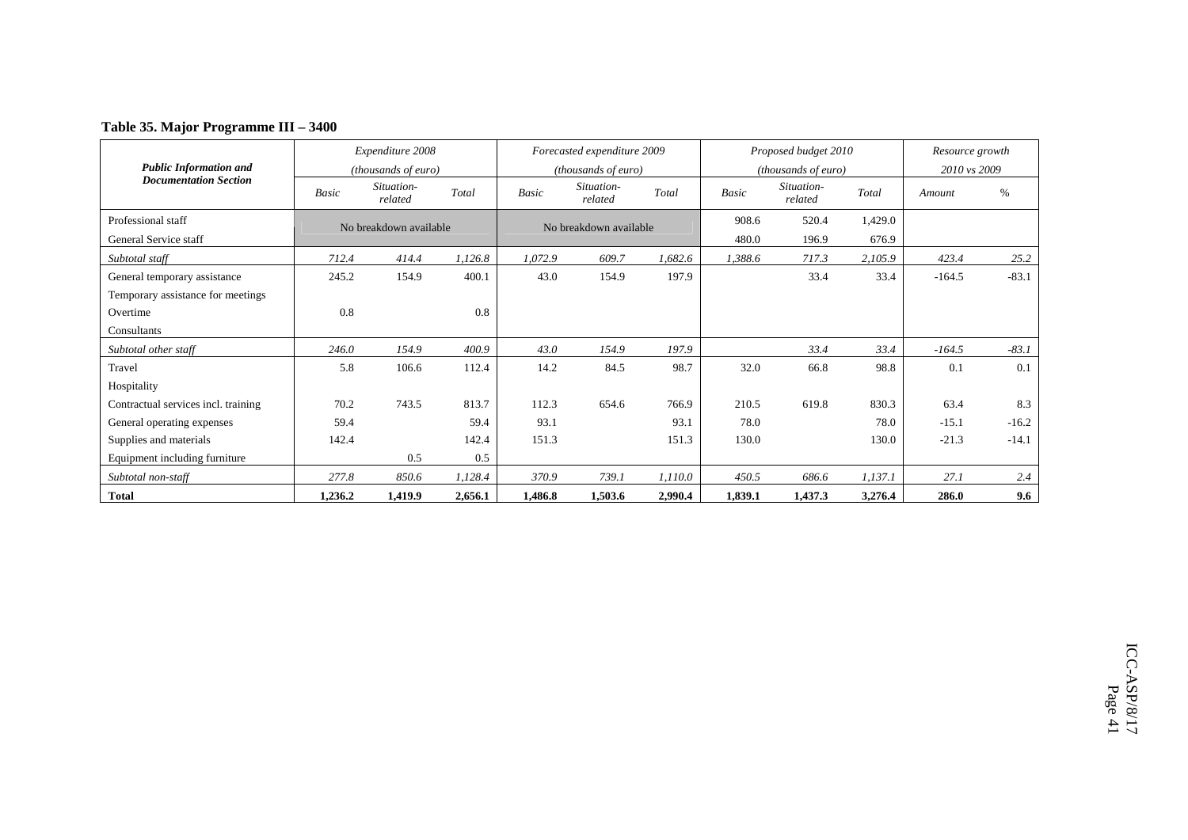**Table 35. Major Programme III – 3400**

| *Public Information and Documentation Section* | *Expenditure 2008 (thousands of euro)* | | | *Forecasted expenditure 2009 (thousands of euro)* | | | *Proposed budget 2010 (thousands of euro)* | | | *Resource growth 2010 vs 2009* | |
|---|---|---|---|---|---|---|---|---|---|---|---|
| | *Basic* | *Situation-related* | *Total* | *Basic* | *Situation-related* | *Total* | *Basic* | *Situation-related* | *Total* | *Amount* | *%* |
| Professional staff | No breakdown available | | | No breakdown available | | | 908.6 | 520.4 | 1,429.0 | | |
| General Service staff | | | | | | | 480.0 | 196.9 | 676.9 | | |
| *Subtotal staff* | *712.4* | *414.4* | *1,126.8* | *1,072.9* | *609.7* | *1,682.6* | *1,388.6* | *717.3* | *2,105.9* | *423.4* | *25.2* |
| General temporary assistance | 245.2 | 154.9 | 400.1 | 43.0 | 154.9 | 197.9 | | 33.4 | 33.4 | -164.5 | -83.1 |
| Temporary assistance for meetings | | | | | | | | | | | |
| Overtime | 0.8 | | 0.8 | | | | | | | | |
| Consultants | | | | | | | | | | | |
| *Subtotal other staff* | *246.0* | *154.9* | *400.9* | *43.0* | *154.9* | *197.9* | | *33.4* | *33.4* | *-164.5* | *-83.1* |
| Travel | 5.8 | 106.6 | 112.4 | 14.2 | 84.5 | 98.7 | 32.0 | 66.8 | 98.8 | 0.1 | 0.1 |
| Hospitality | | | | | | | | | | | |
| Contractual services incl. training | 70.2 | 743.5 | 813.7 | 112.3 | 654.6 | 766.9 | 210.5 | 619.8 | 830.3 | 63.4 | 8.3 |
| General operating expenses | 59.4 | | 59.4 | 93.1 | | 93.1 | 78.0 | | 78.0 | -15.1 | -16.2 |
| Supplies and materials | 142.4 | | 142.4 | 151.3 | | 151.3 | 130.0 | | 130.0 | -21.3 | -14.1 |
| Equipment including furniture | | 0.5 | 0.5 | | | | | | | | |
| *Subtotal non-staff* | *277.8* | *850.6* | *1,128.4* | *370.9* | *739.1* | *1,110.0* | *450.5* | *686.6* | *1,137.1* | *27.1* | *2.4* |
| **Total** | **1,236.2** | **1,419.9** | **2,656.1** | **1,486.8** | **1,503.6** | **2,990.4** | **1,839.1** | **1,437.3** | **3,276.4** | **286.0** | **9.6** |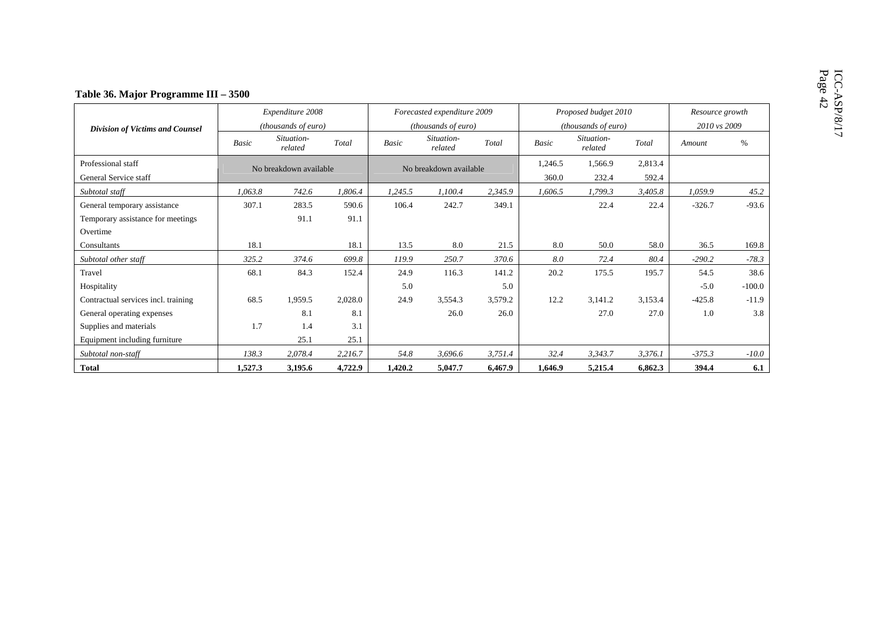## Table 36. Major Programme III – 3500

| Division of Victims and Counsel | Expenditure 2008 (thousands of euro) | | | Forecasted expenditure 2009 (thousands of euro) | | | Proposed budget 2010 (thousands of euro) | | | Resource growth 2010 vs 2009 | |
|---|---|---|---|---|---|---|---|---|---|---|---|
| | *Basic* | *Situation-related* | *Total* | *Basic* | *Situation-related* | *Total* | *Basic* | *Situation-related* | *Total* | *Amount* | *%* |
| Professional staff | No breakdown available | | | No breakdown available | | | 1,246.5 | 1,566.9 | 2,813.4 | | |
| General Service staff | | | | | | | 360.0 | 232.4 | 592.4 | | |
| *Subtotal staff* | *1,063.8* | *742.6* | *1,806.4* | *1,245.5* | *1,100.4* | *2,345.9* | *1,606.5* | *1,799.3* | *3,405.8* | *1,059.9* | *45.2* |
| General temporary assistance | 307.1 | 283.5 | 590.6 | 106.4 | 242.7 | 349.1 | | 22.4 | 22.4 | -326.7 | -93.6 |
| Temporary assistance for meetings | | 91.1 | 91.1 | | | | | | | | |
| Overtime | | | | | | | | | | | |
| Consultants | 18.1 | | 18.1 | 13.5 | 8.0 | 21.5 | 8.0 | 50.0 | 58.0 | 36.5 | 169.8 |
| *Subtotal other staff* | *325.2* | *374.6* | *699.8* | *119.9* | *250.7* | *370.6* | *8.0* | *72.4* | *80.4* | *-290.2* | *-78.3* |
| Travel | 68.1 | 84.3 | 152.4 | 24.9 | 116.3 | 141.2 | 20.2 | 175.5 | 195.7 | 54.5 | 38.6 |
| Hospitality | | | | 5.0 | | 5.0 | | | | -5.0 | -100.0 |
| Contractual services incl. training | 68.5 | 1,959.5 | 2,028.0 | 24.9 | 3,554.3 | 3,579.2 | 12.2 | 3,141.2 | 3,153.4 | -425.8 | -11.9 |
| General operating expenses | | 8.1 | 8.1 | | 26.0 | 26.0 | | 27.0 | 27.0 | 1.0 | 3.8 |
| Supplies and materials | 1.7 | 1.4 | 3.1 | | | | | | | | |
| Equipment including furniture | | 25.1 | 25.1 | | | | | | | | |
| *Subtotal non-staff* | *138.3* | *2,078.4* | *2,216.7* | *54.8* | *3,696.6* | *3,751.4* | *32.4* | *3,343.7* | *3,376.1* | *-375.3* | *-10.0* |
| **Total** | **1,527.3** | **3,195.6** | **4,722.9** | **1,420.2** | **5,047.7** | **6,467.9** | **1,646.9** | **5,215.4** | **6,862.3** | **394.4** | **6.1** |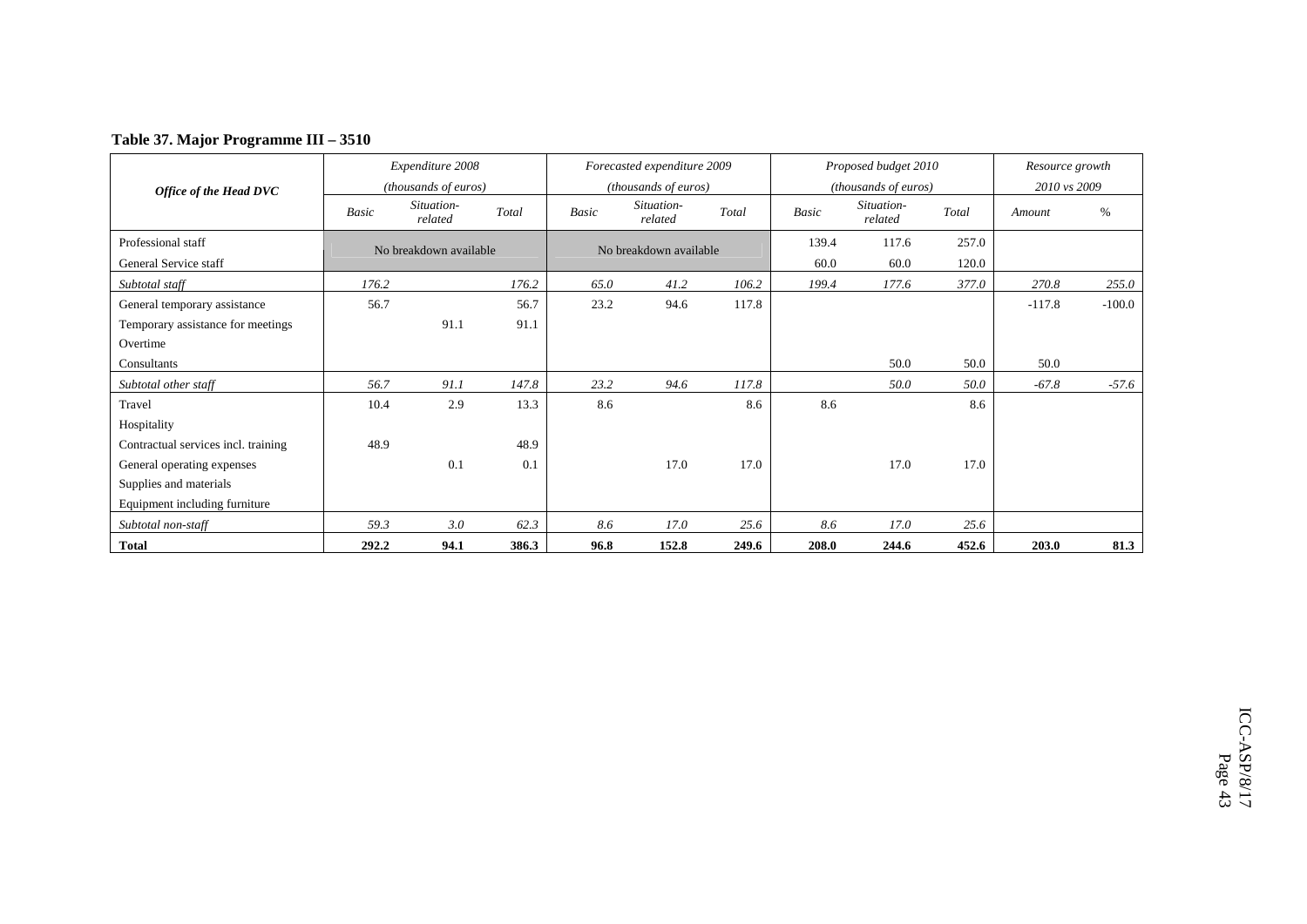**Table 37. Major Programme III – 3510**

| *Office of the Head DVC* | *Expenditure 2008 (thousands of euros)* | | | *Forecasted expenditure 2009 (thousands of euros)* | | | *Proposed budget 2010 (thousands of euros)* | | | *Resource growth 2010 vs 2009* | |
|---|---|---|---|---|---|---|---|---|---|---|---|
| | *Basic* | *Situation-related* | *Total* | *Basic* | *Situation-related* | *Total* | *Basic* | *Situation-related* | *Total* | *Amount* | *%* |
| Professional staff | No breakdown available | | | No breakdown available | | | 139.4 | 117.6 | 257.0 | | |
| General Service staff | | | | | | | 60.0 | 60.0 | 120.0 | | |
| *Subtotal staff* | *176.2* | | *176.2* | *65.0* | *41.2* | *106.2* | *199.4* | *177.6* | *377.0* | *270.8* | *255.0* |
| General temporary assistance | 56.7 | | 56.7 | 23.2 | 94.6 | 117.8 | | | | -117.8 | -100.0 |
| Temporary assistance for meetings | | 91.1 | 91.1 | | | | | | | | |
| Overtime | | | | | | | | | | | |
| Consultants | | | | | | | | 50.0 | 50.0 | 50.0 | |
| *Subtotal other staff* | *56.7* | *91.1* | *147.8* | *23.2* | *94.6* | *117.8* | | *50.0* | *50.0* | *-67.8* | *-57.6* |
| Travel | 10.4 | 2.9 | 13.3 | 8.6 | | 8.6 | 8.6 | | 8.6 | | |
| Hospitality | | | | | | | | | | | |
| Contractual services incl. training | 48.9 | | 48.9 | | | | | | | | |
| General operating expenses | | 0.1 | 0.1 | | 17.0 | 17.0 | | 17.0 | 17.0 | | |
| Supplies and materials | | | | | | | | | | | |
| Equipment including furniture | | | | | | | | | | | |
| *Subtotal non-staff* | *59.3* | *3.0* | *62.3* | *8.6* | *17.0* | *25.6* | *8.6* | *17.0* | *25.6* | | |
| **Total** | **292.2** | **94.1** | **386.3** | **96.8** | **152.8** | **249.6** | **208.0** | **244.6** | **452.6** | **203.0** | **81.3** |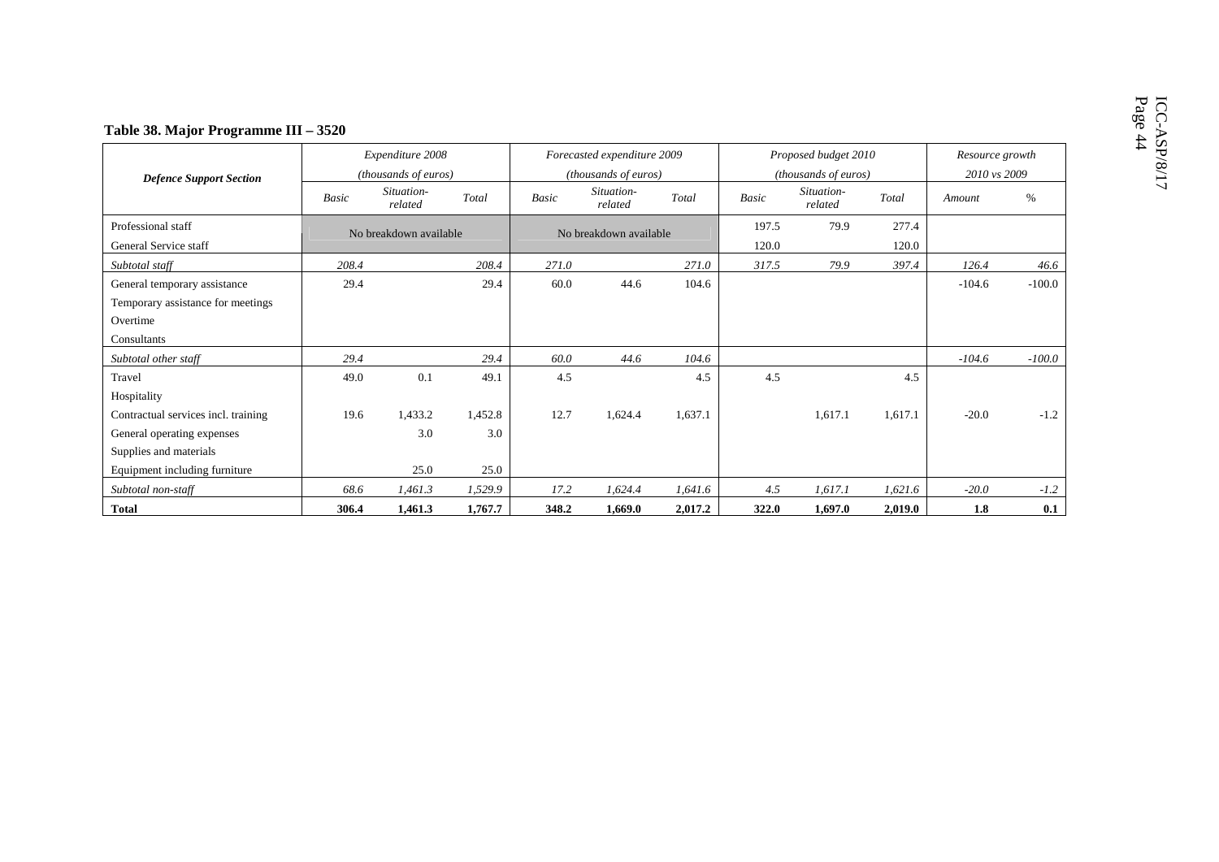**Table 38. Major Programme III – 3520**

| Defence Support Section | Expenditure 2008 (thousands of euros) | | | Forecasted expenditure 2009 (thousands of euros) | | | Proposed budget 2010 (thousands of euros) | | | Resource growth 2010 vs 2009 | |
|---|---|---|---|---|---|---|---|---|---|---|---|
| | *Basic* | *Situation-related* | *Total* | *Basic* | *Situation-related* | *Total* | *Basic* | *Situation-related* | *Total* | *Amount* | *%* |
| Professional staff | No breakdown available | | | No breakdown available | | | 197.5 | 79.9 | 277.4 | | |
| General Service staff | | | | | | | 120.0 | | 120.0 | | |
| *Subtotal staff* | *208.4* | | *208.4* | *271.0* | | *271.0* | *317.5* | *79.9* | *397.4* | *126.4* | *46.6* |
| General temporary assistance | 29.4 | | 29.4 | 60.0 | 44.6 | 104.6 | | | | -104.6 | -100.0 |
| Temporary assistance for meetings | | | | | | | | | | | |
| Overtime | | | | | | | | | | | |
| Consultants | | | | | | | | | | | |
| *Subtotal other staff* | *29.4* | | *29.4* | *60.0* | *44.6* | *104.6* | | | | *-104.6* | *-100.0* |
| Travel | 49.0 | 0.1 | 49.1 | 4.5 | | 4.5 | 4.5 | | 4.5 | | |
| Hospitality | | | | | | | | | | | |
| Contractual services incl. training | 19.6 | 1,433.2 | 1,452.8 | 12.7 | 1,624.4 | 1,637.1 | | 1,617.1 | 1,617.1 | -20.0 | -1.2 |
| General operating expenses | | 3.0 | 3.0 | | | | | | | | |
| Supplies and materials | | | | | | | | | | | |
| Equipment including furniture | | 25.0 | 25.0 | | | | | | | | |
| *Subtotal non-staff* | *68.6* | *1,461.3* | *1,529.9* | *17.2* | *1,624.4* | *1,641.6* | *4.5* | *1,617.1* | *1,621.6* | *-20.0* | *-1.2* |
| **Total** | **306.4** | **1,461.3** | **1,767.7** | **348.2** | **1,669.0** | **2,017.2** | **322.0** | **1,697.0** | **2,019.0** | **1.8** | **0.1** |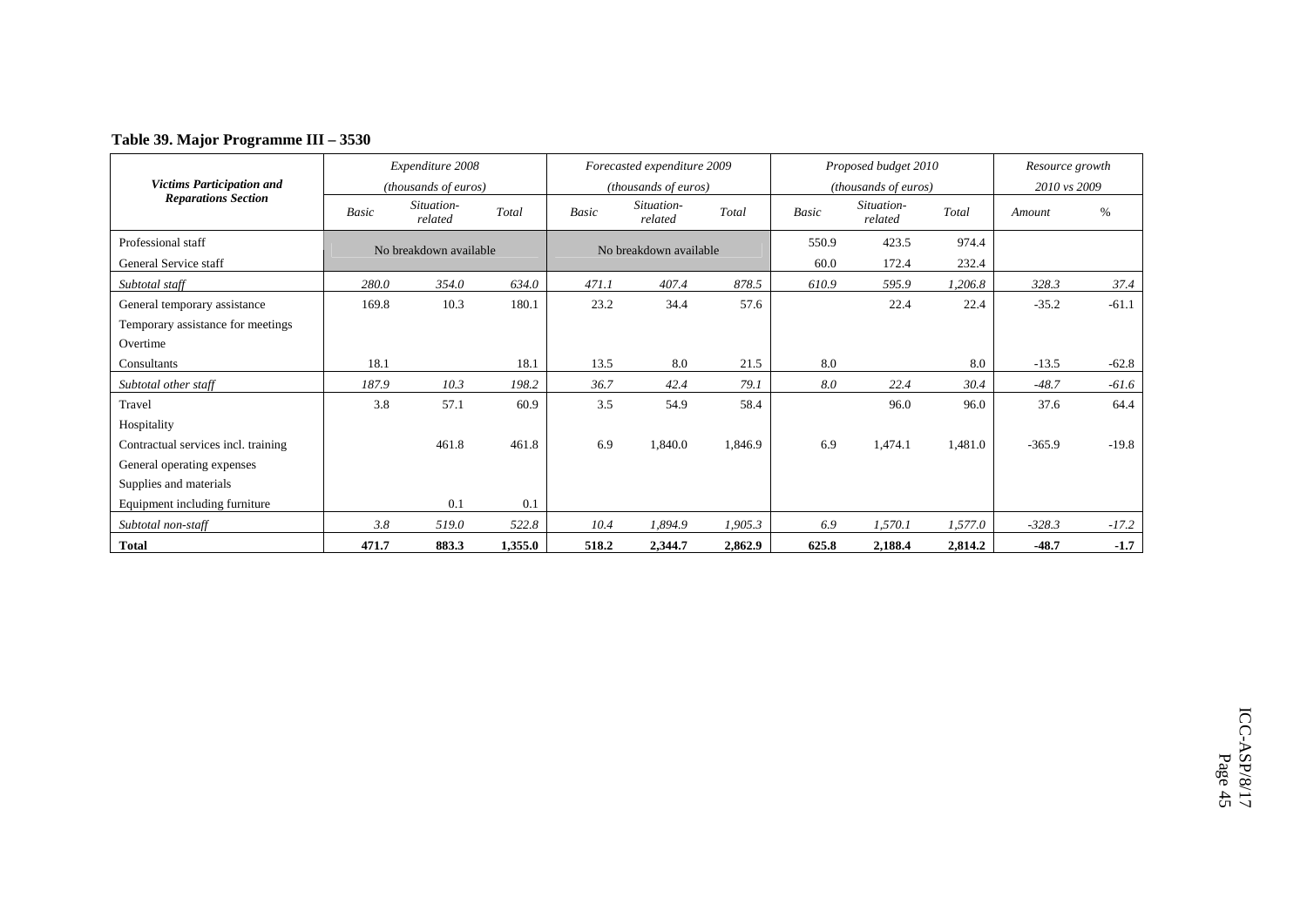**Table 39. Major Programme III – 3530**

| Victims Participation and Reparations Section | Expenditure 2008 (thousands of euros) | | | Forecasted expenditure 2009 (thousands of euros) | | | Proposed budget 2010 (thousands of euros) | | | Resource growth 2010 vs 2009 | |
|---|---|---|---|---|---|---|---|---|---|---|---|
| | Basic | Situation-related | Total | Basic | Situation-related | Total | Basic | Situation-related | Total | Amount | % |
| Professional staff | No breakdown available | | | No breakdown available | | | 550.9 | 423.5 | 974.4 | | |
| General Service staff | | | | | | | 60.0 | 172.4 | 232.4 | | |
| *Subtotal staff* | *280.0* | *354.0* | *634.0* | *471.1* | *407.4* | *878.5* | *610.9* | *595.9* | *1,206.8* | *328.3* | *37.4* |
| General temporary assistance | 169.8 | 10.3 | 180.1 | 23.2 | 34.4 | 57.6 | | 22.4 | 22.4 | -35.2 | -61.1 |
| Temporary assistance for meetings | | | | | | | | | | | |
| Overtime | | | | | | | | | | | |
| Consultants | 18.1 | | 18.1 | 13.5 | 8.0 | 21.5 | 8.0 | | 8.0 | -13.5 | -62.8 |
| *Subtotal other staff* | *187.9* | *10.3* | *198.2* | *36.7* | *42.4* | *79.1* | *8.0* | *22.4* | *30.4* | *-48.7* | *-61.6* |
| Travel | 3.8 | 57.1 | 60.9 | 3.5 | 54.9 | 58.4 | | 96.0 | 96.0 | 37.6 | 64.4 |
| Hospitality | | | | | | | | | | | |
| Contractual services incl. training | | 461.8 | 461.8 | 6.9 | 1,840.0 | 1,846.9 | 6.9 | 1,474.1 | 1,481.0 | -365.9 | -19.8 |
| General operating expenses | | | | | | | | | | | |
| Supplies and materials | | | | | | | | | | | |
| Equipment including furniture | | 0.1 | 0.1 | | | | | | | | |
| *Subtotal non-staff* | *3.8* | *519.0* | *522.8* | *10.4* | *1,894.9* | *1,905.3* | *6.9* | *1,570.1* | *1,577.0* | *-328.3* | *-17.2* |
| **Total** | **471.7** | **883.3** | **1,355.0** | **518.2** | **2,344.7** | **2,862.9** | **625.8** | **2,188.4** | **2,814.2** | **-48.7** | **-1.7** |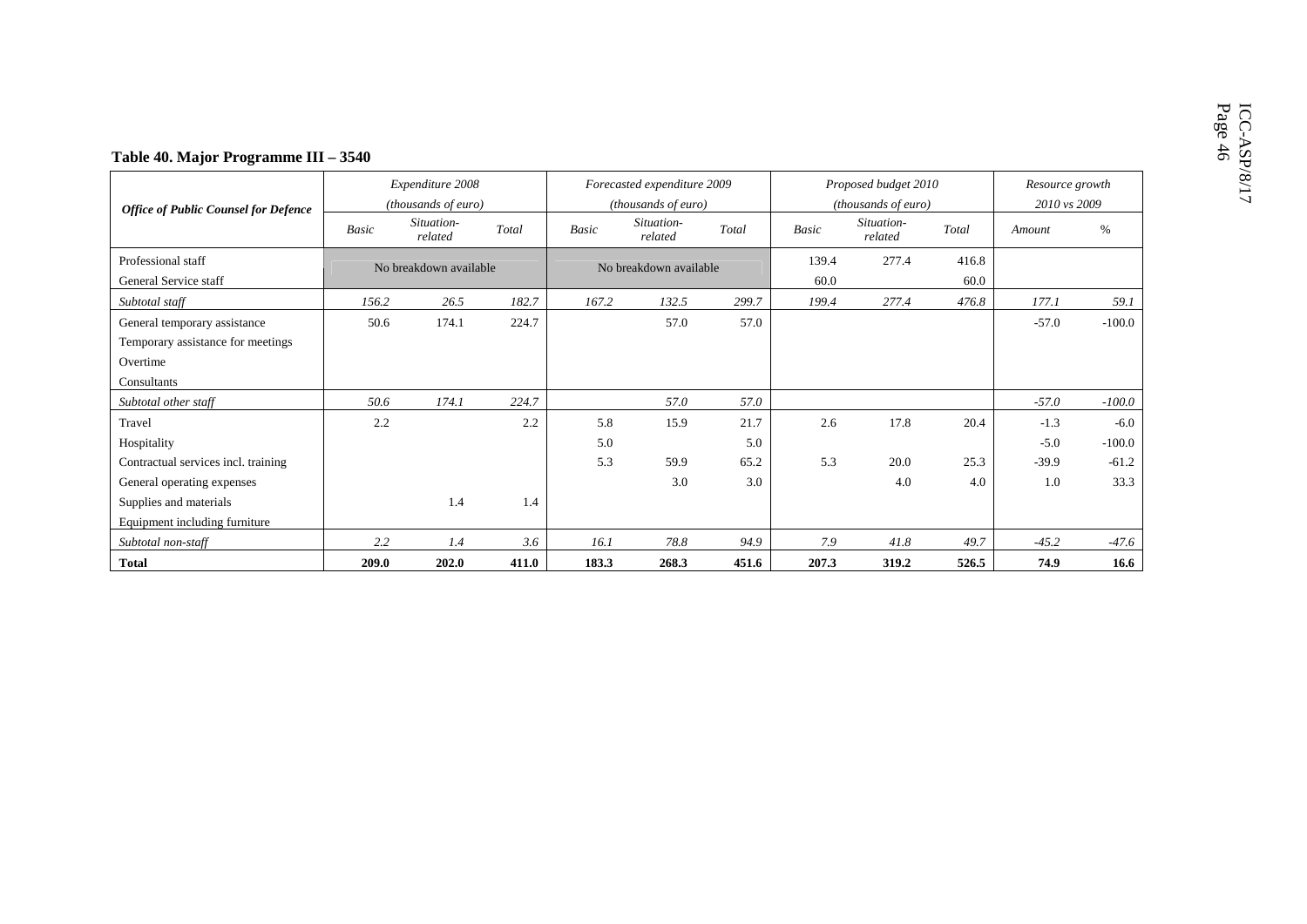**Table 40. Major Programme III – 3540**

| Office of Public Counsel for Defence | Expenditure 2008 (thousands of euro) | | | Forecasted expenditure 2009 (thousands of euro) | | | Proposed budget 2010 (thousands of euro) | | | Resource growth 2010 vs 2009 | |
|---|---|---|---|---|---|---|---|---|---|---|---|
| | *Basic* | *Situation-related* | *Total* | *Basic* | *Situation-related* | *Total* | *Basic* | *Situation-related* | *Total* | *Amount* | *%* |
| Professional staff | No breakdown available | | | No breakdown available | | | 139.4 | 277.4 | 416.8 | | |
| General Service staff | | | | | | | 60.0 | | 60.0 | | |
| *Subtotal staff* | *156.2* | *26.5* | *182.7* | *167.2* | *132.5* | *299.7* | *199.4* | *277.4* | *476.8* | *177.1* | *59.1* |
| General temporary assistance | 50.6 | 174.1 | 224.7 | | 57.0 | 57.0 | | | | -57.0 | -100.0 |
| Temporary assistance for meetings | | | | | | | | | | | |
| Overtime | | | | | | | | | | | |
| Consultants | | | | | | | | | | | |
| *Subtotal other staff* | *50.6* | *174.1* | *224.7* | | *57.0* | *57.0* | | | | *-57.0* | *-100.0* |
| Travel | 2.2 | | 2.2 | 5.8 | 15.9 | 21.7 | 2.6 | 17.8 | 20.4 | -1.3 | -6.0 |
| Hospitality | | | | 5.0 | | 5.0 | | | | -5.0 | -100.0 |
| Contractual services incl. training | | | | 5.3 | 59.9 | 65.2 | 5.3 | 20.0 | 25.3 | -39.9 | -61.2 |
| General operating expenses | | | | | 3.0 | 3.0 | | 4.0 | 4.0 | 1.0 | 33.3 |
| Supplies and materials | | 1.4 | 1.4 | | | | | | | | |
| Equipment including furniture | | | | | | | | | | | |
| *Subtotal non-staff* | *2.2* | *1.4* | *3.6* | *16.1* | *78.8* | *94.9* | *7.9* | *41.8* | *49.7* | *-45.2* | *-47.6* |
| **Total** | **209.0** | **202.0** | **411.0** | **183.3** | **268.3** | **451.6** | **207.3** | **319.2** | **526.5** | **74.9** | **16.6** |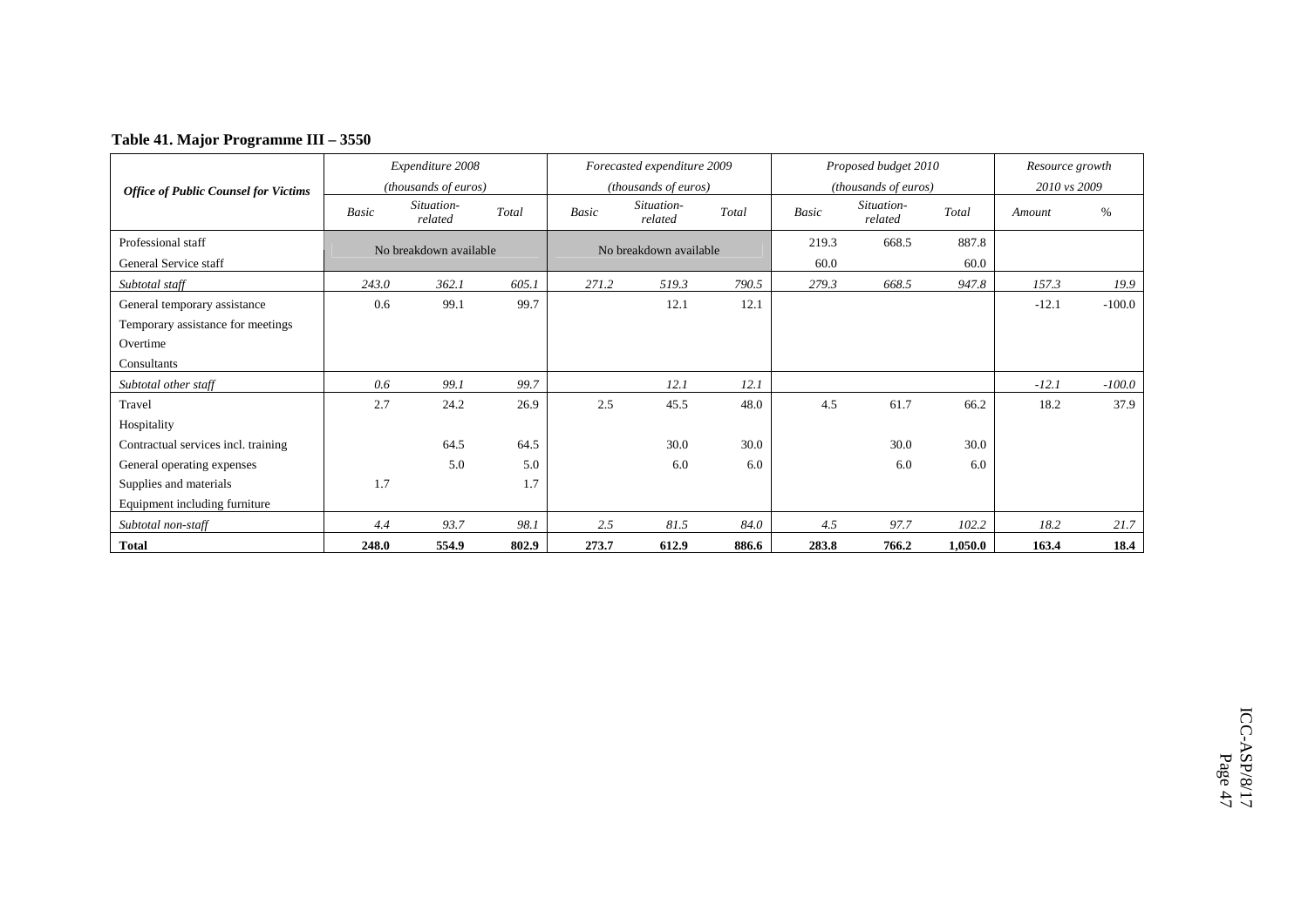**Table 41. Major Programme III – 3550**

| *Office of Public Counsel for Victims* | *Expenditure 2008 (thousands of euros)* | | | *Forecasted expenditure 2009 (thousands of euros)* | | | *Proposed budget 2010 (thousands of euros)* | | | *Resource growth 2010 vs 2009* | |
|---|---|---|---|---|---|---|---|---|---|---|---|
| | *Basic* | *Situation-related* | *Total* | *Basic* | *Situation-related* | *Total* | *Basic* | *Situation-related* | *Total* | *Amount* | *%* |
| Professional staff | No breakdown available | | | No breakdown available | | | 219.3 | 668.5 | 887.8 | | |
| General Service staff | | | | | | | 60.0 | | 60.0 | | |
| *Subtotal staff* | *243.0* | *362.1* | *605.1* | *271.2* | *519.3* | *790.5* | *279.3* | *668.5* | *947.8* | *157.3* | *19.9* |
| General temporary assistance | 0.6 | 99.1 | 99.7 | | 12.1 | 12.1 | | | | -12.1 | -100.0 |
| Temporary assistance for meetings | | | | | | | | | | | |
| Overtime | | | | | | | | | | | |
| Consultants | | | | | | | | | | | |
| *Subtotal other staff* | *0.6* | *99.1* | *99.7* | | *12.1* | *12.1* | | | | *-12.1* | *-100.0* |
| Travel | 2.7 | 24.2 | 26.9 | 2.5 | 45.5 | 48.0 | 4.5 | 61.7 | 66.2 | 18.2 | 37.9 |
| Hospitality | | | | | | | | | | | |
| Contractual services incl. training | | 64.5 | 64.5 | | 30.0 | 30.0 | | 30.0 | 30.0 | | |
| General operating expenses | | 5.0 | 5.0 | | 6.0 | 6.0 | | 6.0 | 6.0 | | |
| Supplies and materials | 1.7 | | 1.7 | | | | | | | | |
| Equipment including furniture | | | | | | | | | | | |
| *Subtotal non-staff* | *4.4* | *93.7* | *98.1* | *2.5* | *81.5* | *84.0* | *4.5* | *97.7* | *102.2* | *18.2* | *21.7* |
| **Total** | **248.0** | **554.9** | **802.9** | **273.7** | **612.9** | **886.6** | **283.8** | **766.2** | **1,050.0** | **163.4** | **18.4** |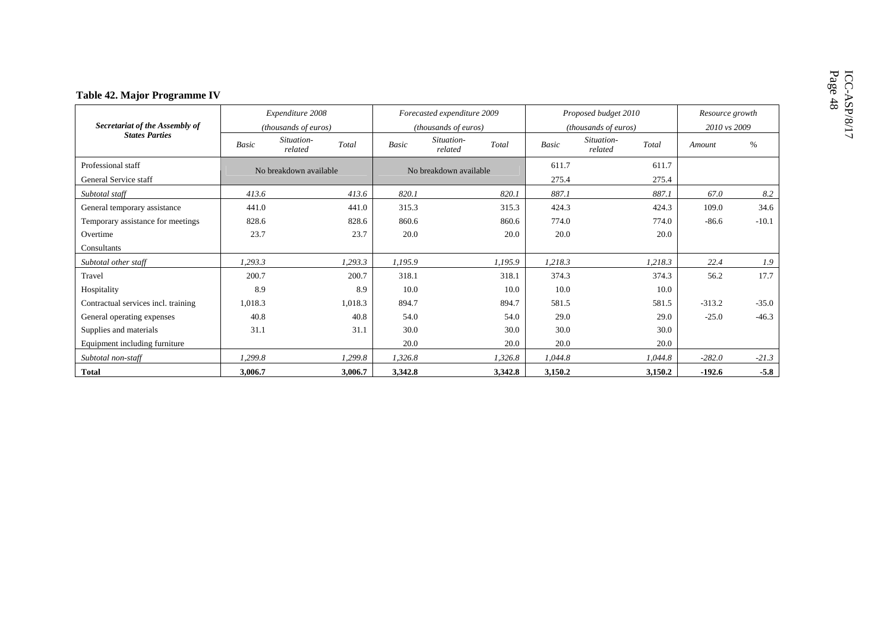**Table 42. Major Programme IV**

| Secretariat of the Assembly of States Parties | *Expenditure 2008 (thousands of euros)* | | | *Forecasted expenditure 2009 (thousands of euros)* | | | *Proposed budget 2010 (thousands of euros)* | | | *Resource growth 2010 vs 2009* | |
|---|---|---|---|---|---|---|---|---|---|---|---|
| | *Basic* | *Situation-related* | *Total* | *Basic* | *Situation-related* | *Total* | *Basic* | *Situation-related* | *Total* | *Amount* | *%* |
| Professional staff | No breakdown available | | | No breakdown available | | | 611.7 | | 611.7 | | |
| General Service staff | | | | | | | 275.4 | | 275.4 | | |
| *Subtotal staff* | *413.6* | | *413.6* | *820.1* | | *820.1* | *887.1* | | *887.1* | *67.0* | *8.2* |
| General temporary assistance | 441.0 | | 441.0 | 315.3 | | 315.3 | 424.3 | | 424.3 | 109.0 | 34.6 |
| Temporary assistance for meetings | 828.6 | | 828.6 | 860.6 | | 860.6 | 774.0 | | 774.0 | -86.6 | -10.1 |
| Overtime | 23.7 | | 23.7 | 20.0 | | 20.0 | 20.0 | | 20.0 | | |
| Consultants | | | | | | | | | | | |
| *Subtotal other staff* | *1,293.3* | | *1,293.3* | *1,195.9* | | *1,195.9* | *1,218.3* | | *1,218.3* | *22.4* | *1.9* |
| Travel | 200.7 | | 200.7 | 318.1 | | 318.1 | 374.3 | | 374.3 | 56.2 | 17.7 |
| Hospitality | 8.9 | | 8.9 | 10.0 | | 10.0 | 10.0 | | 10.0 | | |
| Contractual services incl. training | 1,018.3 | | 1,018.3 | 894.7 | | 894.7 | 581.5 | | 581.5 | -313.2 | -35.0 |
| General operating expenses | 40.8 | | 40.8 | 54.0 | | 54.0 | 29.0 | | 29.0 | -25.0 | -46.3 |
| Supplies and materials | 31.1 | | 31.1 | 30.0 | | 30.0 | 30.0 | | 30.0 | | |
| Equipment including furniture | | | | 20.0 | | 20.0 | 20.0 | | 20.0 | | |
| *Subtotal non-staff* | *1,299.8* | | *1,299.8* | *1,326.8* | | *1,326.8* | *1,044.8* | | *1,044.8* | *-282.0* | *-21.3* |
| **Total** | **3,006.7** | | **3,006.7** | **3,342.8** | | **3,342.8** | **3,150.2** | | **3,150.2** | **-192.6** | **-5.8** |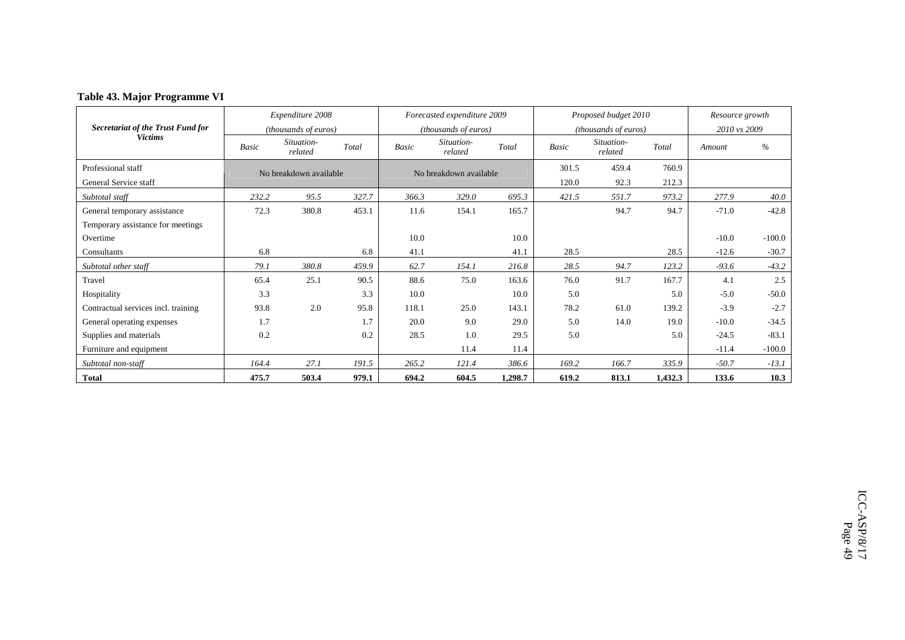**Table 43. Major Programme VI**

| Secretariat of the Trust Fund for Victims | Expenditure 2008 (thousands of euros) | | | Forecasted expenditure 2009 (thousands of euros) | | | Proposed budget 2010 (thousands of euros) | | | Resource growth 2010 vs 2009 | |
|---|---|---|---|---|---|---|---|---|---|---|---|
| | *Basic* | *Situation-related* | *Total* | *Basic* | *Situation-related* | *Total* | *Basic* | *Situation-related* | *Total* | *Amount* | *%* |
| Professional staff | No breakdown available | | | No breakdown available | | | 301.5 | 459.4 | 760.9 | | |
| General Service staff | | | | | | | 120.0 | 92.3 | 212.3 | | |
| *Subtotal staff* | *232.2* | *95.5* | *327.7* | *366.3* | *329.0* | *695.3* | *421.5* | *551.7* | *973.2* | *277.9* | *40.0* |
| General temporary assistance | 72.3 | 380.8 | 453.1 | 11.6 | 154.1 | 165.7 | | 94.7 | 94.7 | -71.0 | -42.8 |
| Temporary assistance for meetings | | | | | | | | | | | |
| Overtime | | | | 10.0 | | 10.0 | | | | -10.0 | -100.0 |
| Consultants | 6.8 | | 6.8 | 41.1 | | 41.1 | 28.5 | | 28.5 | -12.6 | -30.7 |
| *Subtotal other staff* | *79.1* | *380.8* | *459.9* | *62.7* | *154.1* | *216.8* | *28.5* | *94.7* | *123.2* | *-93.6* | *-43.2* |
| Travel | 65.4 | 25.1 | 90.5 | 88.6 | 75.0 | 163.6 | 76.0 | 91.7 | 167.7 | 4.1 | 2.5 |
| Hospitality | 3.3 | | 3.3 | 10.0 | | 10.0 | 5.0 | | 5.0 | -5.0 | -50.0 |
| Contractual services incl. training | 93.8 | 2.0 | 95.8 | 118.1 | 25.0 | 143.1 | 78.2 | 61.0 | 139.2 | -3.9 | -2.7 |
| General operating expenses | 1.7 | | 1.7 | 20.0 | 9.0 | 29.0 | 5.0 | 14.0 | 19.0 | -10.0 | -34.5 |
| Supplies and materials | 0.2 | | 0.2 | 28.5 | 1.0 | 29.5 | 5.0 | | 5.0 | -24.5 | -83.1 |
| Furniture and equipment | | | | | 11.4 | 11.4 | | | | -11.4 | -100.0 |
| *Subtotal non-staff* | *164.4* | *27.1* | *191.5* | *265.2* | *121.4* | *386.6* | *169.2* | *166.7* | *335.9* | *-50.7* | *-13.1* |
| **Total** | **475.7** | **503.4** | **979.1** | **694.2** | **604.5** | **1,298.7** | **619.2** | **813.1** | **1,432.3** | **133.6** | **10.3** |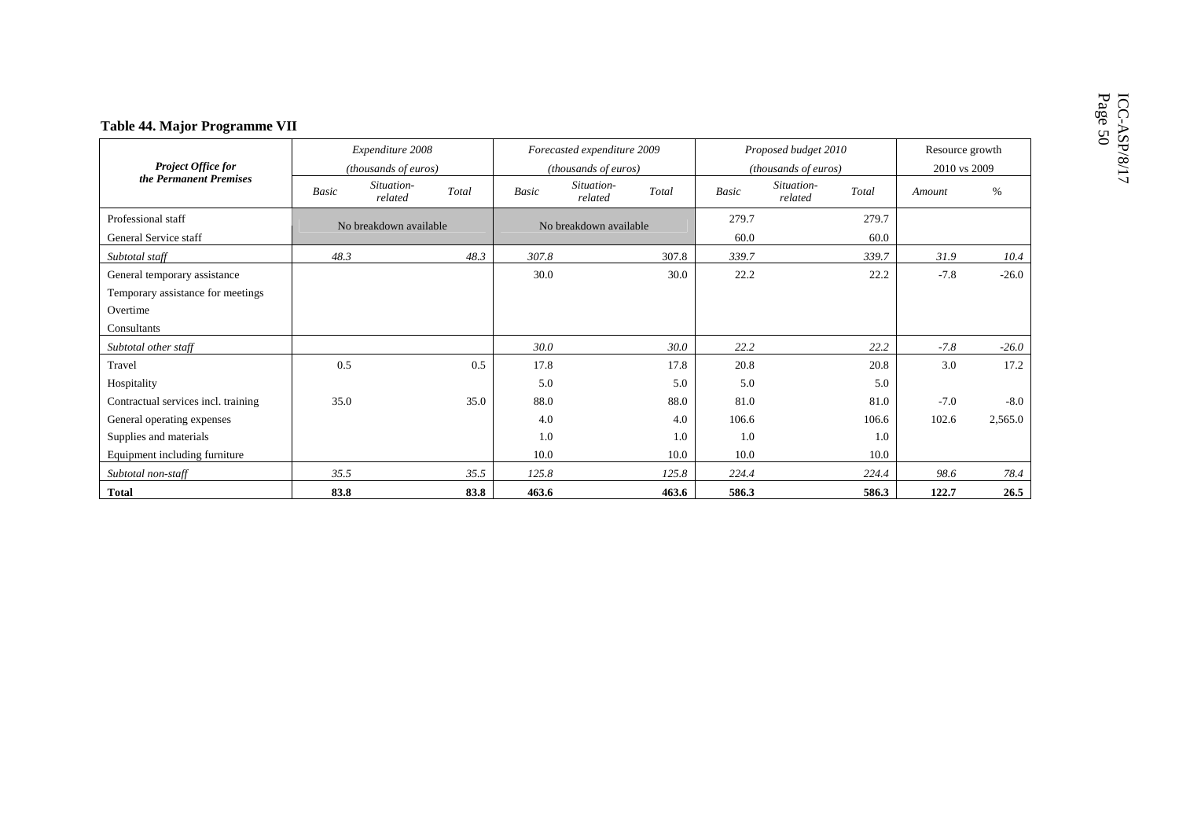**Table 44. Major Programme VII**

| *Project Office for the Permanent Premises* | *Expenditure 2008 (thousands of euros)* | | | *Forecasted expenditure 2009 (thousands of euros)* | | | *Proposed budget 2010 (thousands of euros)* | | | Resource growth 2010 vs 2009 | |
|---|---|---|---|---|---|---|---|---|---|---|---|
| | *Basic* | *Situation-related* | *Total* | *Basic* | *Situation-related* | *Total* | *Basic* | *Situation-related* | *Total* | *Amount* | *%* |
| Professional staff | No breakdown available | | | No breakdown available | | | 279.7 | | 279.7 | | |
| General Service staff | | | | | | | 60.0 | | 60.0 | | |
| *Subtotal staff* | *48.3* | | *48.3* | *307.8* | | *307.8* | *339.7* | | *339.7* | *31.9* | *10.4* |
| General temporary assistance | | | | 30.0 | | 30.0 | 22.2 | | 22.2 | -7.8 | -26.0 |
| Temporary assistance for meetings | | | | | | | | | | | |
| Overtime | | | | | | | | | | | |
| Consultants | | | | | | | | | | | |
| *Subtotal other staff* | | | | *30.0* | | *30.0* | *22.2* | | *22.2* | *-7.8* | *-26.0* |
| Travel | 0.5 | | 0.5 | 17.8 | | 17.8 | 20.8 | | 20.8 | 3.0 | 17.2 |
| Hospitality | | | | 5.0 | | 5.0 | 5.0 | | 5.0 | | |
| Contractual services incl. training | 35.0 | | 35.0 | 88.0 | | 88.0 | 81.0 | | 81.0 | -7.0 | -8.0 |
| General operating expenses | | | | 4.0 | | 4.0 | 106.6 | | 106.6 | 102.6 | 2,565.0 |
| Supplies and materials | | | | 1.0 | | 1.0 | 1.0 | | 1.0 | | |
| Equipment including furniture | | | | 10.0 | | 10.0 | 10.0 | | 10.0 | | |
| *Subtotal non-staff* | *35.5* | | *35.5* | *125.8* | | *125.8* | *224.4* | | *224.4* | *98.6* | *78.4* |
| **Total** | **83.8** | | **83.8** | **463.6** | | **463.6** | **586.3** | | **586.3** | **122.7** | **26.5** |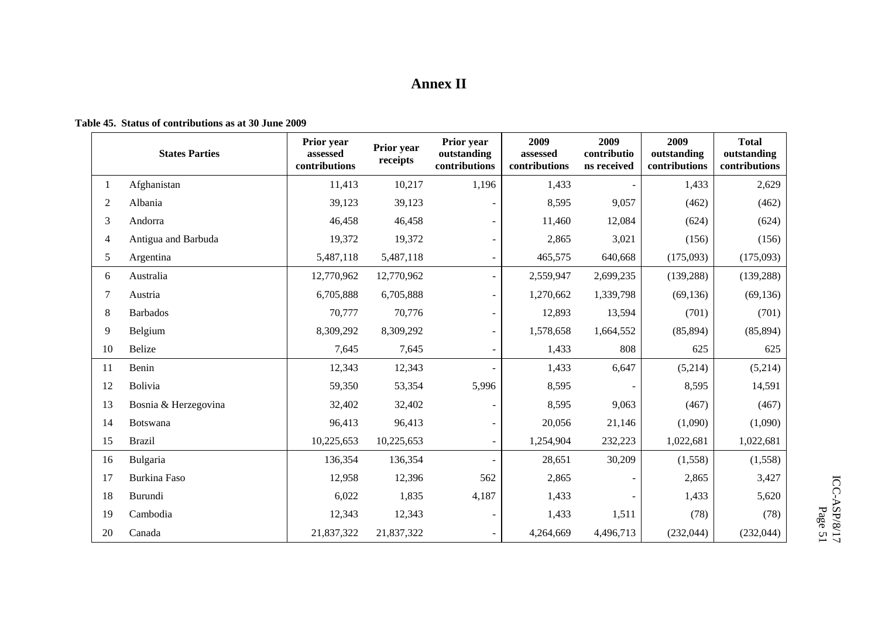# Annex II

**Table 45. Status of contributions as at 30 June 2009**

| | States Parties | Prior year assessed contributions | Prior year receipts | Prior year outstanding contributions | 2009 assessed contributions | 2009 contributions received | 2009 outstanding contributions | Total outstanding contributions |
|---|---|---|---|---|---|---|---|---|
| 1 | Afghanistan | 11,413 | 10,217 | 1,196 | 1,433 | - | 1,433 | 2,629 |
| 2 | Albania | 39,123 | 39,123 | - | 8,595 | 9,057 | (462) | (462) |
| 3 | Andorra | 46,458 | 46,458 | - | 11,460 | 12,084 | (624) | (624) |
| 4 | Antigua and Barbuda | 19,372 | 19,372 | - | 2,865 | 3,021 | (156) | (156) |
| 5 | Argentina | 5,487,118 | 5,487,118 | - | 465,575 | 640,668 | (175,093) | (175,093) |
| 6 | Australia | 12,770,962 | 12,770,962 | - | 2,559,947 | 2,699,235 | (139,288) | (139,288) |
| 7 | Austria | 6,705,888 | 6,705,888 | - | 1,270,662 | 1,339,798 | (69,136) | (69,136) |
| 8 | Barbados | 70,777 | 70,776 | - | 12,893 | 13,594 | (701) | (701) |
| 9 | Belgium | 8,309,292 | 8,309,292 | - | 1,578,658 | 1,664,552 | (85,894) | (85,894) |
| 10 | Belize | 7,645 | 7,645 | - | 1,433 | 808 | 625 | 625 |
| 11 | Benin | 12,343 | 12,343 | - | 1,433 | 6,647 | (5,214) | (5,214) |
| 12 | Bolivia | 59,350 | 53,354 | 5,996 | 8,595 | - | 8,595 | 14,591 |
| 13 | Bosnia & Herzegovina | 32,402 | 32,402 | - | 8,595 | 9,063 | (467) | (467) |
| 14 | Botswana | 96,413 | 96,413 | - | 20,056 | 21,146 | (1,090) | (1,090) |
| 15 | Brazil | 10,225,653 | 10,225,653 | - | 1,254,904 | 232,223 | 1,022,681 | 1,022,681 |
| 16 | Bulgaria | 136,354 | 136,354 | - | 28,651 | 30,209 | (1,558) | (1,558) |
| 17 | Burkina Faso | 12,958 | 12,396 | 562 | 2,865 | - | 2,865 | 3,427 |
| 18 | Burundi | 6,022 | 1,835 | 4,187 | 1,433 | - | 1,433 | 5,620 |
| 19 | Cambodia | 12,343 | 12,343 | - | 1,433 | 1,511 | (78) | (78) |
| 20 | Canada | 21,837,322 | 21,837,322 | - | 4,264,669 | 4,496,713 | (232,044) | (232,044) |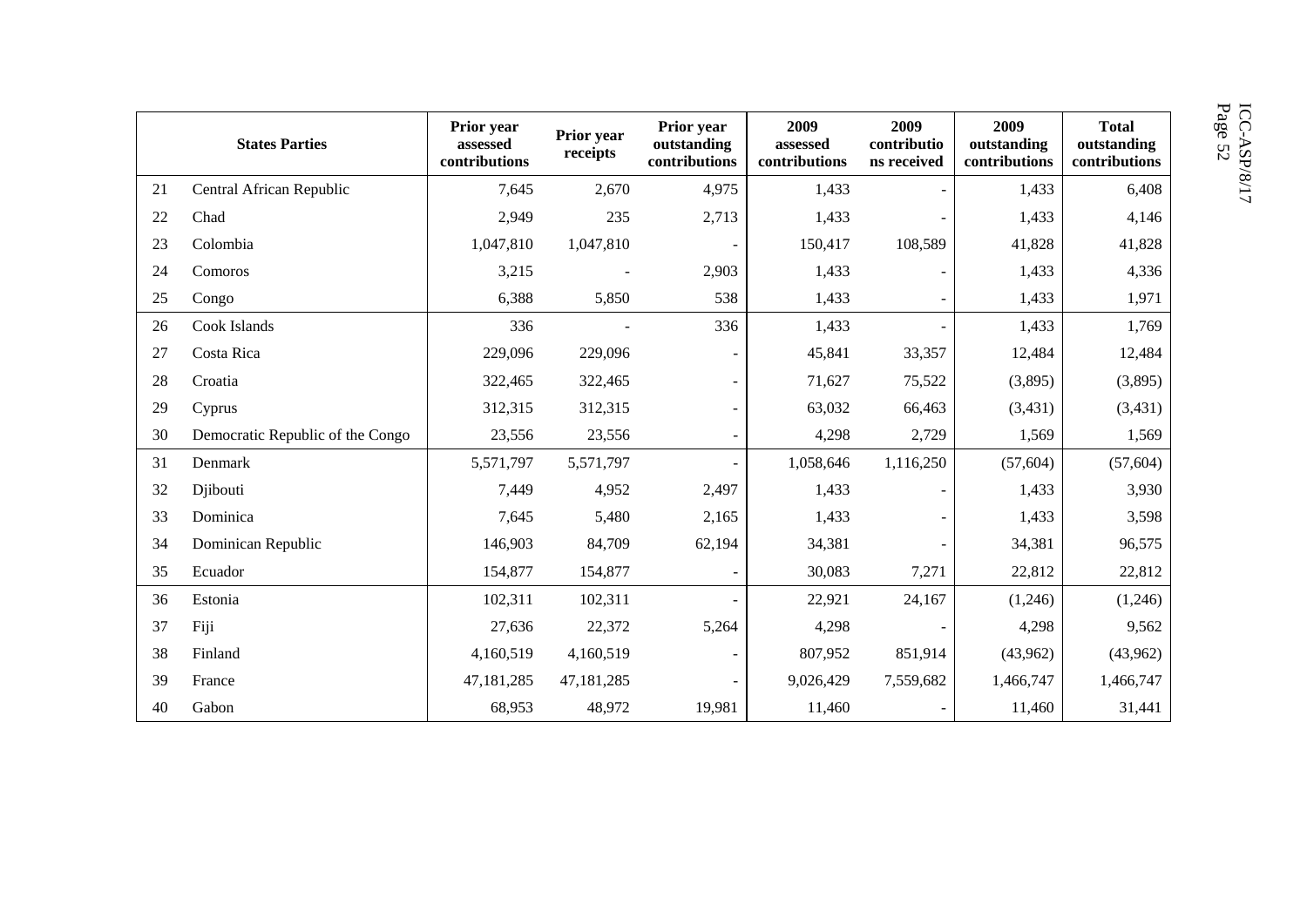| | States Parties | Prior year assessed contributions | Prior year receipts | Prior year outstanding contributions | 2009 assessed contributions | 2009 contributions received | 2009 outstanding contributions | Total outstanding contributions |
|---|---|---|---|---|---|---|---|---|
| 21 | Central African Republic | 7,645 | 2,670 | 4,975 | 1,433 | - | 1,433 | 6,408 |
| 22 | Chad | 2,949 | 235 | 2,713 | 1,433 | - | 1,433 | 4,146 |
| 23 | Colombia | 1,047,810 | 1,047,810 | - | 150,417 | 108,589 | 41,828 | 41,828 |
| 24 | Comoros | 3,215 | - | 2,903 | 1,433 | - | 1,433 | 4,336 |
| 25 | Congo | 6,388 | 5,850 | 538 | 1,433 | - | 1,433 | 1,971 |
| 26 | Cook Islands | 336 | - | 336 | 1,433 | - | 1,433 | 1,769 |
| 27 | Costa Rica | 229,096 | 229,096 | - | 45,841 | 33,357 | 12,484 | 12,484 |
| 28 | Croatia | 322,465 | 322,465 | - | 71,627 | 75,522 | (3,895) | (3,895) |
| 29 | Cyprus | 312,315 | 312,315 | - | 63,032 | 66,463 | (3,431) | (3,431) |
| 30 | Democratic Republic of the Congo | 23,556 | 23,556 | - | 4,298 | 2,729 | 1,569 | 1,569 |
| 31 | Denmark | 5,571,797 | 5,571,797 | - | 1,058,646 | 1,116,250 | (57,604) | (57,604) |
| 32 | Djibouti | 7,449 | 4,952 | 2,497 | 1,433 | - | 1,433 | 3,930 |
| 33 | Dominica | 7,645 | 5,480 | 2,165 | 1,433 | - | 1,433 | 3,598 |
| 34 | Dominican Republic | 146,903 | 84,709 | 62,194 | 34,381 | - | 34,381 | 96,575 |
| 35 | Ecuador | 154,877 | 154,877 | - | 30,083 | 7,271 | 22,812 | 22,812 |
| 36 | Estonia | 102,311 | 102,311 | - | 22,921 | 24,167 | (1,246) | (1,246) |
| 37 | Fiji | 27,636 | 22,372 | 5,264 | 4,298 | - | 4,298 | 9,562 |
| 38 | Finland | 4,160,519 | 4,160,519 | - | 807,952 | 851,914 | (43,962) | (43,962) |
| 39 | France | 47,181,285 | 47,181,285 | - | 9,026,429 | 7,559,682 | 1,466,747 | 1,466,747 |
| 40 | Gabon | 68,953 | 48,972 | 19,981 | 11,460 | - | 11,460 | 31,441 |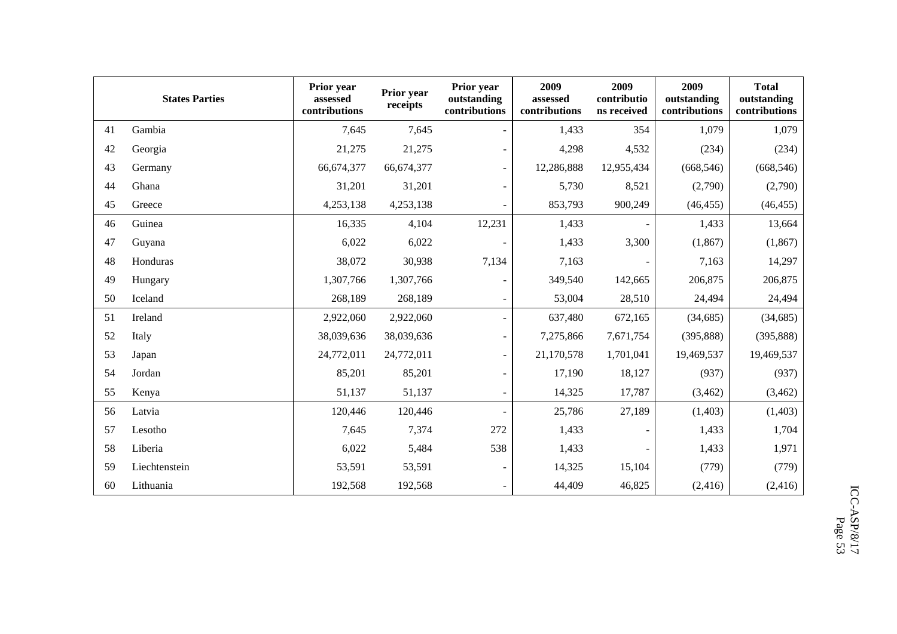| | States Parties | Prior year assessed contributions | Prior year receipts | Prior year outstanding contributions | 2009 assessed contributions | 2009 contributions received | 2009 outstanding contributions | Total outstanding contributions |
|---|---|---|---|---|---|---|---|---|
| 41 | Gambia | 7,645 | 7,645 | - | 1,433 | 354 | 1,079 | 1,079 |
| 42 | Georgia | 21,275 | 21,275 | - | 4,298 | 4,532 | (234) | (234) |
| 43 | Germany | 66,674,377 | 66,674,377 | - | 12,286,888 | 12,955,434 | (668,546) | (668,546) |
| 44 | Ghana | 31,201 | 31,201 | - | 5,730 | 8,521 | (2,790) | (2,790) |
| 45 | Greece | 4,253,138 | 4,253,138 | - | 853,793 | 900,249 | (46,455) | (46,455) |
| 46 | Guinea | 16,335 | 4,104 | 12,231 | 1,433 | - | 1,433 | 13,664 |
| 47 | Guyana | 6,022 | 6,022 | - | 1,433 | 3,300 | (1,867) | (1,867) |
| 48 | Honduras | 38,072 | 30,938 | 7,134 | 7,163 | - | 7,163 | 14,297 |
| 49 | Hungary | 1,307,766 | 1,307,766 | - | 349,540 | 142,665 | 206,875 | 206,875 |
| 50 | Iceland | 268,189 | 268,189 | - | 53,004 | 28,510 | 24,494 | 24,494 |
| 51 | Ireland | 2,922,060 | 2,922,060 | - | 637,480 | 672,165 | (34,685) | (34,685) |
| 52 | Italy | 38,039,636 | 38,039,636 | - | 7,275,866 | 7,671,754 | (395,888) | (395,888) |
| 53 | Japan | 24,772,011 | 24,772,011 | - | 21,170,578 | 1,701,041 | 19,469,537 | 19,469,537 |
| 54 | Jordan | 85,201 | 85,201 | - | 17,190 | 18,127 | (937) | (937) |
| 55 | Kenya | 51,137 | 51,137 | - | 14,325 | 17,787 | (3,462) | (3,462) |
| 56 | Latvia | 120,446 | 120,446 | - | 25,786 | 27,189 | (1,403) | (1,403) |
| 57 | Lesotho | 7,645 | 7,374 | 272 | 1,433 | - | 1,433 | 1,704 |
| 58 | Liberia | 6,022 | 5,484 | 538 | 1,433 | - | 1,433 | 1,971 |
| 59 | Liechtenstein | 53,591 | 53,591 | - | 14,325 | 15,104 | (779) | (779) |
| 60 | Lithuania | 192,568 | 192,568 | - | 44,409 | 46,825 | (2,416) | (2,416) |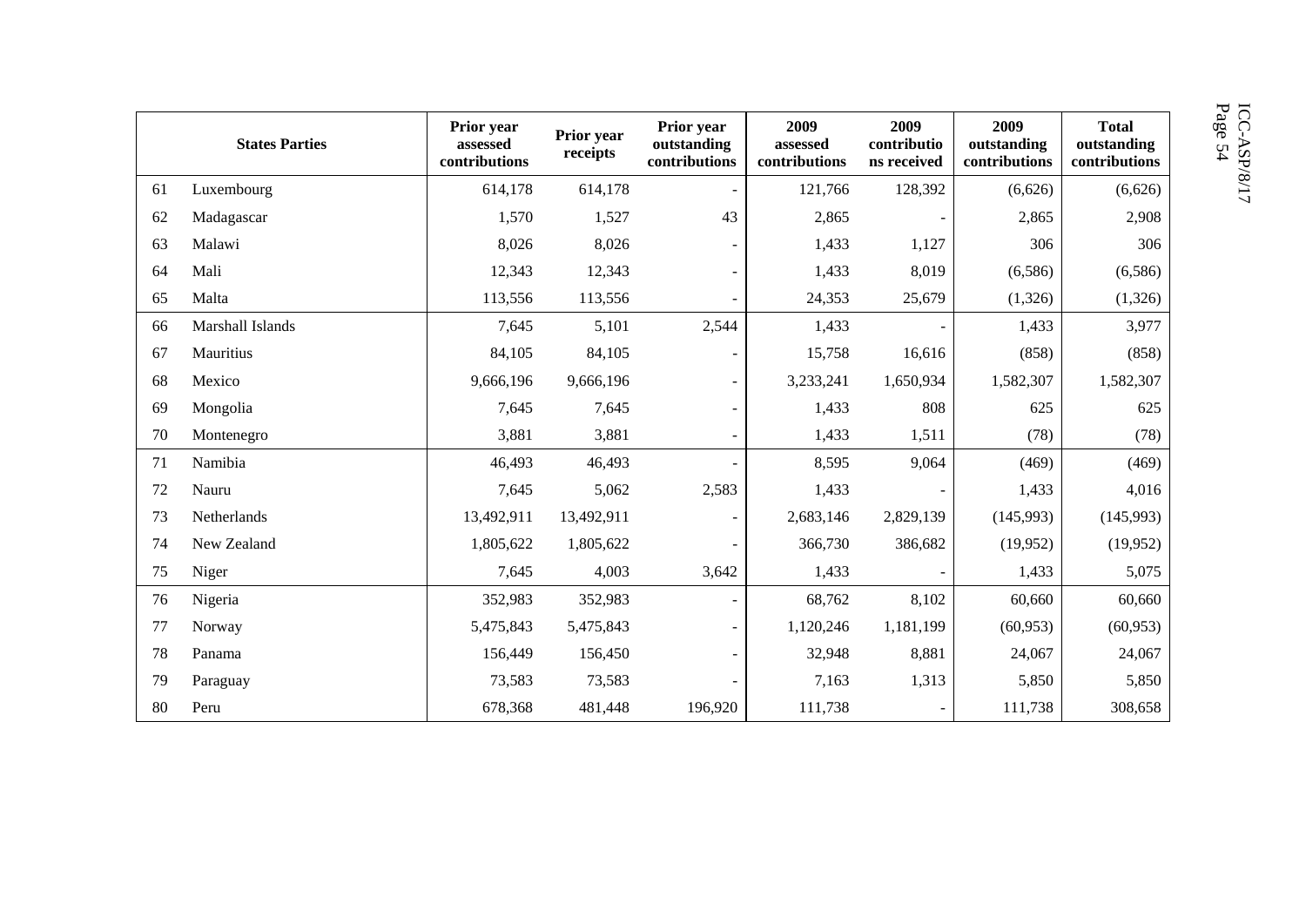| | States Parties | Prior year assessed contributions | Prior year receipts | Prior year outstanding contributions | 2009 assessed contributions | 2009 contributions received | 2009 outstanding contributions | Total outstanding contributions |
|---|---|---|---|---|---|---|---|---|
| 61 | Luxembourg | 614,178 | 614,178 | - | 121,766 | 128,392 | (6,626) | (6,626) |
| 62 | Madagascar | 1,570 | 1,527 | 43 | 2,865 | - | 2,865 | 2,908 |
| 63 | Malawi | 8,026 | 8,026 | - | 1,433 | 1,127 | 306 | 306 |
| 64 | Mali | 12,343 | 12,343 | - | 1,433 | 8,019 | (6,586) | (6,586) |
| 65 | Malta | 113,556 | 113,556 | - | 24,353 | 25,679 | (1,326) | (1,326) |
| 66 | Marshall Islands | 7,645 | 5,101 | 2,544 | 1,433 | - | 1,433 | 3,977 |
| 67 | Mauritius | 84,105 | 84,105 | - | 15,758 | 16,616 | (858) | (858) |
| 68 | Mexico | 9,666,196 | 9,666,196 | - | 3,233,241 | 1,650,934 | 1,582,307 | 1,582,307 |
| 69 | Mongolia | 7,645 | 7,645 | - | 1,433 | 808 | 625 | 625 |
| 70 | Montenegro | 3,881 | 3,881 | - | 1,433 | 1,511 | (78) | (78) |
| 71 | Namibia | 46,493 | 46,493 | - | 8,595 | 9,064 | (469) | (469) |
| 72 | Nauru | 7,645 | 5,062 | 2,583 | 1,433 | - | 1,433 | 4,016 |
| 73 | Netherlands | 13,492,911 | 13,492,911 | - | 2,683,146 | 2,829,139 | (145,993) | (145,993) |
| 74 | New Zealand | 1,805,622 | 1,805,622 | - | 366,730 | 386,682 | (19,952) | (19,952) |
| 75 | Niger | 7,645 | 4,003 | 3,642 | 1,433 | - | 1,433 | 5,075 |
| 76 | Nigeria | 352,983 | 352,983 | - | 68,762 | 8,102 | 60,660 | 60,660 |
| 77 | Norway | 5,475,843 | 5,475,843 | - | 1,120,246 | 1,181,199 | (60,953) | (60,953) |
| 78 | Panama | 156,449 | 156,450 | - | 32,948 | 8,881 | 24,067 | 24,067 |
| 79 | Paraguay | 73,583 | 73,583 | - | 7,163 | 1,313 | 5,850 | 5,850 |
| 80 | Peru | 678,368 | 481,448 | 196,920 | 111,738 | - | 111,738 | 308,658 |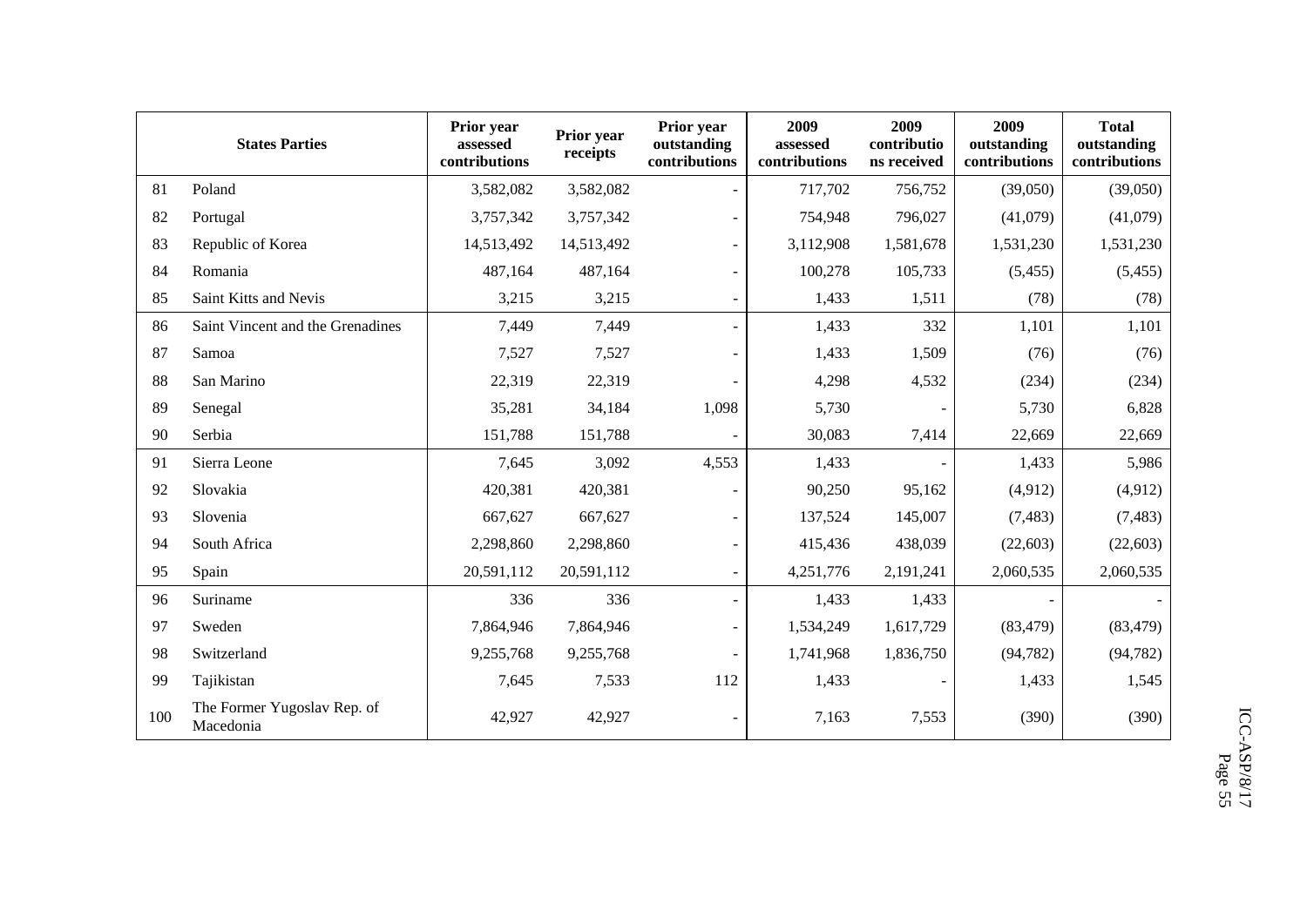| | States Parties | Prior year assessed contributions | Prior year receipts | Prior year outstanding contributions | 2009 assessed contributions | 2009 contributions received | 2009 outstanding contributions | Total outstanding contributions |
|---|---|---|---|---|---|---|---|---|
| 81 | Poland | 3,582,082 | 3,582,082 | - | 717,702 | 756,752 | (39,050) | (39,050) |
| 82 | Portugal | 3,757,342 | 3,757,342 | - | 754,948 | 796,027 | (41,079) | (41,079) |
| 83 | Republic of Korea | 14,513,492 | 14,513,492 | - | 3,112,908 | 1,581,678 | 1,531,230 | 1,531,230 |
| 84 | Romania | 487,164 | 487,164 | - | 100,278 | 105,733 | (5,455) | (5,455) |
| 85 | Saint Kitts and Nevis | 3,215 | 3,215 | - | 1,433 | 1,511 | (78) | (78) |
| 86 | Saint Vincent and the Grenadines | 7,449 | 7,449 | - | 1,433 | 332 | 1,101 | 1,101 |
| 87 | Samoa | 7,527 | 7,527 | - | 1,433 | 1,509 | (76) | (76) |
| 88 | San Marino | 22,319 | 22,319 | - | 4,298 | 4,532 | (234) | (234) |
| 89 | Senegal | 35,281 | 34,184 | 1,098 | 5,730 | - | 5,730 | 6,828 |
| 90 | Serbia | 151,788 | 151,788 | - | 30,083 | 7,414 | 22,669 | 22,669 |
| 91 | Sierra Leone | 7,645 | 3,092 | 4,553 | 1,433 | - | 1,433 | 5,986 |
| 92 | Slovakia | 420,381 | 420,381 | - | 90,250 | 95,162 | (4,912) | (4,912) |
| 93 | Slovenia | 667,627 | 667,627 | - | 137,524 | 145,007 | (7,483) | (7,483) |
| 94 | South Africa | 2,298,860 | 2,298,860 | - | 415,436 | 438,039 | (22,603) | (22,603) |
| 95 | Spain | 20,591,112 | 20,591,112 | - | 4,251,776 | 2,191,241 | 2,060,535 | 2,060,535 |
| 96 | Suriname | 336 | 336 | - | 1,433 | 1,433 | - | - |
| 97 | Sweden | 7,864,946 | 7,864,946 | - | 1,534,249 | 1,617,729 | (83,479) | (83,479) |
| 98 | Switzerland | 9,255,768 | 9,255,768 | - | 1,741,968 | 1,836,750 | (94,782) | (94,782) |
| 99 | Tajikistan | 7,645 | 7,533 | 112 | 1,433 | - | 1,433 | 1,545 |
| 100 | The Former Yugoslav Rep. of Macedonia | 42,927 | 42,927 | - | 7,163 | 7,553 | (390) | (390) |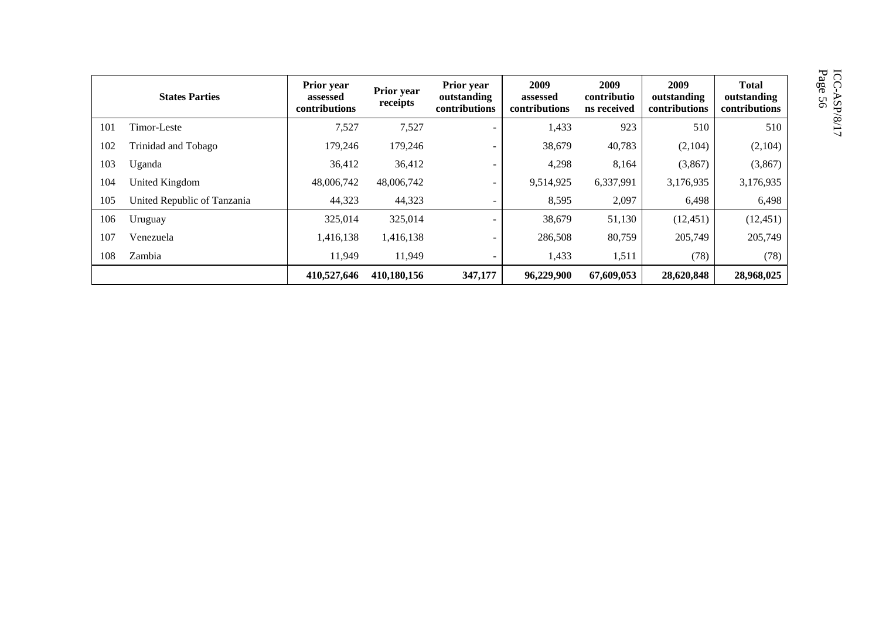| | States Parties | Prior year assessed contributions | Prior year receipts | Prior year outstanding contributions | 2009 assessed contributions | 2009 contributions received | 2009 outstanding contributions | Total outstanding contributions |
|---|---|---|---|---|---|---|---|---|
| 101 | Timor-Leste | 7,527 | 7,527 | - | 1,433 | 923 | 510 | 510 |
| 102 | Trinidad and Tobago | 179,246 | 179,246 | - | 38,679 | 40,783 | (2,104) | (2,104) |
| 103 | Uganda | 36,412 | 36,412 | - | 4,298 | 8,164 | (3,867) | (3,867) |
| 104 | United Kingdom | 48,006,742 | 48,006,742 | - | 9,514,925 | 6,337,991 | 3,176,935 | 3,176,935 |
| 105 | United Republic of Tanzania | 44,323 | 44,323 | - | 8,595 | 2,097 | 6,498 | 6,498 |
| 106 | Uruguay | 325,014 | 325,014 | - | 38,679 | 51,130 | (12,451) | (12,451) |
| 107 | Venezuela | 1,416,138 | 1,416,138 | - | 286,508 | 80,759 | 205,749 | 205,749 |
| 108 | Zambia | 11,949 | 11,949 | - | 1,433 | 1,511 | (78) | (78) |
| | | **410,527,646** | **410,180,156** | **347,177** | **96,229,900** | **67,609,053** | **28,620,848** | **28,968,025** |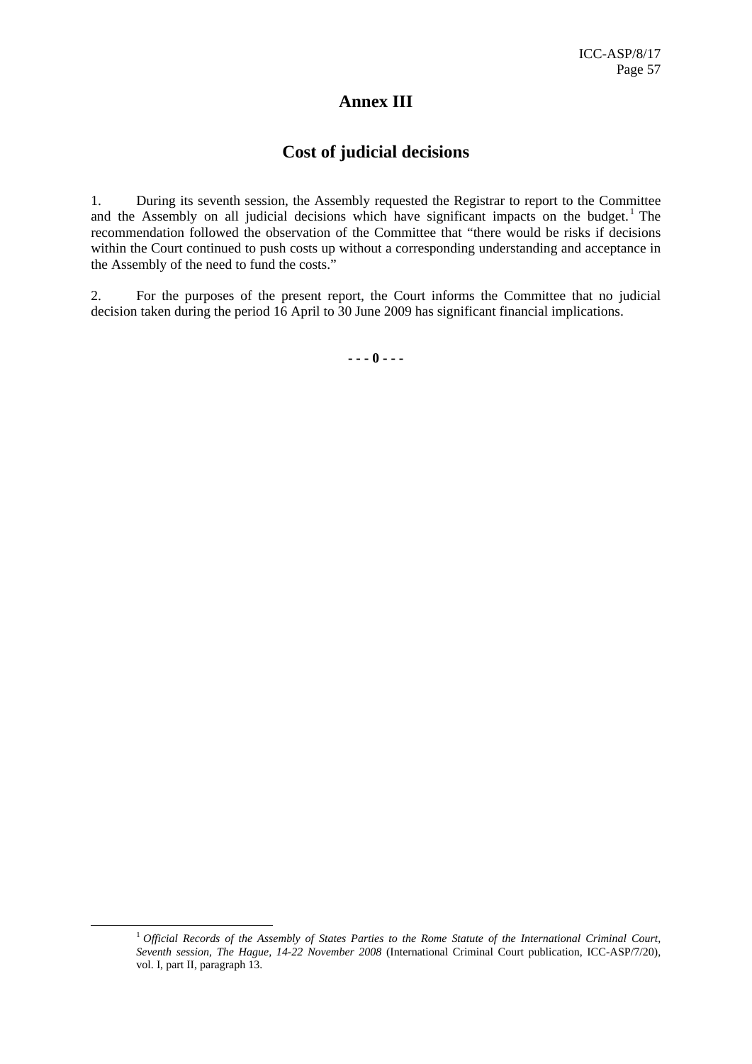# Annex III

## Cost of judicial decisions

1. During its seventh session, the Assembly requested the Registrar to report to the Committee and the Assembly on all judicial decisions which have significant impacts on the budget.[1] The recommendation followed the observation of the Committee that "there would be risks if decisions within the Court continued to push costs up without a corresponding understanding and acceptance in the Assembly of the need to fund the costs."

2. For the purposes of the present report, the Court informs the Committee that no judicial decision taken during the period 16 April to 30 June 2009 has significant financial implications.

**- - - 0 - - -**

[1] *Official Records of the Assembly of States Parties to the Rome Statute of the International Criminal Court, Seventh session, The Hague, 14-22 November 2008* (International Criminal Court publication, ICC-ASP/7/20), vol. I, part II, paragraph 13.